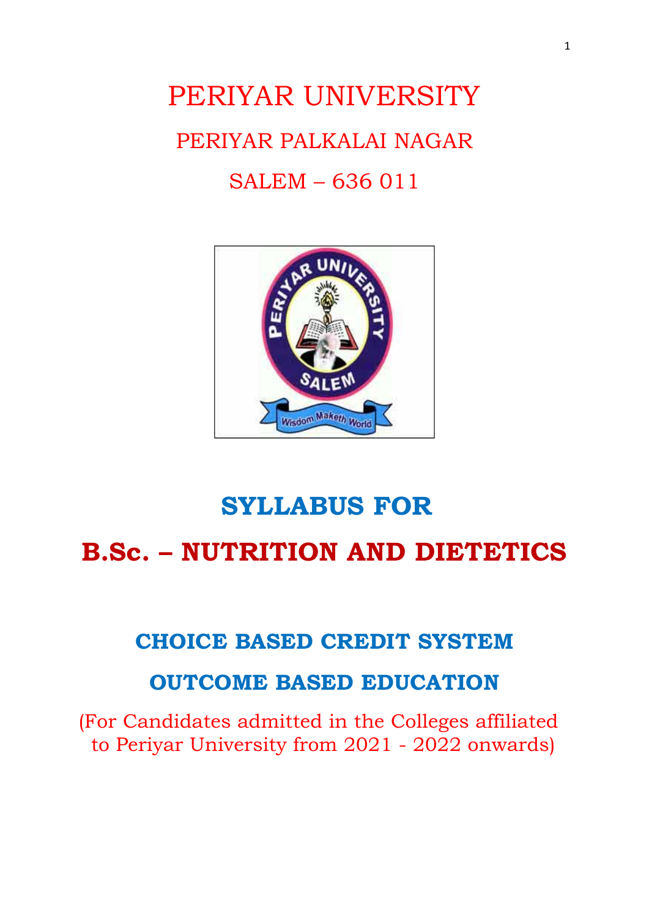# PERIYAR UNIVERSITY

## PERIYAR PALKALAI NAGAR

## SALEM – 636 011

# SYLLABUS FOR

# B.Sc. – NUTRITION AND DIETETICS

## CHOICE BASED CREDIT SYSTEM

## OUTCOME BASED EDUCATION

(For Candidates admitted in the Colleges affiliated to Periyar University from 2021 - 2022 onwards)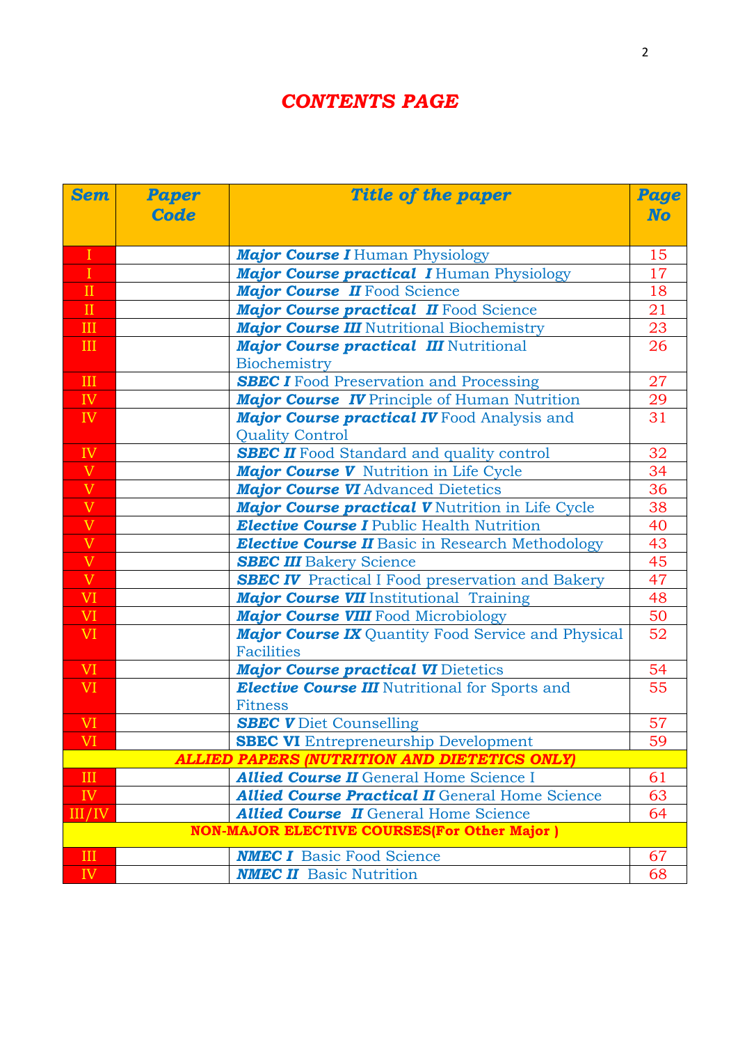# CONTENTS PAGE

| Sem | Paper Code | Title of the paper | Page No |
|---|---|---|---|
| I | | ***Major Course I*** Human Physiology | 15 |
| I | | ***Major Course practical I*** Human Physiology | 17 |
| II | | ***Major Course II*** Food Science | 18 |
| II | | ***Major Course practical II*** Food Science | 21 |
| III | | ***Major Course III*** Nutritional Biochemistry | 23 |
| III | | ***Major Course practical III*** Nutritional Biochemistry | 26 |
| III | | ***SBEC I*** Food Preservation and Processing | 27 |
| IV | | ***Major Course IV*** Principle of Human Nutrition | 29 |
| IV | | ***Major Course practical IV*** Food Analysis and Quality Control | 31 |
| IV | | ***SBEC II*** Food Standard and quality control | 32 |
| V | | ***Major Course V*** Nutrition in Life Cycle | 34 |
| V | | ***Major Course VI*** Advanced Dietetics | 36 |
| V | | ***Major Course practical V*** Nutrition in Life Cycle | 38 |
| V | | ***Elective Course I*** Public Health Nutrition | 40 |
| V | | ***Elective Course II*** Basic in Research Methodology | 43 |
| V | | ***SBEC III*** Bakery Science | 45 |
| V | | ***SBEC IV*** Practical I Food preservation and Bakery | 47 |
| VI | | ***Major Course VII*** Institutional Training | 48 |
| VI | | ***Major Course VIII*** Food Microbiology | 50 |
| VI | | ***Major Course IX*** Quantity Food Service and Physical Facilities | 52 |
| VI | | ***Major Course practical VI*** Dietetics | 54 |
| VI | | ***Elective Course III*** Nutritional for Sports and Fitness | 55 |
| VI | | ***SBEC V*** Diet Counselling | 57 |
| VI | | **SBEC VI** Entrepreneurship Development | 59 |
| ***ALLIED PAPERS (NUTRITION AND DIETETICS ONLY)*** | | | |
| III | | ***Allied Course II*** General Home Science I | 61 |
| IV | | ***Allied Course Practical II*** General Home Science | 63 |
| III/IV | | ***Allied Course II*** General Home Science | 64 |
| **NON-MAJOR ELECTIVE COURSES(For Other Major )** | | | |
| III | | ***NMEC I*** Basic Food Science | 67 |
| IV | | ***NMEC II*** Basic Nutrition | 68 |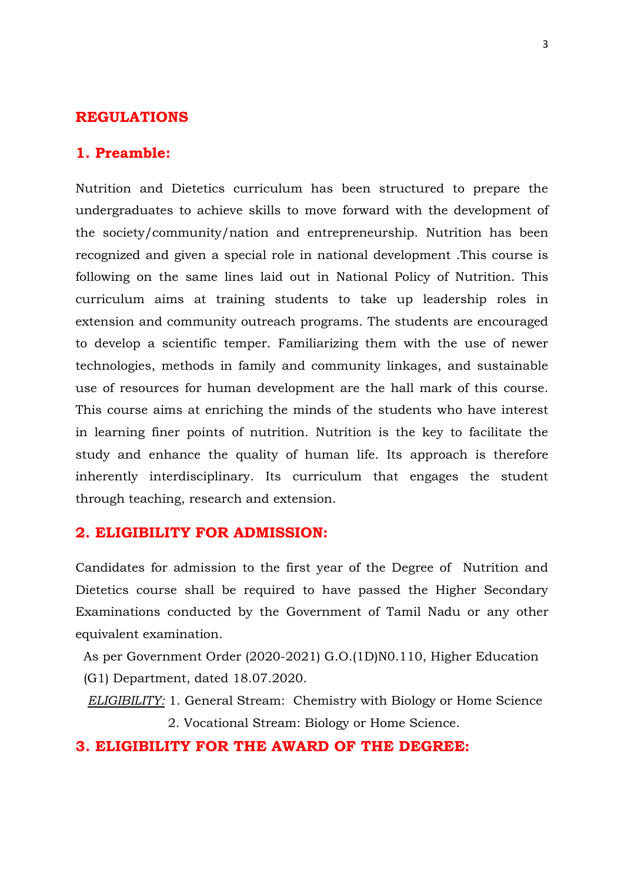## REGULATIONS

### 1. Preamble:

Nutrition and Dietetics curriculum has been structured to prepare the undergraduates to achieve skills to move forward with the development of the society/community/nation and entrepreneurship. Nutrition has been recognized and given a special role in national development .This course is following on the same lines laid out in National Policy of Nutrition. This curriculum aims at training students to take up leadership roles in extension and community outreach programs. The students are encouraged to develop a scientific temper. Familiarizing them with the use of newer technologies, methods in family and community linkages, and sustainable use of resources for human development are the hall mark of this course. This course aims at enriching the minds of the students who have interest in learning finer points of nutrition. Nutrition is the key to facilitate the study and enhance the quality of human life. Its approach is therefore inherently interdisciplinary. Its curriculum that engages the student through teaching, research and extension.

### 2. ELIGIBILITY FOR ADMISSION:

Candidates for admission to the first year of the Degree of Nutrition and Dietetics course shall be required to have passed the Higher Secondary Examinations conducted by the Government of Tamil Nadu or any other equivalent examination.

As per Government Order (2020-2021) G.O.(1D)N0.110, Higher Education (G1) Department, dated 18.07.2020.

*ELIGIBILITY:* 1. General Stream: Chemistry with Biology or Home Science

2. Vocational Stream: Biology or Home Science.

### 3. ELIGIBILITY FOR THE AWARD OF THE DEGREE: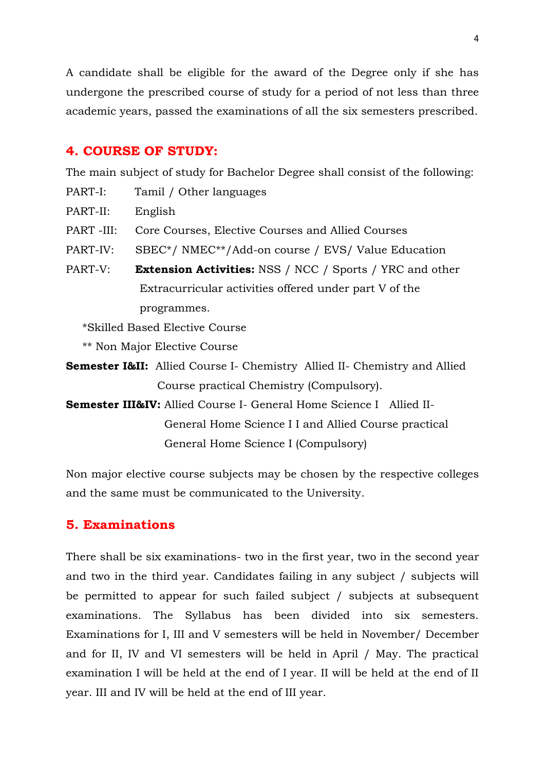A candidate shall be eligible for the award of the Degree only if she has undergone the prescribed course of study for a period of not less than three academic years, passed the examinations of all the six semesters prescribed.

## 4. COURSE OF STUDY:

The main subject of study for Bachelor Degree shall consist of the following:

PART-I: Tamil / Other languages

PART-II: English

PART -III: Core Courses, Elective Courses and Allied Courses

PART-IV: SBEC*/ NMEC**/Add-on course / EVS/ Value Education

PART-V: **Extension Activities:** NSS / NCC / Sports / YRC and other Extracurricular activities offered under part V of the programmes.

*Skilled Based Elective Course

** Non Major Elective Course

**Semester I&II:** Allied Course I- Chemistry Allied II- Chemistry and Allied Course practical Chemistry (Compulsory).

**Semester III&IV:** Allied Course I- General Home Science I Allied II- General Home Science I I and Allied Course practical General Home Science I (Compulsory)

Non major elective course subjects may be chosen by the respective colleges and the same must be communicated to the University.

## 5. Examinations

There shall be six examinations- two in the first year, two in the second year and two in the third year. Candidates failing in any subject / subjects will be permitted to appear for such failed subject / subjects at subsequent examinations. The Syllabus has been divided into six semesters. Examinations for I, III and V semesters will be held in November/ December and for II, IV and VI semesters will be held in April / May. The practical examination I will be held at the end of I year. II will be held at the end of II year. III and IV will be held at the end of III year.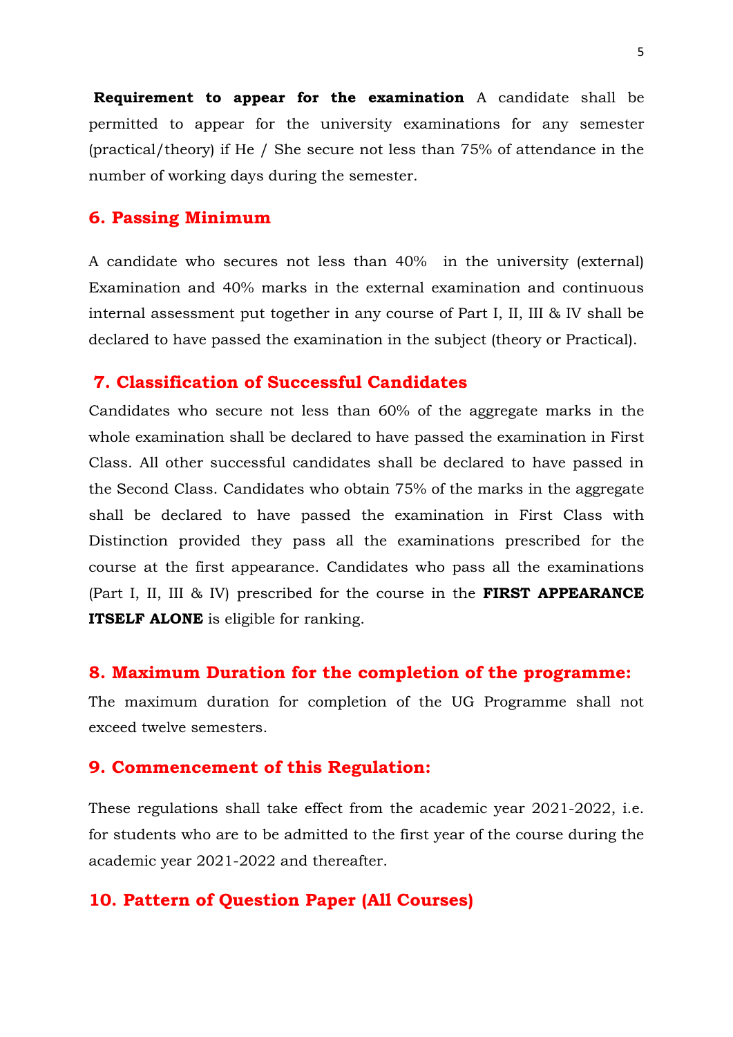**Requirement to appear for the examination** A candidate shall be permitted to appear for the university examinations for any semester (practical/theory) if He / She secure not less than 75% of attendance in the number of working days during the semester.

## 6. Passing Minimum

A candidate who secures not less than 40% in the university (external) Examination and 40% marks in the external examination and continuous internal assessment put together in any course of Part I, II, III & IV shall be declared to have passed the examination in the subject (theory or Practical).

## 7. Classification of Successful Candidates

Candidates who secure not less than 60% of the aggregate marks in the whole examination shall be declared to have passed the examination in First Class. All other successful candidates shall be declared to have passed in the Second Class. Candidates who obtain 75% of the marks in the aggregate shall be declared to have passed the examination in First Class with Distinction provided they pass all the examinations prescribed for the course at the first appearance. Candidates who pass all the examinations (Part I, II, III & IV) prescribed for the course in the **FIRST APPEARANCE ITSELF ALONE** is eligible for ranking.

## 8. Maximum Duration for the completion of the programme:

The maximum duration for completion of the UG Programme shall not exceed twelve semesters.

## 9. Commencement of this Regulation:

These regulations shall take effect from the academic year 2021-2022, i.e. for students who are to be admitted to the first year of the course during the academic year 2021-2022 and thereafter.

## 10. Pattern of Question Paper (All Courses)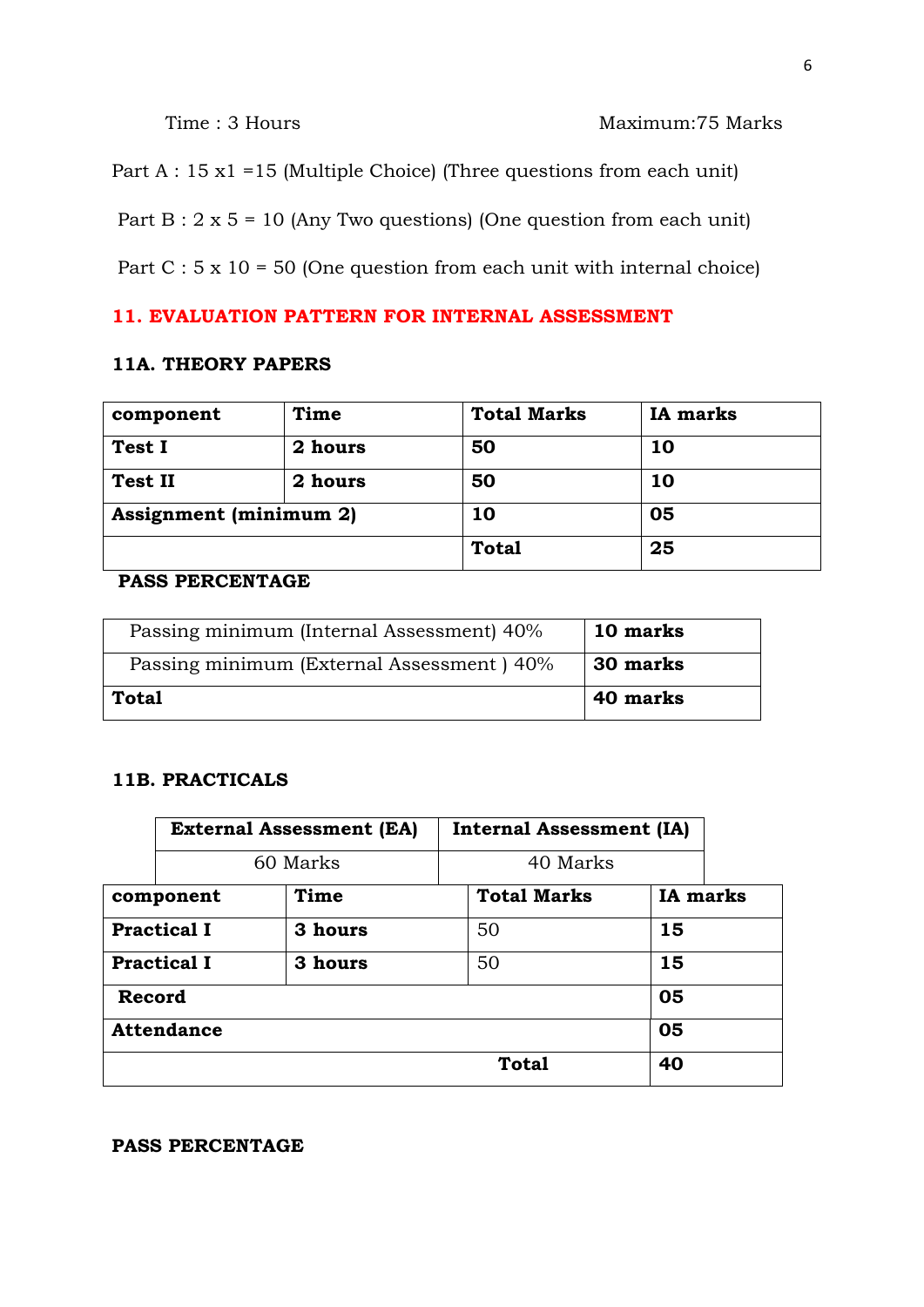Time : 3 Hours Maximum:75 Marks

Part A : 15 x1 =15 (Multiple Choice) (Three questions from each unit)

Part B : 2 x 5 = 10 (Any Two questions) (One question from each unit)

Part C : 5 x 10 = 50 (One question from each unit with internal choice)

## 11. EVALUATION PATTERN FOR INTERNAL ASSESSMENT

### 11A. THEORY PAPERS

| component | Time | Total Marks | IA marks |
|---|---|---|---|
| **Test I** | **2 hours** | **50** | **10** |
| **Test II** | **2 hours** | **50** | **10** |
| **Assignment (minimum 2)** | | **10** | **05** |
| | | **Total** | **25** |

**PASS PERCENTAGE**

| Passing minimum (Internal Assessment) 40% | **10 marks** |
|---|---|
| Passing minimum (External Assessment ) 40% | **30 marks** |
| **Total** | **40 marks** |

### 11B. PRACTICALS

| External Assessment (EA) | Internal Assessment (IA) |
|---|---|
| 60 Marks | 40 Marks |

| component | Time | Total Marks | IA marks |
|---|---|---|---|
| **Practical I** | **3 hours** | 50 | **15** |
| **Practical I** | **3 hours** | 50 | **15** |
| **Record** | | | **05** |
| **Attendance** | | | **05** |
| | | **Total** | **40** |

**PASS PERCENTAGE**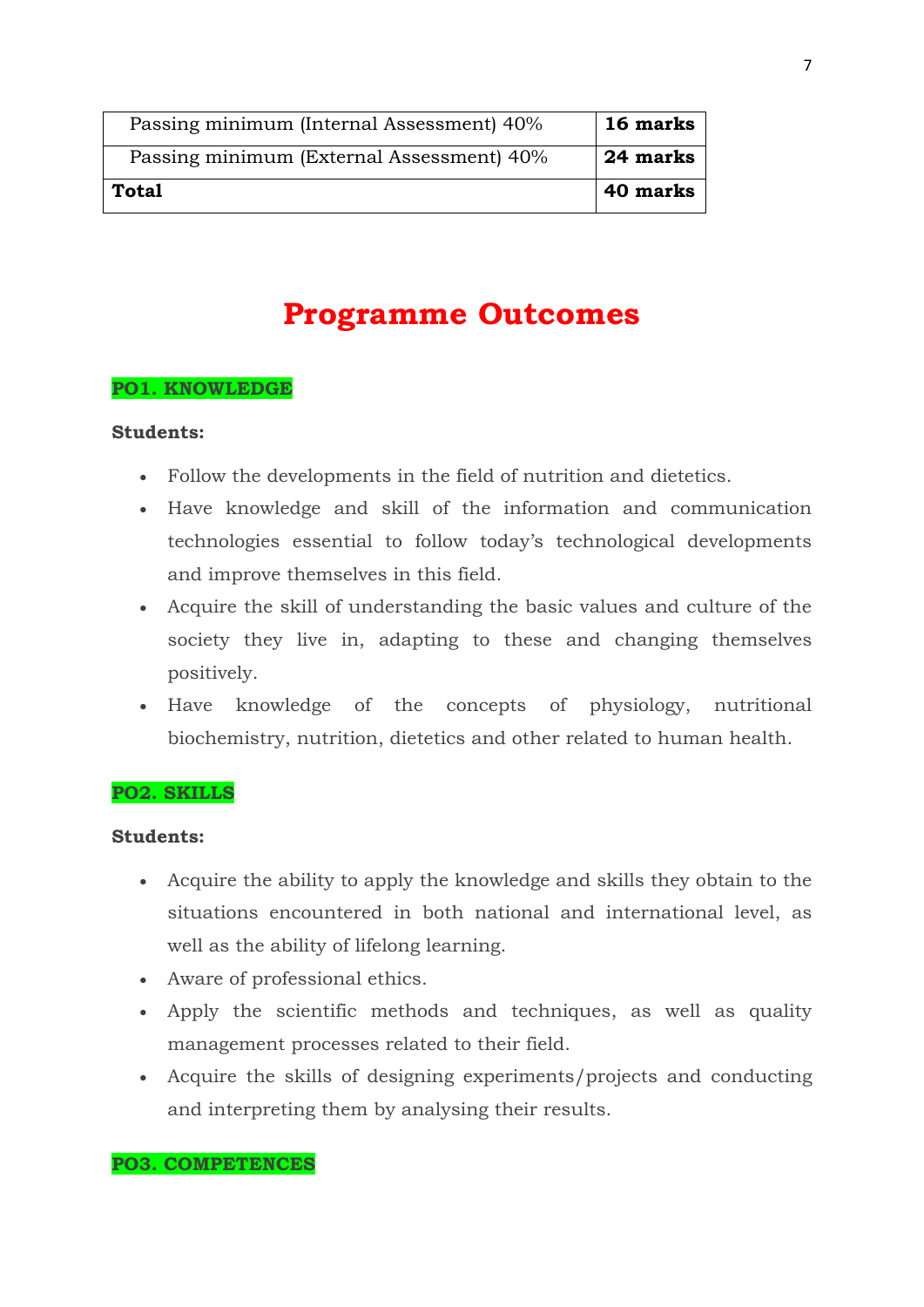| Passing minimum (Internal Assessment) 40% | **16 marks** |
|---|---|
| Passing minimum (External Assessment) 40% | **24 marks** |
| **Total** | **40 marks** |

# Programme Outcomes

**PO1. KNOWLEDGE**

**Students:**

- Follow the developments in the field of nutrition and dietetics.
- Have knowledge and skill of the information and communication technologies essential to follow today's technological developments and improve themselves in this field.
- Acquire the skill of understanding the basic values and culture of the society they live in, adapting to these and changing themselves positively.
- Have knowledge of the concepts of physiology, nutritional biochemistry, nutrition, dietetics and other related to human health.

**PO2. SKILLS**

**Students:**

- Acquire the ability to apply the knowledge and skills they obtain to the situations encountered in both national and international level, as well as the ability of lifelong learning.
- Aware of professional ethics.
- Apply the scientific methods and techniques, as well as quality management processes related to their field.
- Acquire the skills of designing experiments/projects and conducting and interpreting them by analysing their results.

**PO3. COMPETENCES**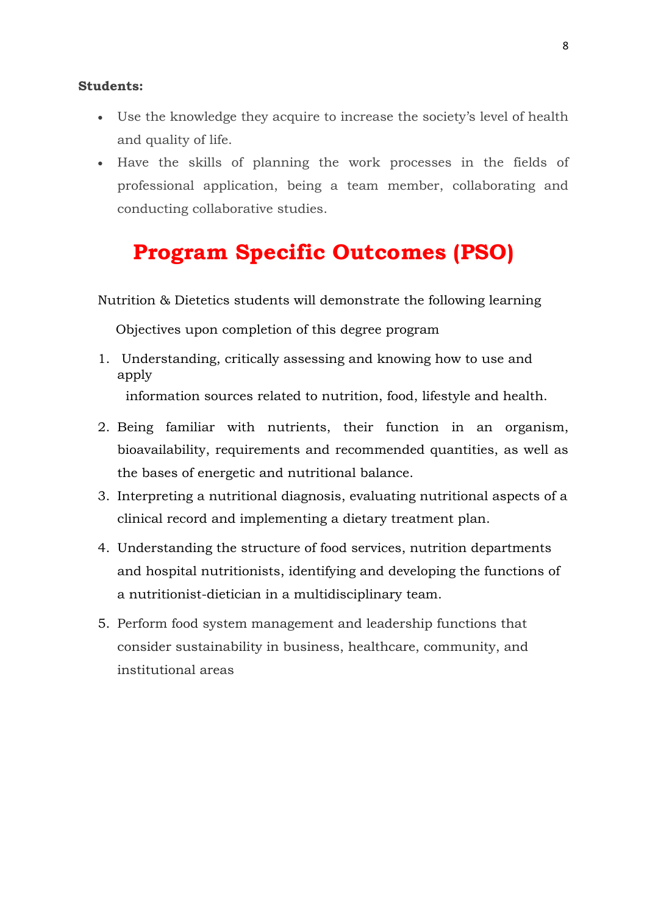**Students:**

- Use the knowledge they acquire to increase the society's level of health and quality of life.
- Have the skills of planning the work processes in the fields of professional application, being a team member, collaborating and conducting collaborative studies.

# Program Specific Outcomes (PSO)

Nutrition & Dietetics students will demonstrate the following learning Objectives upon completion of this degree program

1. Understanding, critically assessing and knowing how to use and apply information sources related to nutrition, food, lifestyle and health.
2. Being familiar with nutrients, their function in an organism, bioavailability, requirements and recommended quantities, as well as the bases of energetic and nutritional balance.
3. Interpreting a nutritional diagnosis, evaluating nutritional aspects of a clinical record and implementing a dietary treatment plan.
4. Understanding the structure of food services, nutrition departments and hospital nutritionists, identifying and developing the functions of a nutritionist-dietician in a multidisciplinary team.
5. Perform food system management and leadership functions that consider sustainability in business, healthcare, community, and institutional areas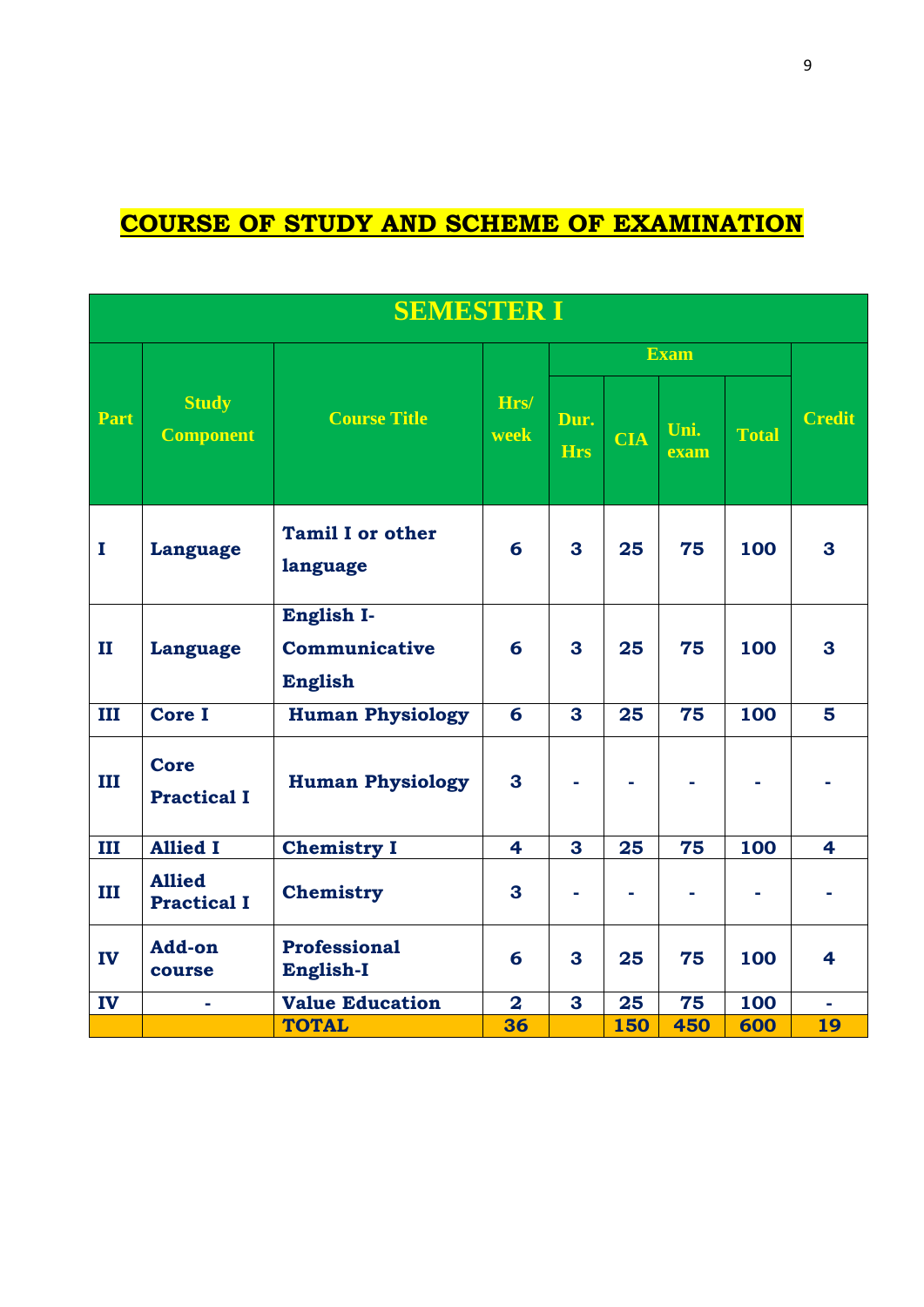# COURSE OF STUDY AND SCHEME OF EXAMINATION

| SEMESTER I | | | | | | | | |
|---|---|---|---|---|---|---|---|---|
| Part | Study Component | Course Title | Hrs/ week | Exam | | | | Credit |
| | | | | Dur. Hrs | CIA | Uni. exam | Total | |
| I | Language | Tamil I or other language | 6 | 3 | 25 | 75 | 100 | 3 |
| II | Language | English I- Communicative English | 6 | 3 | 25 | 75 | 100 | 3 |
| III | Core I | Human Physiology | 6 | 3 | 25 | 75 | 100 | 5 |
| III | Core Practical I | Human Physiology | 3 | - | - | - | - | - |
| III | Allied I | Chemistry I | 4 | 3 | 25 | 75 | 100 | 4 |
| III | Allied Practical I | Chemistry | 3 | - | - | - | - | - |
| IV | Add-on course | Professional English-I | 6 | 3 | 25 | 75 | 100 | 4 |
| IV | - | Value Education | 2 | 3 | 25 | 75 | 100 | - |
| | | TOTAL | 36 | | 150 | 450 | 600 | 19 |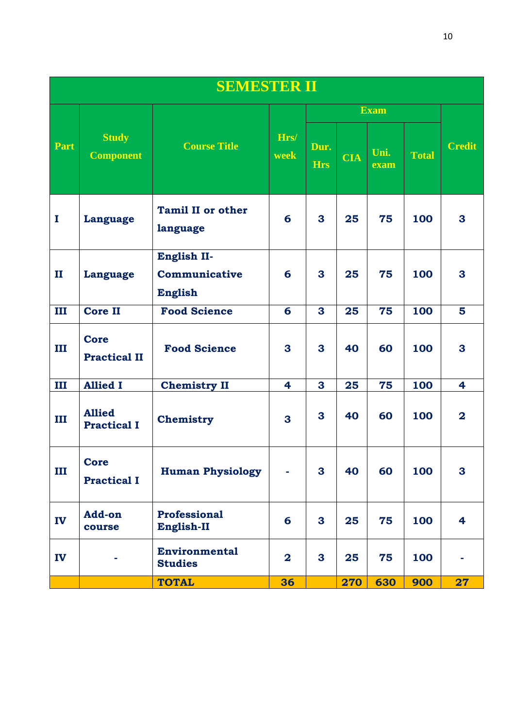# SEMESTER II

| Part | Study Component | Course Title | Hrs/ week | Exam | | | | Credit |
|---|---|---|---|---|---|---|---|---|
| | | | | Dur. Hrs | CIA | Uni. exam | Total | |
| I | Language | Tamil II or other language | 6 | 3 | 25 | 75 | 100 | 3 |
| II | Language | English II- Communicative English | 6 | 3 | 25 | 75 | 100 | 3 |
| III | Core II | Food Science | 6 | 3 | 25 | 75 | 100 | 5 |
| III | Core Practical II | Food Science | 3 | 3 | 40 | 60 | 100 | 3 |
| III | Allied I | Chemistry II | 4 | 3 | 25 | 75 | 100 | 4 |
| III | Allied Practical I | Chemistry | 3 | 3 | 40 | 60 | 100 | 2 |
| III | Core Practical I | Human Physiology | - | 3 | 40 | 60 | 100 | 3 |
| IV | Add-on course | Professional English-II | 6 | 3 | 25 | 75 | 100 | 4 |
| IV | - | Environmental Studies | 2 | 3 | 25 | 75 | 100 | - |
| | | **TOTAL** | **36** | | **270** | **630** | **900** | **27** |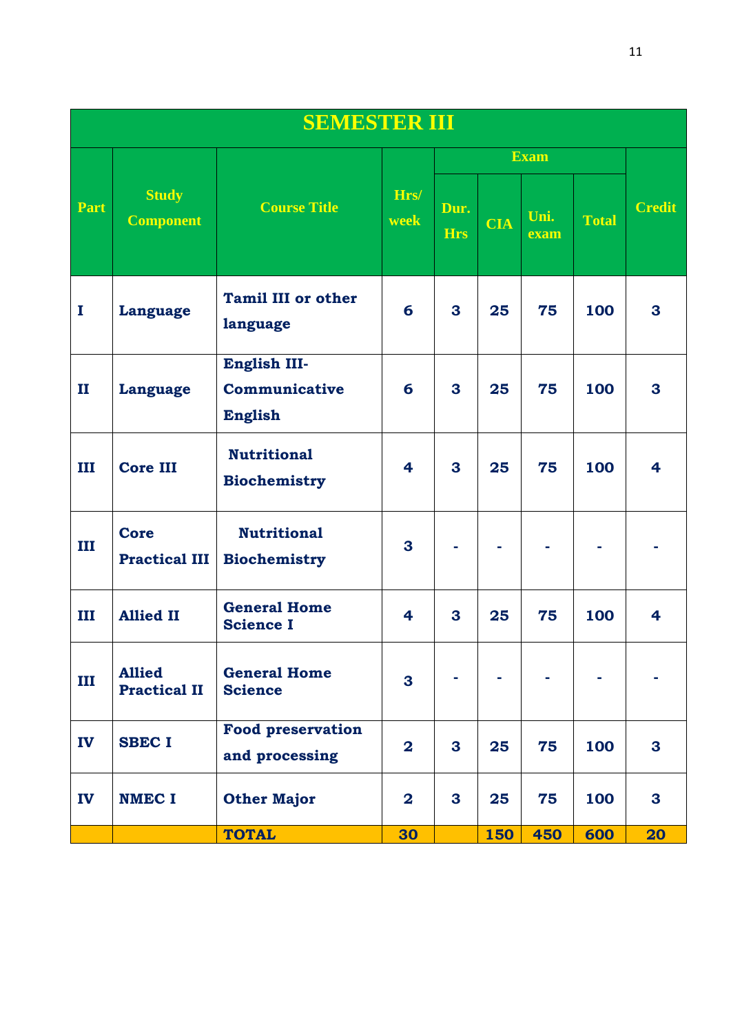| SEMESTER III | | | | | | | | | |
|---|---|---|---|---|---|---|---|---|---|
| Part | Study Component | Course Title | Hrs/ week | Exam | | | | Credit |
| | | | | Dur. Hrs | CIA | Uni. exam | Total | |
| I | Language | Tamil III or other language | 6 | 3 | 25 | 75 | 100 | 3 |
| II | Language | English III- Communicative English | 6 | 3 | 25 | 75 | 100 | 3 |
| III | Core III | Nutritional Biochemistry | 4 | 3 | 25 | 75 | 100 | 4 |
| III | Core Practical III | Nutritional Biochemistry | 3 | - | - | - | - | - |
| III | Allied II | General Home Science I | 4 | 3 | 25 | 75 | 100 | 4 |
| III | Allied Practical II | General Home Science | 3 | - | - | - | - | - |
| IV | SBEC I | Food preservation and processing | 2 | 3 | 25 | 75 | 100 | 3 |
| IV | NMEC I | Other Major | 2 | 3 | 25 | 75 | 100 | 3 |
| | | TOTAL | 30 | | 150 | 450 | 600 | 20 |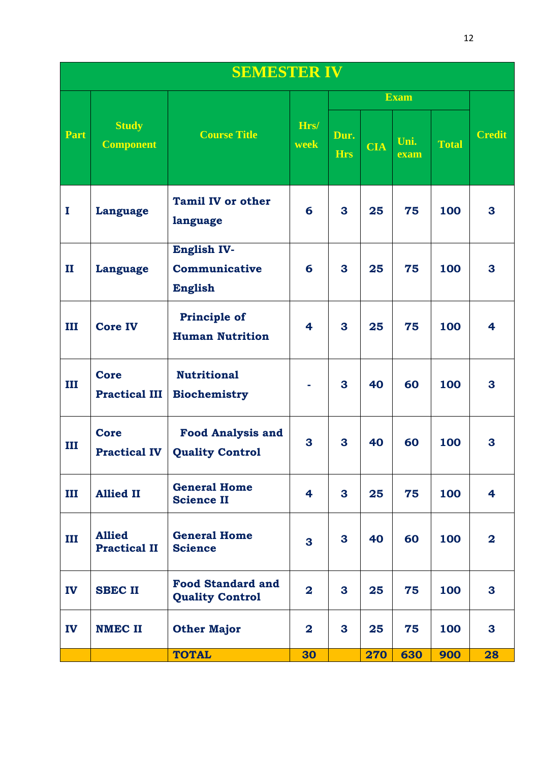| SEMESTER IV | | | | | | | | |
|---|---|---|---|---|---|---|---|---|
| Part | Study Component | Course Title | Hrs/ week | Exam | | | | Credit |
| | | | | Dur. Hrs | CIA | Uni. exam | Total | |
| I | Language | Tamil IV or other language | 6 | 3 | 25 | 75 | 100 | 3 |
| II | Language | English IV- Communicative English | 6 | 3 | 25 | 75 | 100 | 3 |
| III | Core IV | Principle of Human Nutrition | 4 | 3 | 25 | 75 | 100 | 4 |
| III | Core Practical III | Nutritional Biochemistry | - | 3 | 40 | 60 | 100 | 3 |
| III | Core Practical IV | Food Analysis and Quality Control | 3 | 3 | 40 | 60 | 100 | 3 |
| III | Allied II | General Home Science II | 4 | 3 | 25 | 75 | 100 | 4 |
| III | Allied Practical II | General Home Science | 3 | 3 | 40 | 60 | 100 | 2 |
| IV | SBEC II | Food Standard and Quality Control | 2 | 3 | 25 | 75 | 100 | 3 |
| IV | NMEC II | Other Major | 2 | 3 | 25 | 75 | 100 | 3 |
| | | TOTAL | 30 | | 270 | 630 | 900 | 28 |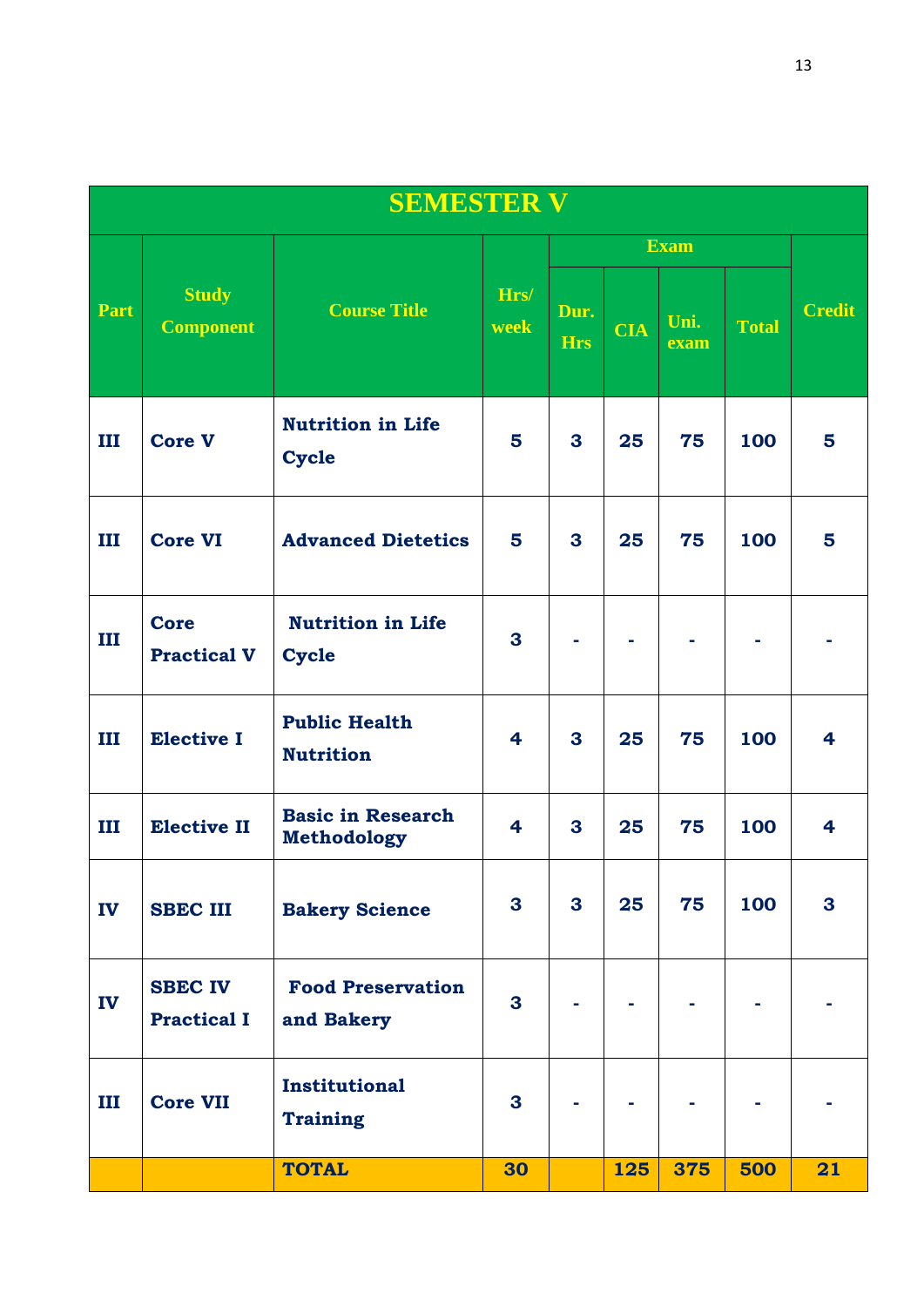| SEMESTER V | | | | | | | | |
|---|---|---|---|---|---|---|---|---|
| Part | Study Component | Course Title | Hrs/ week | Exam | | | | Credit |
| | | | | Dur. Hrs | CIA | Uni. exam | Total | |
| III | Core V | Nutrition in Life Cycle | 5 | 3 | 25 | 75 | 100 | 5 |
| III | Core VI | Advanced Dietetics | 5 | 3 | 25 | 75 | 100 | 5 |
| III | Core Practical V | Nutrition in Life Cycle | 3 | - | - | - | - | - |
| III | Elective I | Public Health Nutrition | 4 | 3 | 25 | 75 | 100 | 4 |
| III | Elective II | Basic in Research Methodology | 4 | 3 | 25 | 75 | 100 | 4 |
| IV | SBEC III | Bakery Science | 3 | 3 | 25 | 75 | 100 | 3 |
| IV | SBEC IV Practical I | Food Preservation and Bakery | 3 | - | - | - | - | - |
| III | Core VII | Institutional Training | 3 | - | - | - | - | - |
| | | TOTAL | 30 | | 125 | 375 | 500 | 21 |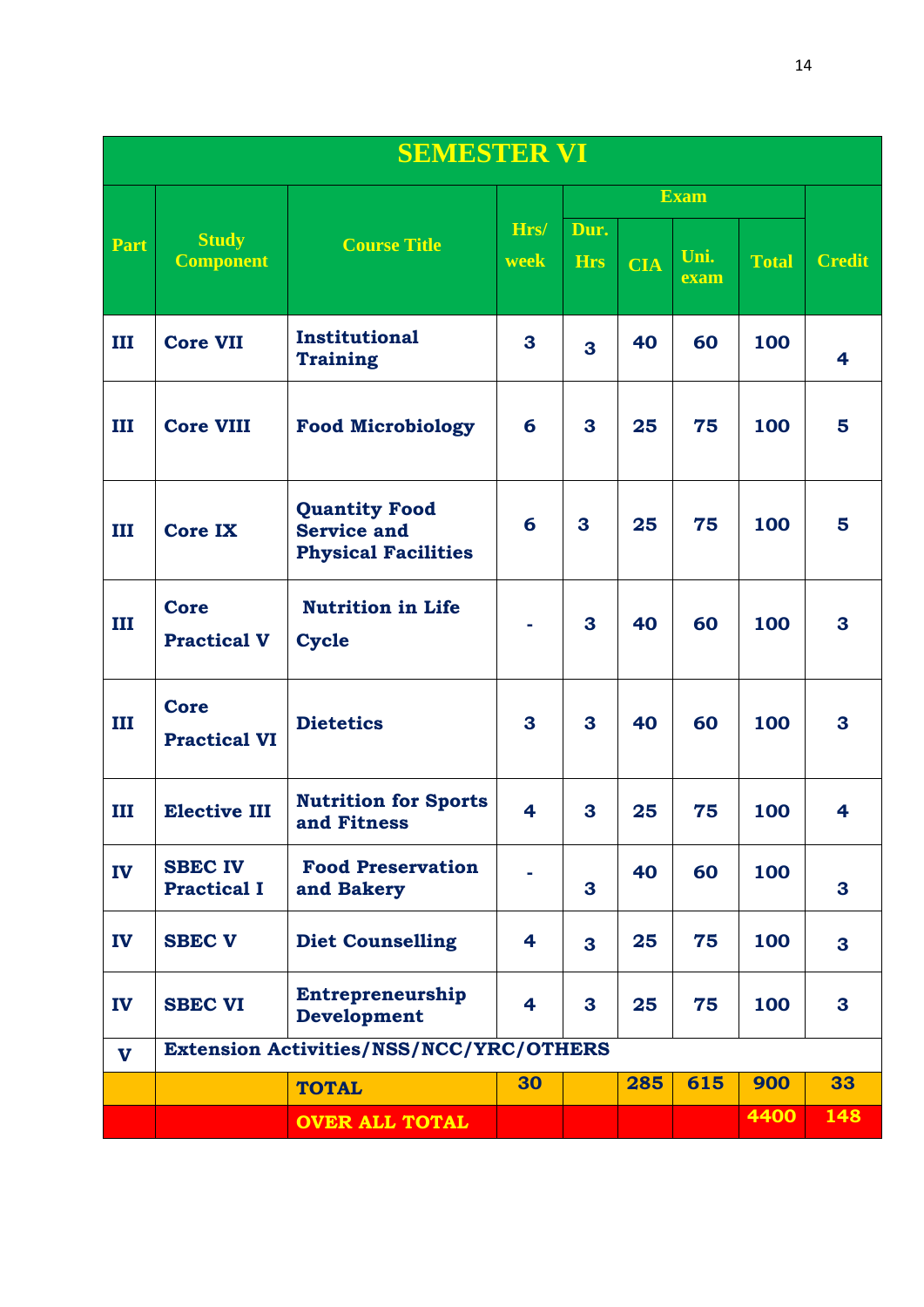| SEMESTER VI | | | | | | | | |
|---|---|---|---|---|---|---|---|---|
| Part | Study Component | Course Title | Hrs/ week | Exam | | | | Credit |
| | | | | Dur. Hrs | CIA | Uni. exam | Total | |
| III | Core VII | Institutional Training | 3 | 3 | 40 | 60 | 100 | 4 |
| III | Core VIII | Food Microbiology | 6 | 3 | 25 | 75 | 100 | 5 |
| III | Core IX | Quantity Food Service and Physical Facilities | 6 | 3 | 25 | 75 | 100 | 5 |
| III | Core Practical V | Nutrition in Life Cycle | - | 3 | 40 | 60 | 100 | 3 |
| III | Core Practical VI | Dietetics | 3 | 3 | 40 | 60 | 100 | 3 |
| III | Elective III | Nutrition for Sports and Fitness | 4 | 3 | 25 | 75 | 100 | 4 |
| IV | SBEC IV Practical I | Food Preservation and Bakery | - | 3 | 40 | 60 | 100 | 3 |
| IV | SBEC V | Diet Counselling | 4 | 3 | 25 | 75 | 100 | 3 |
| IV | SBEC VI | Entrepreneurship Development | 4 | 3 | 25 | 75 | 100 | 3 |
| V | Extension Activities/NSS/NCC/YRC/OTHERS | | | | | | | |
| | | TOTAL | 30 | | 285 | 615 | 900 | 33 |
| | | OVER ALL TOTAL | | | | | 4400 | 148 |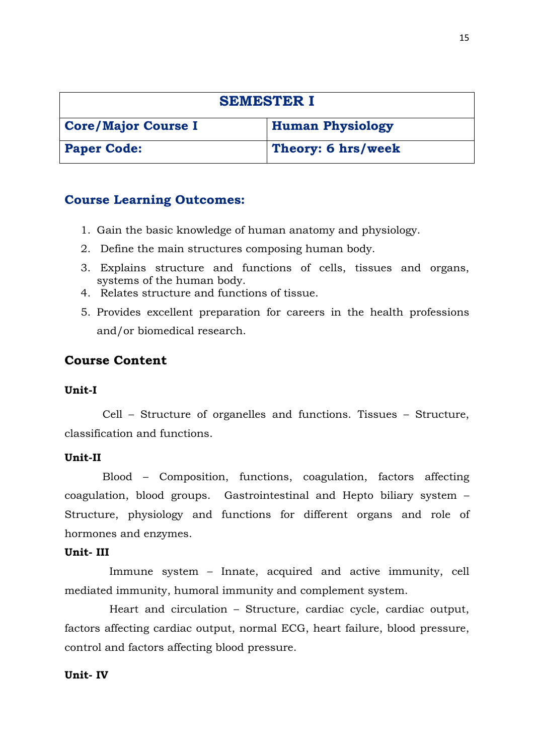| SEMESTER I | |
|---|---|
| **Core/Major Course I** | **Human Physiology** |
| **Paper Code:** | **Theory: 6 hrs/week** |

## Course Learning Outcomes:

1. Gain the basic knowledge of human anatomy and physiology.
2. Define the main structures composing human body.
3. Explains structure and functions of cells, tissues and organs, systems of the human body.
4. Relates structure and functions of tissue.
5. Provides excellent preparation for careers in the health professions and/or biomedical research.

## Course Content

**Unit-I**

Cell – Structure of organelles and functions. Tissues – Structure, classification and functions.

**Unit-II**

Blood – Composition, functions, coagulation, factors affecting coagulation, blood groups. Gastrointestinal and Hepto biliary system – Structure, physiology and functions for different organs and role of hormones and enzymes.

**Unit- III**

Immune system – Innate, acquired and active immunity, cell mediated immunity, humoral immunity and complement system.

Heart and circulation – Structure, cardiac cycle, cardiac output, factors affecting cardiac output, normal ECG, heart failure, blood pressure, control and factors affecting blood pressure.

**Unit- IV**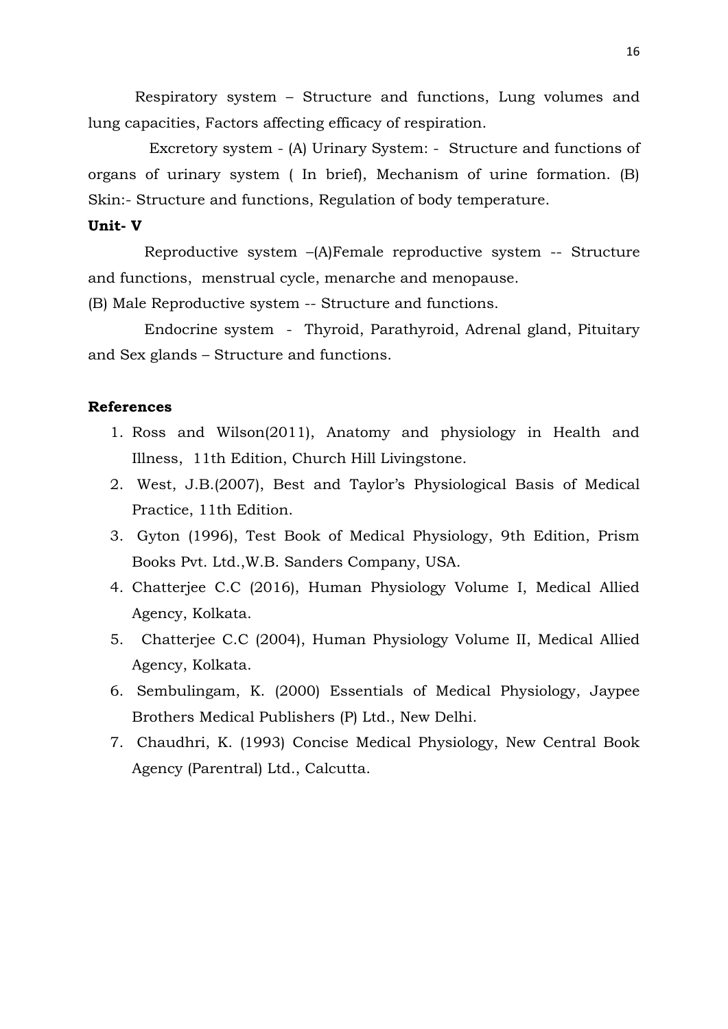Respiratory system – Structure and functions, Lung volumes and lung capacities, Factors affecting efficacy of respiration.

Excretory system - (A) Urinary System: - Structure and functions of organs of urinary system ( In brief), Mechanism of urine formation. (B) Skin:- Structure and functions, Regulation of body temperature.

**Unit- V**

Reproductive system –(A)Female reproductive system -- Structure and functions, menstrual cycle, menarche and menopause.

(B) Male Reproductive system -- Structure and functions.

Endocrine system - Thyroid, Parathyroid, Adrenal gland, Pituitary and Sex glands – Structure and functions.

**References**

1. Ross and Wilson(2011), Anatomy and physiology in Health and Illness, 11th Edition, Church Hill Livingstone.
2. West, J.B.(2007), Best and Taylor's Physiological Basis of Medical Practice, 11th Edition.
3. Gyton (1996), Test Book of Medical Physiology, 9th Edition, Prism Books Pvt. Ltd.,W.B. Sanders Company, USA.
4. Chatterjee C.C (2016), Human Physiology Volume I, Medical Allied Agency, Kolkata.
5. Chatterjee C.C (2004), Human Physiology Volume II, Medical Allied Agency, Kolkata.
6. Sembulingam, K. (2000) Essentials of Medical Physiology, Jaypee Brothers Medical Publishers (P) Ltd., New Delhi.
7. Chaudhri, K. (1993) Concise Medical Physiology, New Central Book Agency (Parentral) Ltd., Calcutta.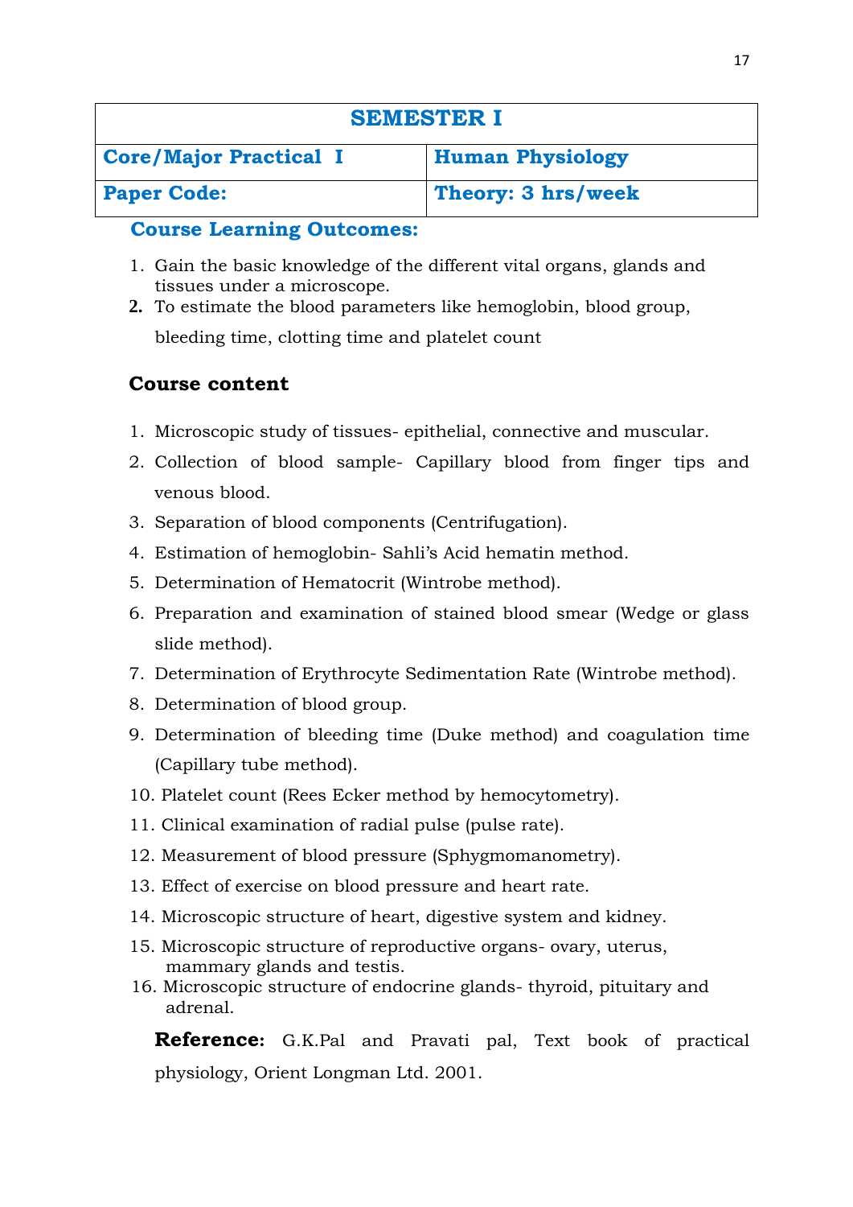| SEMESTER I | |
|---|---|
| **Core/Major Practical I** | **Human Physiology** |
| **Paper Code:** | **Theory: 3 hrs/week** |

### Course Learning Outcomes:

1. Gain the basic knowledge of the different vital organs, glands and tissues under a microscope.
2. To estimate the blood parameters like hemoglobin, blood group, bleeding time, clotting time and platelet count

### Course content

1. Microscopic study of tissues- epithelial, connective and muscular.
2. Collection of blood sample- Capillary blood from finger tips and venous blood.
3. Separation of blood components (Centrifugation).
4. Estimation of hemoglobin- Sahli's Acid hematin method.
5. Determination of Hematocrit (Wintrobe method).
6. Preparation and examination of stained blood smear (Wedge or glass slide method).
7. Determination of Erythrocyte Sedimentation Rate (Wintrobe method).
8. Determination of blood group.
9. Determination of bleeding time (Duke method) and coagulation time (Capillary tube method).
10. Platelet count (Rees Ecker method by hemocytometry).
11. Clinical examination of radial pulse (pulse rate).
12. Measurement of blood pressure (Sphygmomanometry).
13. Effect of exercise on blood pressure and heart rate.
14. Microscopic structure of heart, digestive system and kidney.
15. Microscopic structure of reproductive organs- ovary, uterus, mammary glands and testis.
16. Microscopic structure of endocrine glands- thyroid, pituitary and adrenal.

**Reference:** G.K.Pal and Pravati pal, Text book of practical physiology, Orient Longman Ltd. 2001.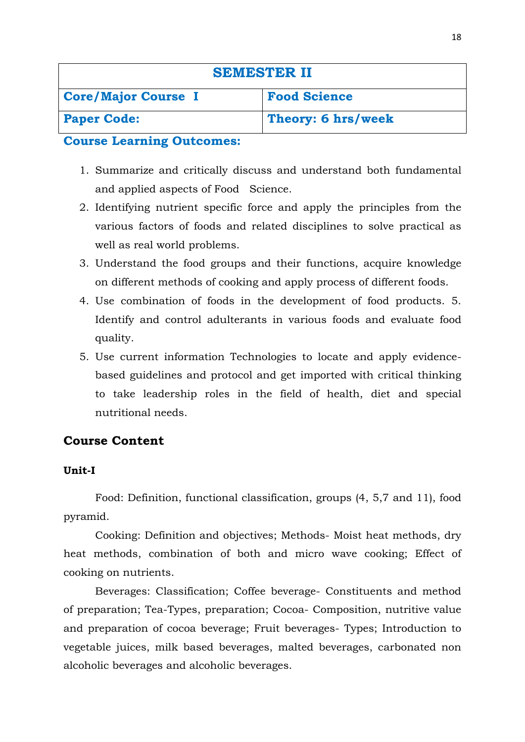| SEMESTER II | |
|---|---|
| **Core/Major Course I** | **Food Science** |
| **Paper Code:** | **Theory: 6 hrs/week** |

**Course Learning Outcomes:**

1. Summarize and critically discuss and understand both fundamental and applied aspects of Food Science.
2. Identifying nutrient specific force and apply the principles from the various factors of foods and related disciplines to solve practical as well as real world problems.
3. Understand the food groups and their functions, acquire knowledge on different methods of cooking and apply process of different foods.
4. Use combination of foods in the development of food products. 5. Identify and control adulterants in various foods and evaluate food quality.
5. Use current information Technologies to locate and apply evidence-based guidelines and protocol and get imported with critical thinking to take leadership roles in the field of health, diet and special nutritional needs.

## Course Content

### Unit-I

Food: Definition, functional classification, groups (4, 5,7 and 11), food pyramid.

Cooking: Definition and objectives; Methods- Moist heat methods, dry heat methods, combination of both and micro wave cooking; Effect of cooking on nutrients.

Beverages: Classification; Coffee beverage- Constituents and method of preparation; Tea-Types, preparation; Cocoa- Composition, nutritive value and preparation of cocoa beverage; Fruit beverages- Types; Introduction to vegetable juices, milk based beverages, malted beverages, carbonated non alcoholic beverages and alcoholic beverages.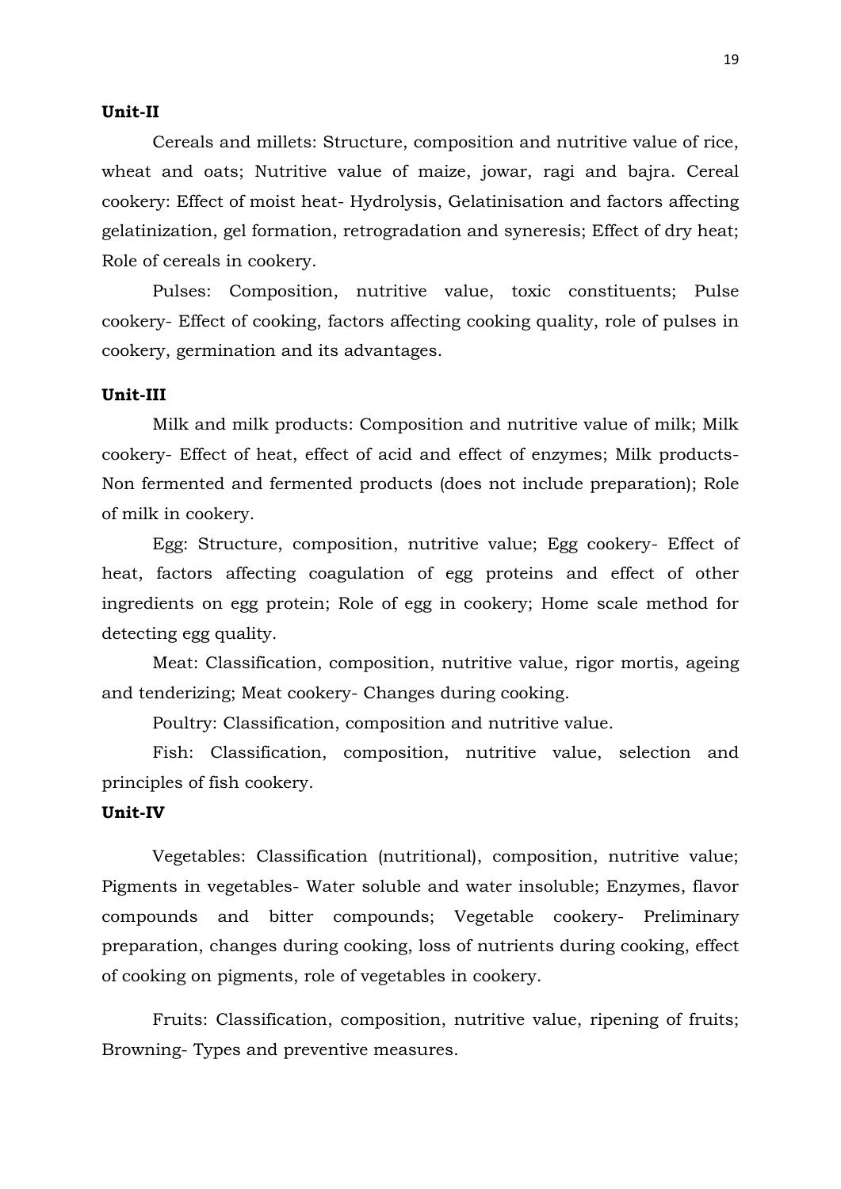**Unit-II**

Cereals and millets: Structure, composition and nutritive value of rice, wheat and oats; Nutritive value of maize, jowar, ragi and bajra. Cereal cookery: Effect of moist heat- Hydrolysis, Gelatinisation and factors affecting gelatinization, gel formation, retrogradation and syneresis; Effect of dry heat; Role of cereals in cookery.

Pulses: Composition, nutritive value, toxic constituents; Pulse cookery- Effect of cooking, factors affecting cooking quality, role of pulses in cookery, germination and its advantages.

**Unit-III**

Milk and milk products: Composition and nutritive value of milk; Milk cookery- Effect of heat, effect of acid and effect of enzymes; Milk products- Non fermented and fermented products (does not include preparation); Role of milk in cookery.

Egg: Structure, composition, nutritive value; Egg cookery- Effect of heat, factors affecting coagulation of egg proteins and effect of other ingredients on egg protein; Role of egg in cookery; Home scale method for detecting egg quality.

Meat: Classification, composition, nutritive value, rigor mortis, ageing and tenderizing; Meat cookery- Changes during cooking.

Poultry: Classification, composition and nutritive value.

Fish: Classification, composition, nutritive value, selection and principles of fish cookery.

**Unit-IV**

Vegetables: Classification (nutritional), composition, nutritive value; Pigments in vegetables- Water soluble and water insoluble; Enzymes, flavor compounds and bitter compounds; Vegetable cookery- Preliminary preparation, changes during cooking, loss of nutrients during cooking, effect of cooking on pigments, role of vegetables in cookery.

Fruits: Classification, composition, nutritive value, ripening of fruits; Browning- Types and preventive measures.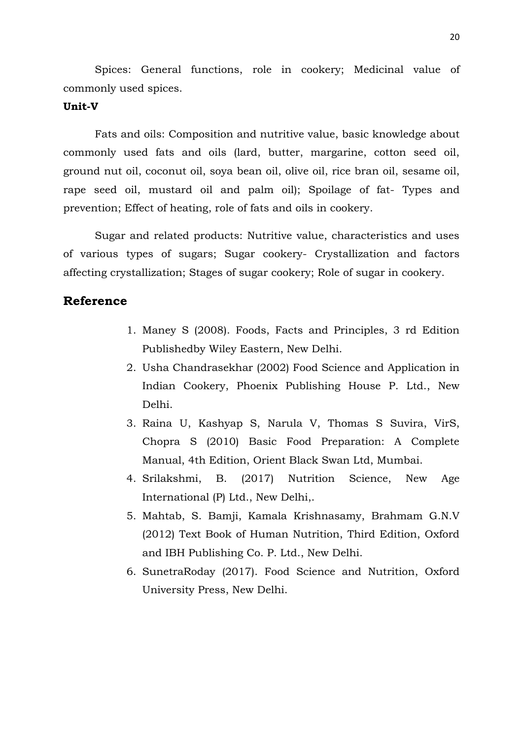Spices: General functions, role in cookery; Medicinal value of commonly used spices.

**Unit-V**

Fats and oils: Composition and nutritive value, basic knowledge about commonly used fats and oils (lard, butter, margarine, cotton seed oil, ground nut oil, coconut oil, soya bean oil, olive oil, rice bran oil, sesame oil, rape seed oil, mustard oil and palm oil); Spoilage of fat- Types and prevention; Effect of heating, role of fats and oils in cookery.

Sugar and related products: Nutritive value, characteristics and uses of various types of sugars; Sugar cookery- Crystallization and factors affecting crystallization; Stages of sugar cookery; Role of sugar in cookery.

## Reference

1. Maney S (2008). Foods, Facts and Principles, 3 rd Edition Publishedby Wiley Eastern, New Delhi.
2. Usha Chandrasekhar (2002) Food Science and Application in Indian Cookery, Phoenix Publishing House P. Ltd., New Delhi.
3. Raina U, Kashyap S, Narula V, Thomas S Suvira, VirS, Chopra S (2010) Basic Food Preparation: A Complete Manual, 4th Edition, Orient Black Swan Ltd, Mumbai.
4. Srilakshmi, B. (2017) Nutrition Science, New Age International (P) Ltd., New Delhi,.
5. Mahtab, S. Bamji, Kamala Krishnasamy, Brahmam G.N.V (2012) Text Book of Human Nutrition, Third Edition, Oxford and IBH Publishing Co. P. Ltd., New Delhi.
6. SunetraRoday (2017). Food Science and Nutrition, Oxford University Press, New Delhi.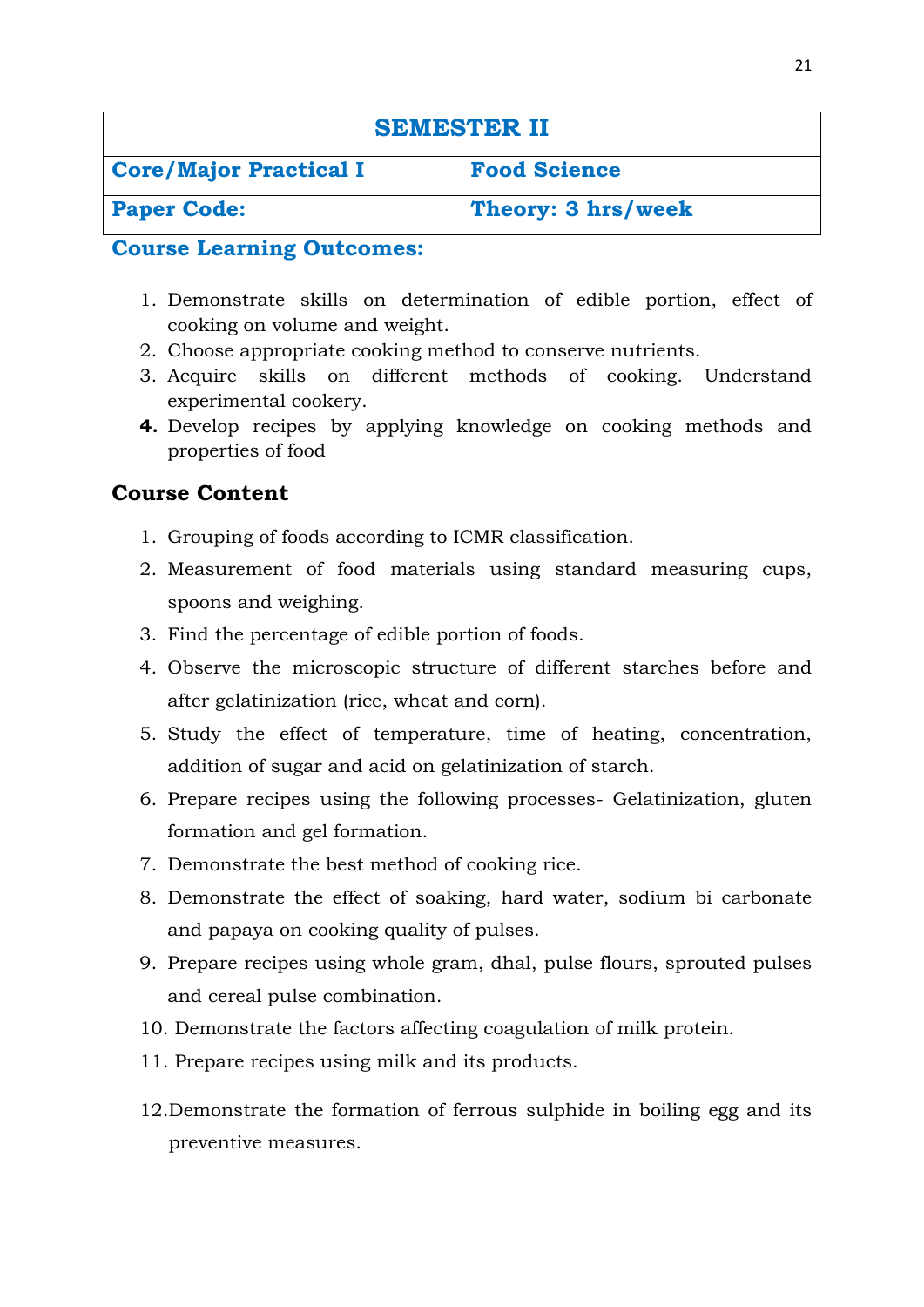| SEMESTER II | |
|---|---|
| **Core/Major Practical I** | **Food Science** |
| **Paper Code:** | **Theory: 3 hrs/week** |

### Course Learning Outcomes:

1. Demonstrate skills on determination of edible portion, effect of cooking on volume and weight.
2. Choose appropriate cooking method to conserve nutrients.
3. Acquire skills on different methods of cooking. Understand experimental cookery.
4. Develop recipes by applying knowledge on cooking methods and properties of food

### Course Content

1. Grouping of foods according to ICMR classification.
2. Measurement of food materials using standard measuring cups, spoons and weighing.
3. Find the percentage of edible portion of foods.
4. Observe the microscopic structure of different starches before and after gelatinization (rice, wheat and corn).
5. Study the effect of temperature, time of heating, concentration, addition of sugar and acid on gelatinization of starch.
6. Prepare recipes using the following processes- Gelatinization, gluten formation and gel formation.
7. Demonstrate the best method of cooking rice.
8. Demonstrate the effect of soaking, hard water, sodium bi carbonate and papaya on cooking quality of pulses.
9. Prepare recipes using whole gram, dhal, pulse flours, sprouted pulses and cereal pulse combination.
10. Demonstrate the factors affecting coagulation of milk protein.
11. Prepare recipes using milk and its products.
12. Demonstrate the formation of ferrous sulphide in boiling egg and its preventive measures.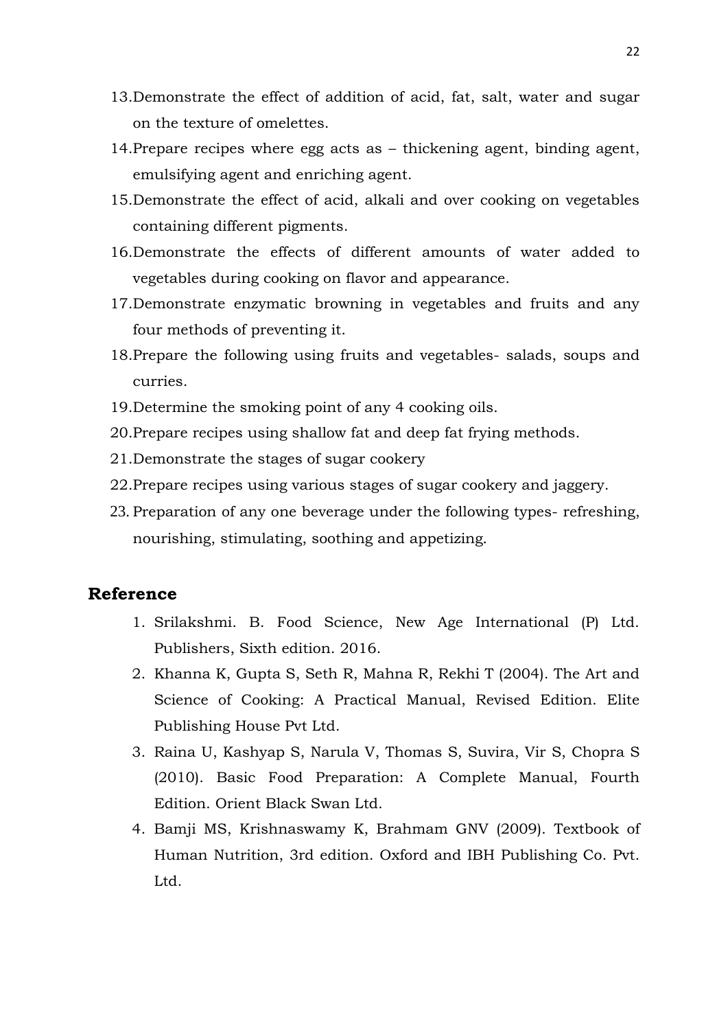13. Demonstrate the effect of addition of acid, fat, salt, water and sugar on the texture of omelettes.
14. Prepare recipes where egg acts as – thickening agent, binding agent, emulsifying agent and enriching agent.
15. Demonstrate the effect of acid, alkali and over cooking on vegetables containing different pigments.
16. Demonstrate the effects of different amounts of water added to vegetables during cooking on flavor and appearance.
17. Demonstrate enzymatic browning in vegetables and fruits and any four methods of preventing it.
18. Prepare the following using fruits and vegetables- salads, soups and curries.
19. Determine the smoking point of any 4 cooking oils.
20. Prepare recipes using shallow fat and deep fat frying methods.
21. Demonstrate the stages of sugar cookery
22. Prepare recipes using various stages of sugar cookery and jaggery.
23. Preparation of any one beverage under the following types- refreshing, nourishing, stimulating, soothing and appetizing.

## Reference

1. Srilakshmi. B. Food Science, New Age International (P) Ltd. Publishers, Sixth edition. 2016.
2. Khanna K, Gupta S, Seth R, Mahna R, Rekhi T (2004). The Art and Science of Cooking: A Practical Manual, Revised Edition. Elite Publishing House Pvt Ltd.
3. Raina U, Kashyap S, Narula V, Thomas S, Suvira, Vir S, Chopra S (2010). Basic Food Preparation: A Complete Manual, Fourth Edition. Orient Black Swan Ltd.
4. Bamji MS, Krishnaswamy K, Brahmam GNV (2009). Textbook of Human Nutrition, 3rd edition. Oxford and IBH Publishing Co. Pvt. Ltd.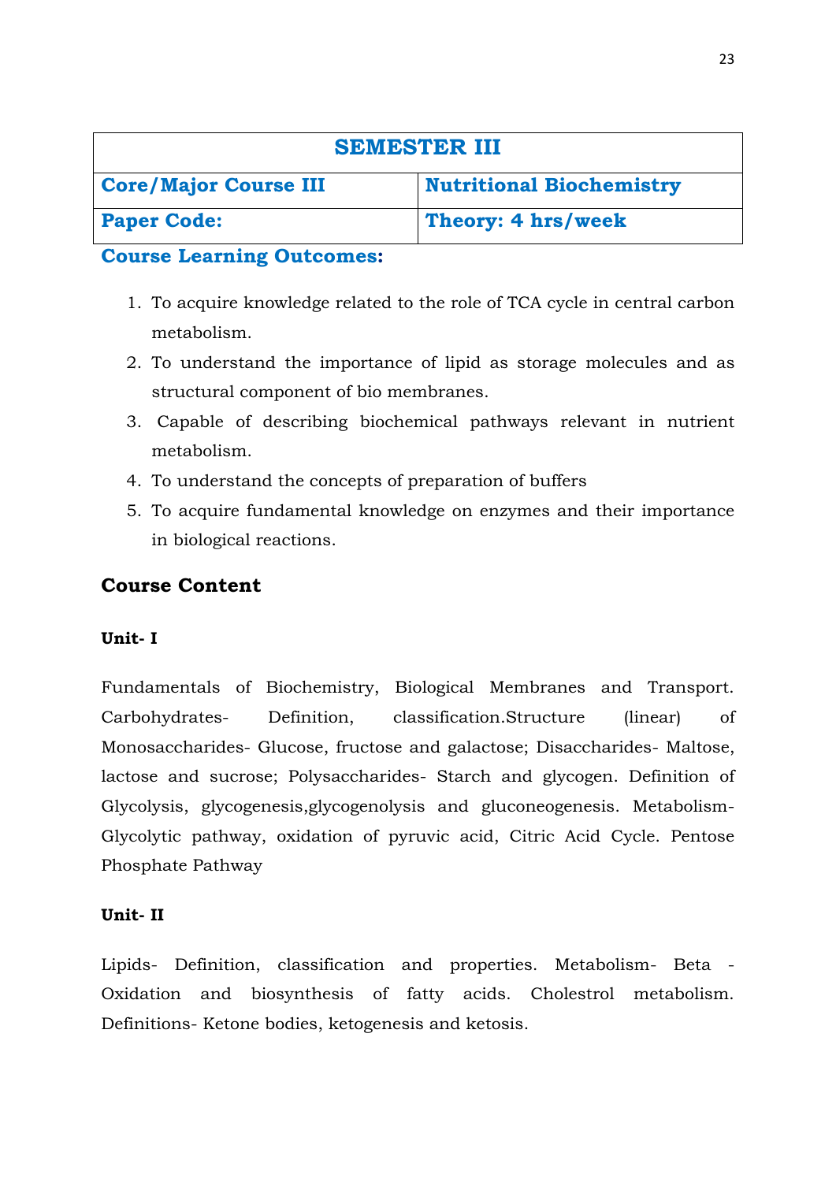| SEMESTER III | |
|---|---|
| **Core/Major Course III** | **Nutritional Biochemistry** |
| **Paper Code:** | **Theory: 4 hrs/week** |

**Course Learning Outcomes:**

1. To acquire knowledge related to the role of TCA cycle in central carbon metabolism.
2. To understand the importance of lipid as storage molecules and as structural component of bio membranes.
3. Capable of describing biochemical pathways relevant in nutrient metabolism.
4. To understand the concepts of preparation of buffers
5. To acquire fundamental knowledge on enzymes and their importance in biological reactions.

## Course Content

### Unit- I

Fundamentals of Biochemistry, Biological Membranes and Transport. Carbohydrates- Definition, classification.Structure (linear) of Monosaccharides- Glucose, fructose and galactose; Disaccharides- Maltose, lactose and sucrose; Polysaccharides- Starch and glycogen. Definition of Glycolysis, glycogenesis,glycogenolysis and gluconeogenesis. Metabolism- Glycolytic pathway, oxidation of pyruvic acid, Citric Acid Cycle. Pentose Phosphate Pathway

### Unit- II

Lipids- Definition, classification and properties. Metabolism- Beta - Oxidation and biosynthesis of fatty acids. Cholestrol metabolism. Definitions- Ketone bodies, ketogenesis and ketosis.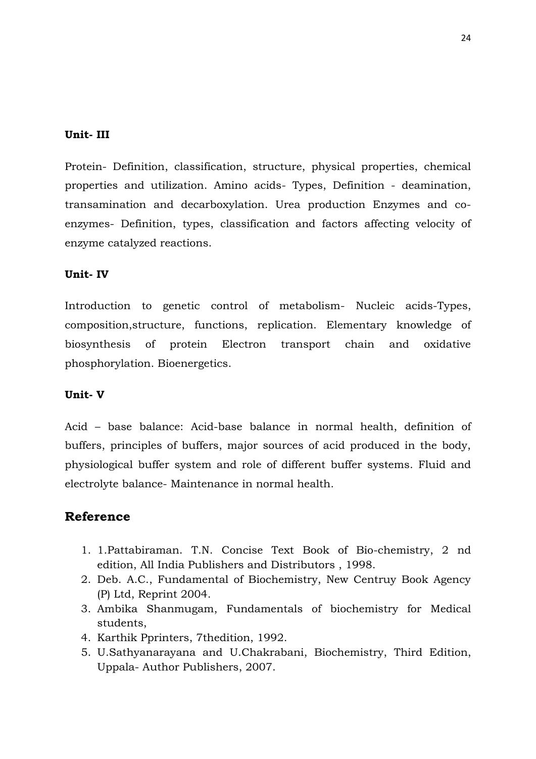**Unit- III**

Protein- Definition, classification, structure, physical properties, chemical properties and utilization. Amino acids- Types, Definition - deamination, transamination and decarboxylation. Urea production Enzymes and co-enzymes- Definition, types, classification and factors affecting velocity of enzyme catalyzed reactions.

**Unit- IV**

Introduction to genetic control of metabolism- Nucleic acids-Types, composition,structure, functions, replication. Elementary knowledge of biosynthesis of protein Electron transport chain and oxidative phosphorylation. Bioenergetics.

**Unit- V**

Acid – base balance: Acid-base balance in normal health, definition of buffers, principles of buffers, major sources of acid produced in the body, physiological buffer system and role of different buffer systems. Fluid and electrolyte balance- Maintenance in normal health.

## Reference

1. 1.Pattabiraman. T.N. Concise Text Book of Bio-chemistry, 2 nd edition, All India Publishers and Distributors , 1998.
2. Deb. A.C., Fundamental of Biochemistry, New Centruy Book Agency (P) Ltd, Reprint 2004.
3. Ambika Shanmugam, Fundamentals of biochemistry for Medical students,
4. Karthik Pprinters, 7thedition, 1992.
5. U.Sathyanarayana and U.Chakrabani, Biochemistry, Third Edition, Uppala- Author Publishers, 2007.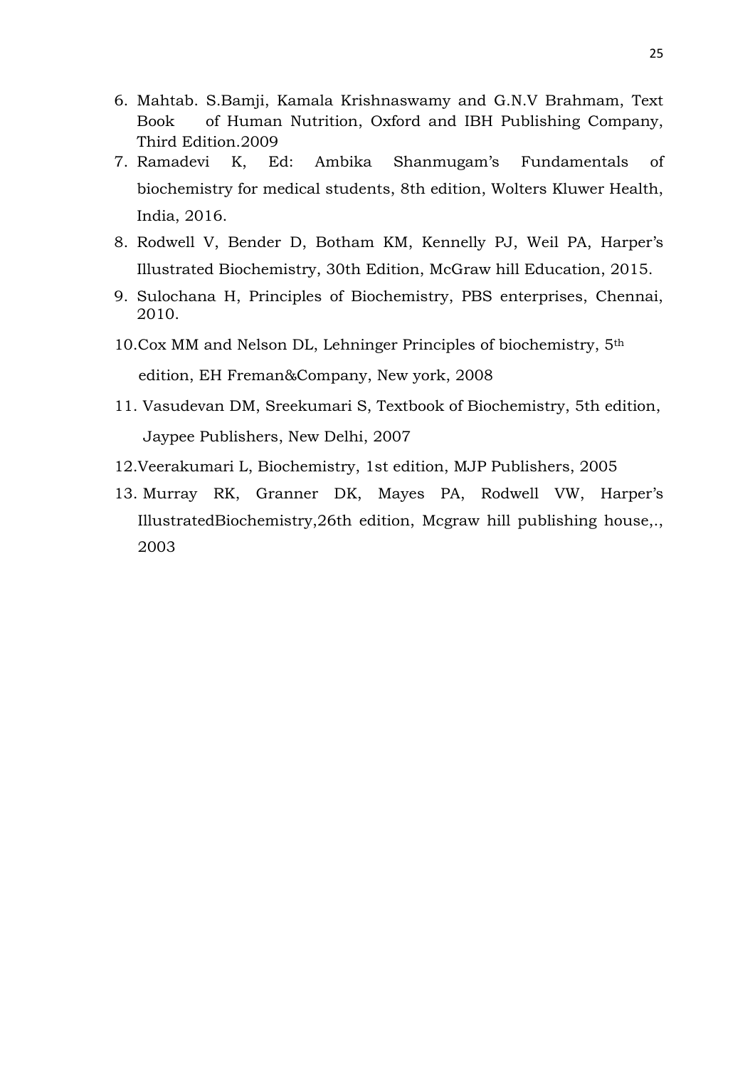6. Mahtab. S.Bamji, Kamala Krishnaswamy and G.N.V Brahmam, Text Book of Human Nutrition, Oxford and IBH Publishing Company, Third Edition.2009
7. Ramadevi K, Ed: Ambika Shanmugam's Fundamentals of biochemistry for medical students, 8th edition, Wolters Kluwer Health, India, 2016.
8. Rodwell V, Bender D, Botham KM, Kennelly PJ, Weil PA, Harper's Illustrated Biochemistry, 30th Edition, McGraw hill Education, 2015.
9. Sulochana H, Principles of Biochemistry, PBS enterprises, Chennai, 2010.
10. Cox MM and Nelson DL, Lehninger Principles of biochemistry, 5th edition, EH Freman&Company, New york, 2008
11. Vasudevan DM, Sreekumari S, Textbook of Biochemistry, 5th edition, Jaypee Publishers, New Delhi, 2007
12. Veerakumari L, Biochemistry, 1st edition, MJP Publishers, 2005
13. Murray RK, Granner DK, Mayes PA, Rodwell VW, Harper's IllustratedBiochemistry,26th edition, Mcgraw hill publishing house,., 2003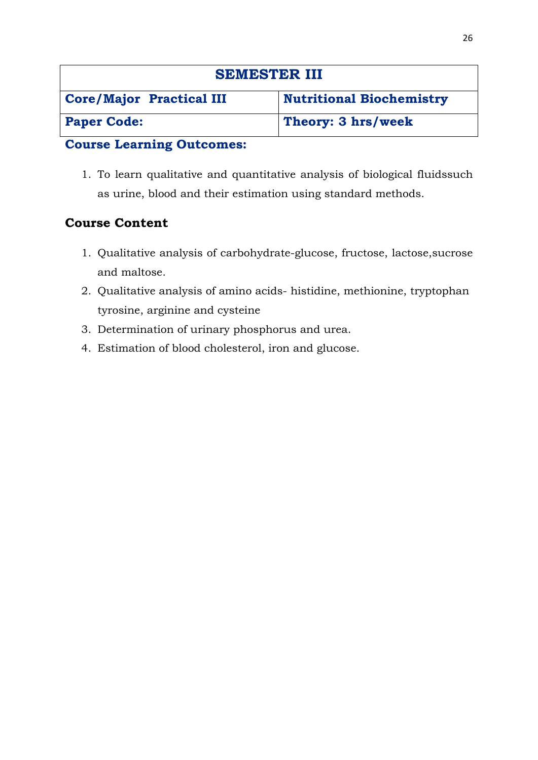| SEMESTER III | |
|---|---|
| **Core/Major Practical III** | **Nutritional Biochemistry** |
| **Paper Code:** | **Theory: 3 hrs/week** |

**Course Learning Outcomes:**

1. To learn qualitative and quantitative analysis of biological fluidssuch as urine, blood and their estimation using standard methods.

**Course Content**

1. Qualitative analysis of carbohydrate-glucose, fructose, lactose,sucrose and maltose.
2. Qualitative analysis of amino acids- histidine, methionine, tryptophan tyrosine, arginine and cysteine
3. Determination of urinary phosphorus and urea.
4. Estimation of blood cholesterol, iron and glucose.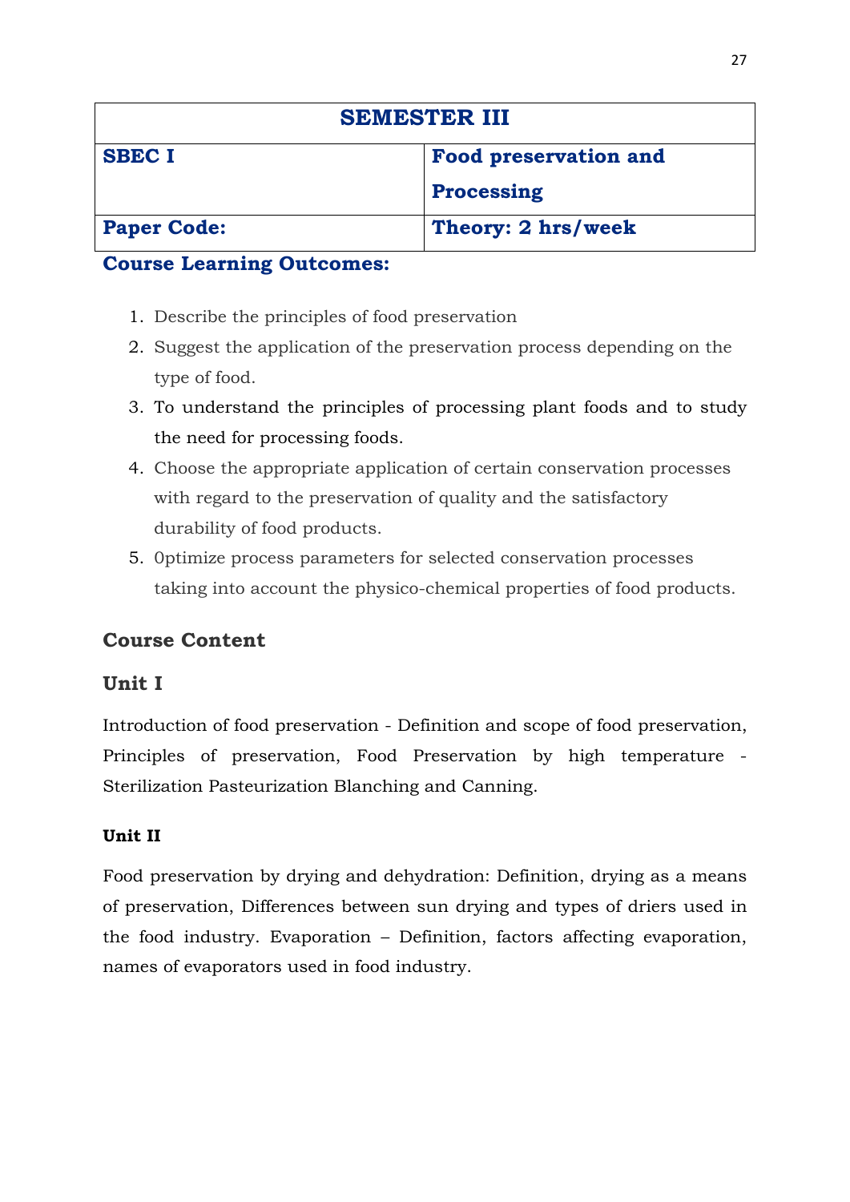| SEMESTER III | |
|---|---|
| **SBEC I** | **Food preservation and Processing** |
| **Paper Code:** | **Theory: 2 hrs/week** |

**Course Learning Outcomes:**

1. Describe the principles of food preservation
2. Suggest the application of the preservation process depending on the type of food.
3. To understand the principles of processing plant foods and to study the need for processing foods.
4. Choose the appropriate application of certain conservation processes with regard to the preservation of quality and the satisfactory durability of food products.
5. 0ptimize process parameters for selected conservation processes taking into account the physico-chemical properties of food products.

## Course Content

### Unit I

Introduction of food preservation - Definition and scope of food preservation, Principles of preservation, Food Preservation by high temperature - Sterilization Pasteurization Blanching and Canning.

**Unit II**

Food preservation by drying and dehydration: Definition, drying as a means of preservation, Differences between sun drying and types of driers used in the food industry. Evaporation – Definition, factors affecting evaporation, names of evaporators used in food industry.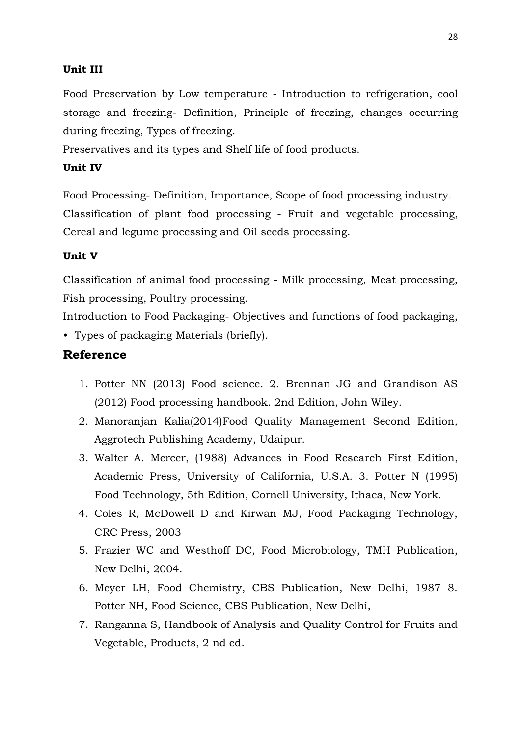**Unit III**

Food Preservation by Low temperature - Introduction to refrigeration, cool storage and freezing- Definition, Principle of freezing, changes occurring during freezing, Types of freezing.

Preservatives and its types and Shelf life of food products.

**Unit IV**

Food Processing- Definition, Importance, Scope of food processing industry.

Classification of plant food processing - Fruit and vegetable processing, Cereal and legume processing and Oil seeds processing.

**Unit V**

Classification of animal food processing - Milk processing, Meat processing, Fish processing, Poultry processing.

Introduction to Food Packaging- Objectives and functions of food packaging,

- Types of packaging Materials (briefly).

## Reference

1. Potter NN (2013) Food science. 2. Brennan JG and Grandison AS (2012) Food processing handbook. 2nd Edition, John Wiley.
2. Manoranjan Kalia(2014)Food Quality Management Second Edition, Aggrotech Publishing Academy, Udaipur.
3. Walter A. Mercer, (1988) Advances in Food Research First Edition, Academic Press, University of California, U.S.A. 3. Potter N (1995) Food Technology, 5th Edition, Cornell University, Ithaca, New York.
4. Coles R, McDowell D and Kirwan MJ, Food Packaging Technology, CRC Press, 2003
5. Frazier WC and Westhoff DC, Food Microbiology, TMH Publication, New Delhi, 2004.
6. Meyer LH, Food Chemistry, CBS Publication, New Delhi, 1987 8. Potter NH, Food Science, CBS Publication, New Delhi,
7. Ranganna S, Handbook of Analysis and Quality Control for Fruits and Vegetable, Products, 2 nd ed.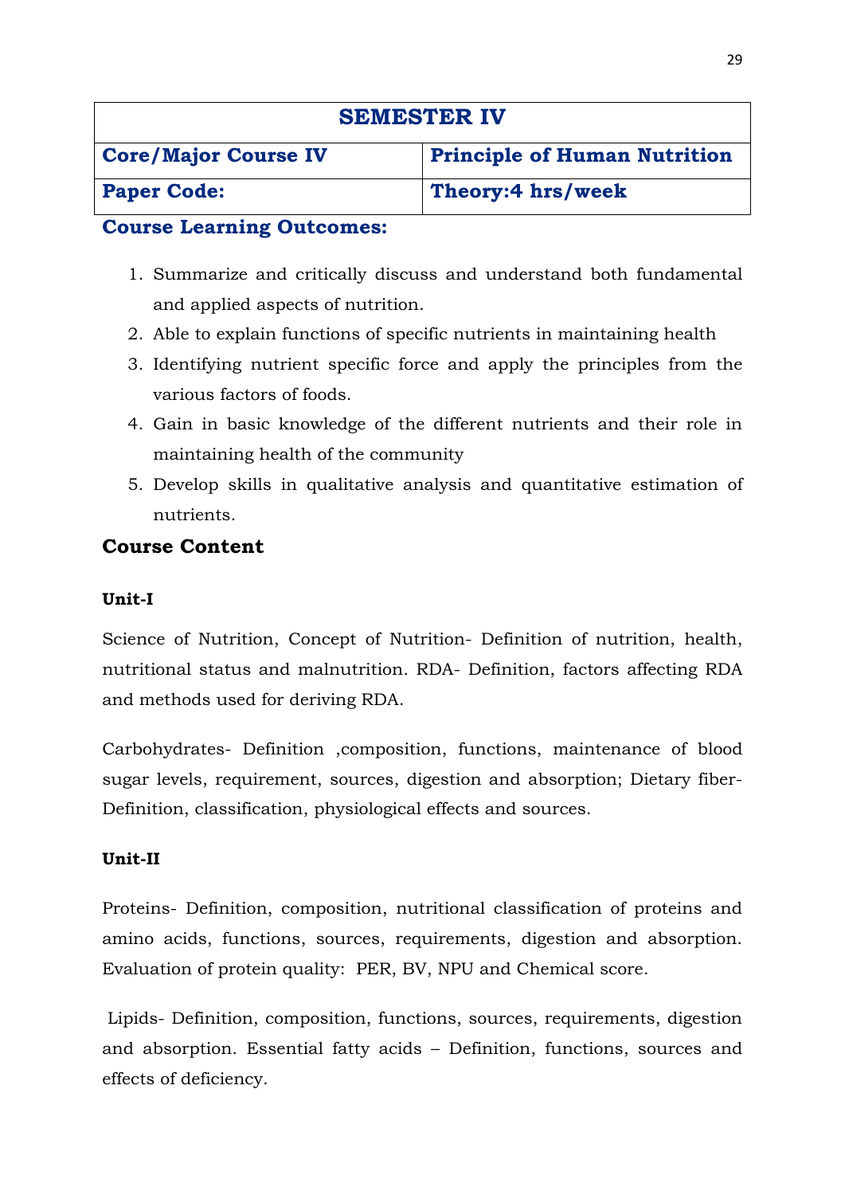| SEMESTER IV | |
|---|---|
| **Core/Major Course IV** | **Principle of Human Nutrition** |
| **Paper Code:** | **Theory:4 hrs/week** |

**Course Learning Outcomes:**

1. Summarize and critically discuss and understand both fundamental and applied aspects of nutrition.
2. Able to explain functions of specific nutrients in maintaining health
3. Identifying nutrient specific force and apply the principles from the various factors of foods.
4. Gain in basic knowledge of the different nutrients and their role in maintaining health of the community
5. Develop skills in qualitative analysis and quantitative estimation of nutrients.

## Course Content

**Unit-I**

Science of Nutrition, Concept of Nutrition- Definition of nutrition, health, nutritional status and malnutrition. RDA- Definition, factors affecting RDA and methods used for deriving RDA.

Carbohydrates- Definition ,composition, functions, maintenance of blood sugar levels, requirement, sources, digestion and absorption; Dietary fiber- Definition, classification, physiological effects and sources.

**Unit-II**

Proteins- Definition, composition, nutritional classification of proteins and amino acids, functions, sources, requirements, digestion and absorption. Evaluation of protein quality: PER, BV, NPU and Chemical score.

Lipids- Definition, composition, functions, sources, requirements, digestion and absorption. Essential fatty acids – Definition, functions, sources and effects of deficiency.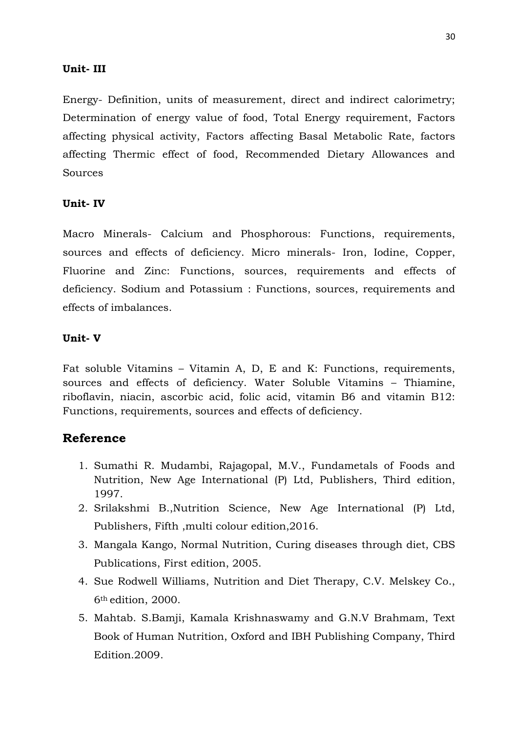**Unit- III**

Energy- Definition, units of measurement, direct and indirect calorimetry; Determination of energy value of food, Total Energy requirement, Factors affecting physical activity, Factors affecting Basal Metabolic Rate, factors affecting Thermic effect of food, Recommended Dietary Allowances and Sources

**Unit- IV**

Macro Minerals- Calcium and Phosphorous: Functions, requirements, sources and effects of deficiency. Micro minerals- Iron, Iodine, Copper, Fluorine and Zinc: Functions, sources, requirements and effects of deficiency. Sodium and Potassium : Functions, sources, requirements and effects of imbalances.

**Unit- V**

Fat soluble Vitamins – Vitamin A, D, E and K: Functions, requirements, sources and effects of deficiency. Water Soluble Vitamins – Thiamine, riboflavin, niacin, ascorbic acid, folic acid, vitamin B6 and vitamin B12: Functions, requirements, sources and effects of deficiency.

## Reference

1. Sumathi R. Mudambi, Rajagopal, M.V., Fundametals of Foods and Nutrition, New Age International (P) Ltd, Publishers, Third edition, 1997.
2. Srilakshmi B.,Nutrition Science, New Age International (P) Ltd, Publishers, Fifth ,multi colour edition,2016.
3. Mangala Kango, Normal Nutrition, Curing diseases through diet, CBS Publications, First edition, 2005.
4. Sue Rodwell Williams, Nutrition and Diet Therapy, C.V. Melskey Co., 6th edition, 2000.
5. Mahtab. S.Bamji, Kamala Krishnaswamy and G.N.V Brahmam, Text Book of Human Nutrition, Oxford and IBH Publishing Company, Third Edition.2009.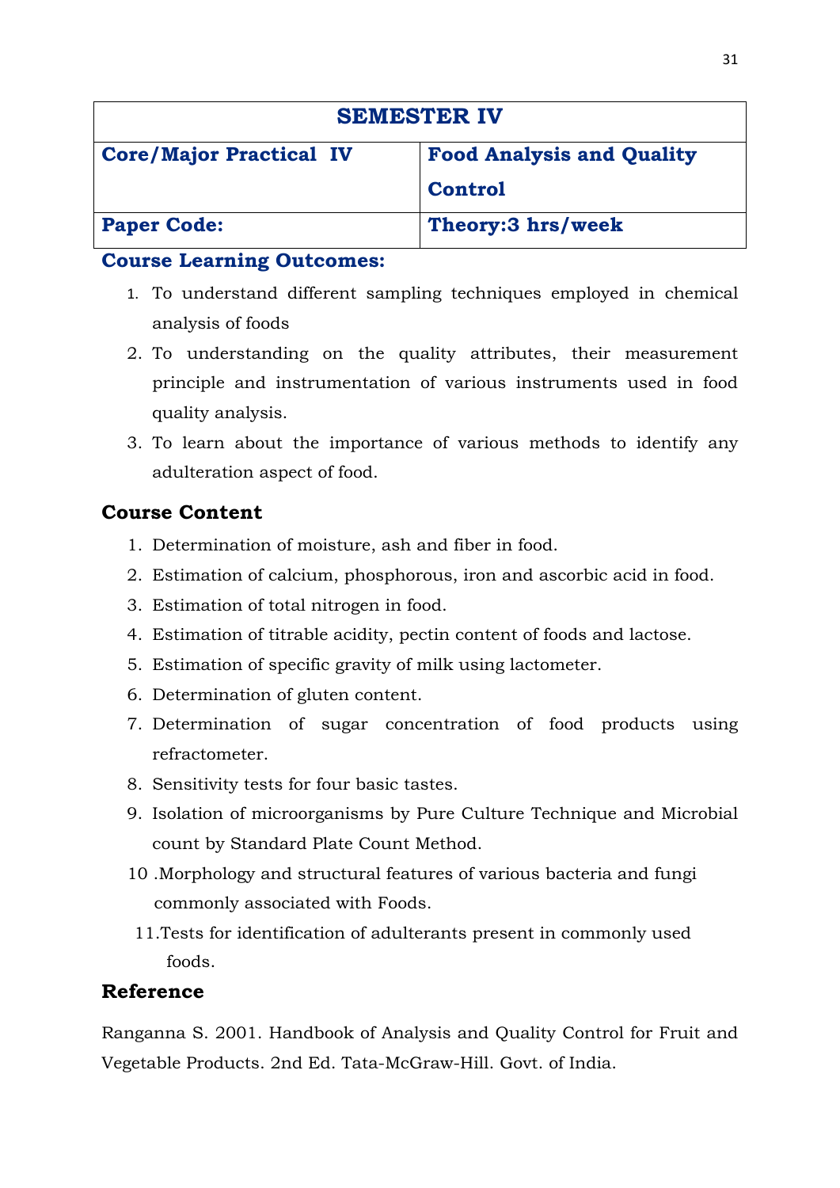| SEMESTER IV | |
|---|---|
| **Core/Major Practical IV** | **Food Analysis and Quality Control** |
| **Paper Code:** | **Theory:3 hrs/week** |

**Course Learning Outcomes:**

1. To understand different sampling techniques employed in chemical analysis of foods
2. To understanding on the quality attributes, their measurement principle and instrumentation of various instruments used in food quality analysis.
3. To learn about the importance of various methods to identify any adulteration aspect of food.

## Course Content

1. Determination of moisture, ash and fiber in food.
2. Estimation of calcium, phosphorous, iron and ascorbic acid in food.
3. Estimation of total nitrogen in food.
4. Estimation of titrable acidity, pectin content of foods and lactose.
5. Estimation of specific gravity of milk using lactometer.
6. Determination of gluten content.
7. Determination of sugar concentration of food products using refractometer.
8. Sensitivity tests for four basic tastes.
9. Isolation of microorganisms by Pure Culture Technique and Microbial count by Standard Plate Count Method.
10. Morphology and structural features of various bacteria and fungi commonly associated with Foods.
11. Tests for identification of adulterants present in commonly used foods.

## Reference

Ranganna S. 2001. Handbook of Analysis and Quality Control for Fruit and Vegetable Products. 2nd Ed. Tata-McGraw-Hill. Govt. of India.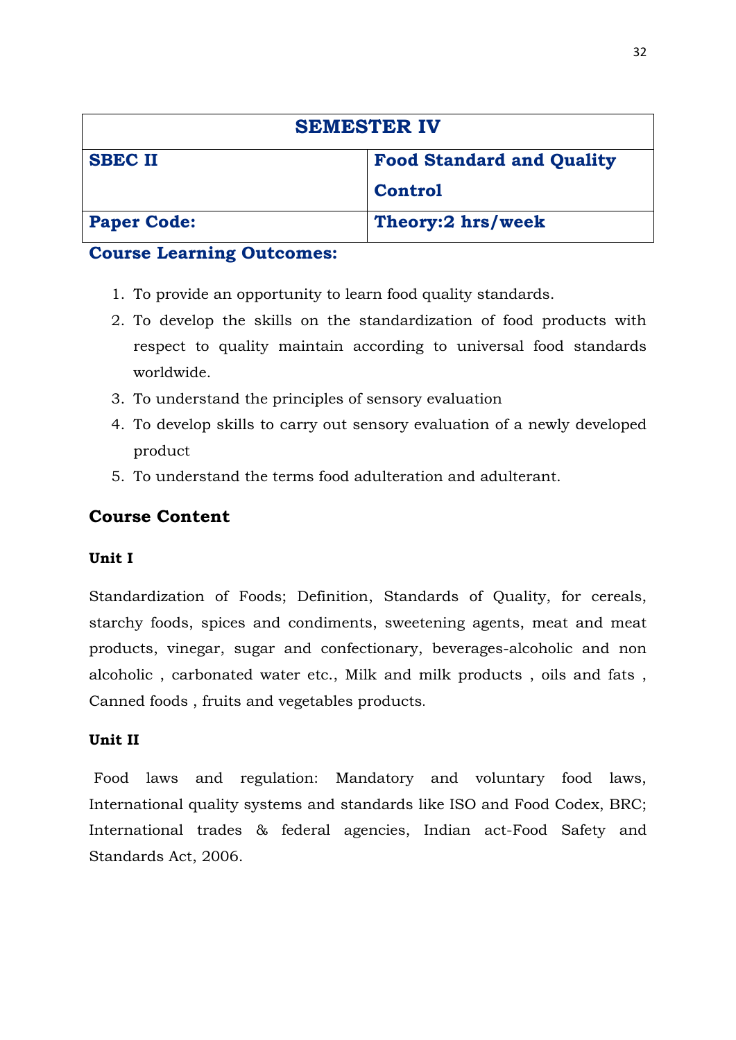| SEMESTER IV | |
|---|---|
| **SBEC II** | **Food Standard and Quality Control** |
| **Paper Code:** | **Theory:2 hrs/week** |

**Course Learning Outcomes:**

1. To provide an opportunity to learn food quality standards.
2. To develop the skills on the standardization of food products with respect to quality maintain according to universal food standards worldwide.
3. To understand the principles of sensory evaluation
4. To develop skills to carry out sensory evaluation of a newly developed product
5. To understand the terms food adulteration and adulterant.

## Course Content

### Unit I

Standardization of Foods; Definition, Standards of Quality, for cereals, starchy foods, spices and condiments, sweetening agents, meat and meat products, vinegar, sugar and confectionary, beverages-alcoholic and non alcoholic , carbonated water etc., Milk and milk products , oils and fats , Canned foods , fruits and vegetables products.

### Unit II

Food laws and regulation: Mandatory and voluntary food laws, International quality systems and standards like ISO and Food Codex, BRC; International trades & federal agencies, Indian act-Food Safety and Standards Act, 2006.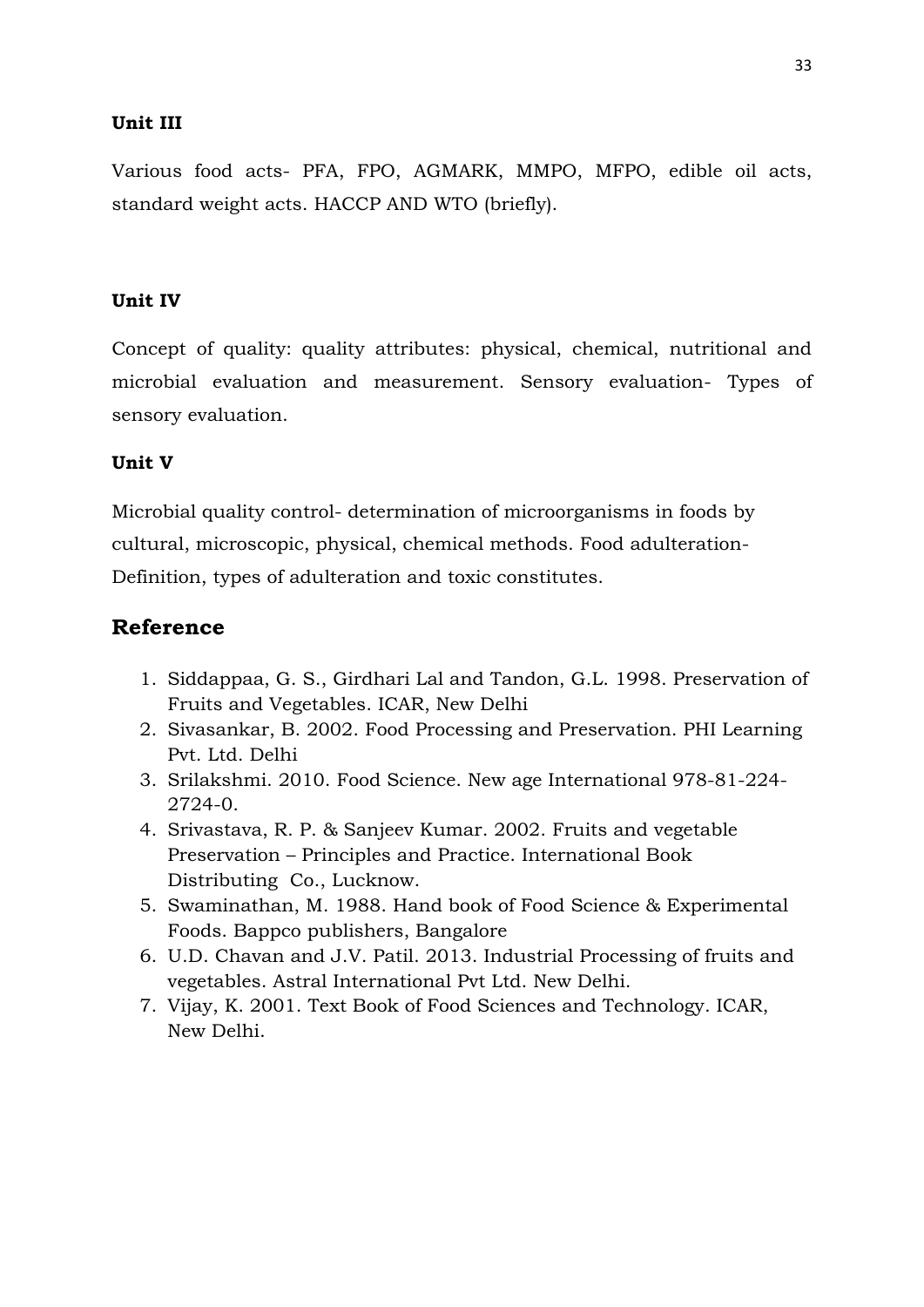### Unit III

Various food acts- PFA, FPO, AGMARK, MMPO, MFPO, edible oil acts, standard weight acts. HACCP AND WTO (briefly).

### Unit IV

Concept of quality: quality attributes: physical, chemical, nutritional and microbial evaluation and measurement. Sensory evaluation- Types of sensory evaluation.

### Unit V

Microbial quality control- determination of microorganisms in foods by cultural, microscopic, physical, chemical methods. Food adulteration- Definition, types of adulteration and toxic constitutes.

## Reference

1. Siddappaa, G. S., Girdhari Lal and Tandon, G.L. 1998. Preservation of Fruits and Vegetables. ICAR, New Delhi
2. Sivasankar, B. 2002. Food Processing and Preservation. PHI Learning Pvt. Ltd. Delhi
3. Srilakshmi. 2010. Food Science. New age International 978-81-224-2724-0.
4. Srivastava, R. P. & Sanjeev Kumar. 2002. Fruits and vegetable Preservation – Principles and Practice. International Book Distributing Co., Lucknow.
5. Swaminathan, M. 1988. Hand book of Food Science & Experimental Foods. Bappco publishers, Bangalore
6. U.D. Chavan and J.V. Patil. 2013. Industrial Processing of fruits and vegetables. Astral International Pvt Ltd. New Delhi.
7. Vijay, K. 2001. Text Book of Food Sciences and Technology. ICAR, New Delhi.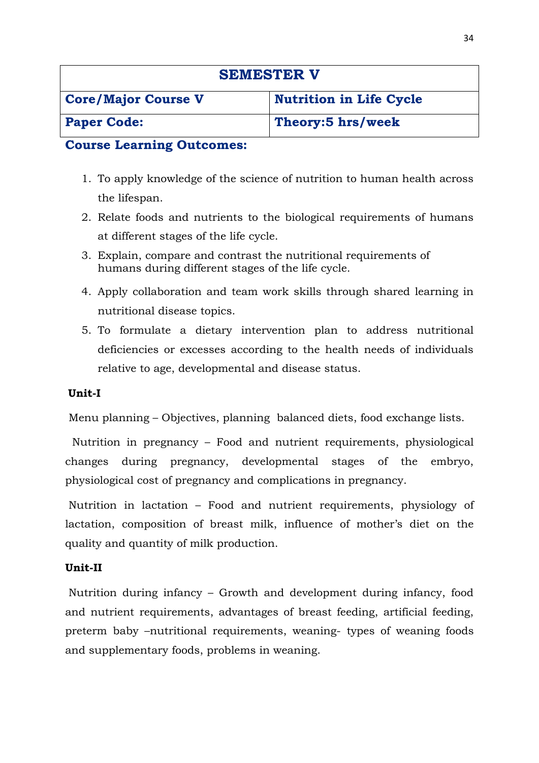| SEMESTER V | |
|---|---|
| **Core/Major Course V** | **Nutrition in Life Cycle** |
| **Paper Code:** | **Theory:5 hrs/week** |

**Course Learning Outcomes:**

1. To apply knowledge of the science of nutrition to human health across the lifespan.
2. Relate foods and nutrients to the biological requirements of humans at different stages of the life cycle.
3. Explain, compare and contrast the nutritional requirements of humans during different stages of the life cycle.
4. Apply collaboration and team work skills through shared learning in nutritional disease topics.
5. To formulate a dietary intervention plan to address nutritional deficiencies or excesses according to the health needs of individuals relative to age, developmental and disease status.

**Unit-I**

Menu planning – Objectives, planning balanced diets, food exchange lists.

Nutrition in pregnancy – Food and nutrient requirements, physiological changes during pregnancy, developmental stages of the embryo, physiological cost of pregnancy and complications in pregnancy.

Nutrition in lactation – Food and nutrient requirements, physiology of lactation, composition of breast milk, influence of mother's diet on the quality and quantity of milk production.

**Unit-II**

Nutrition during infancy – Growth and development during infancy, food and nutrient requirements, advantages of breast feeding, artificial feeding, preterm baby –nutritional requirements, weaning- types of weaning foods and supplementary foods, problems in weaning.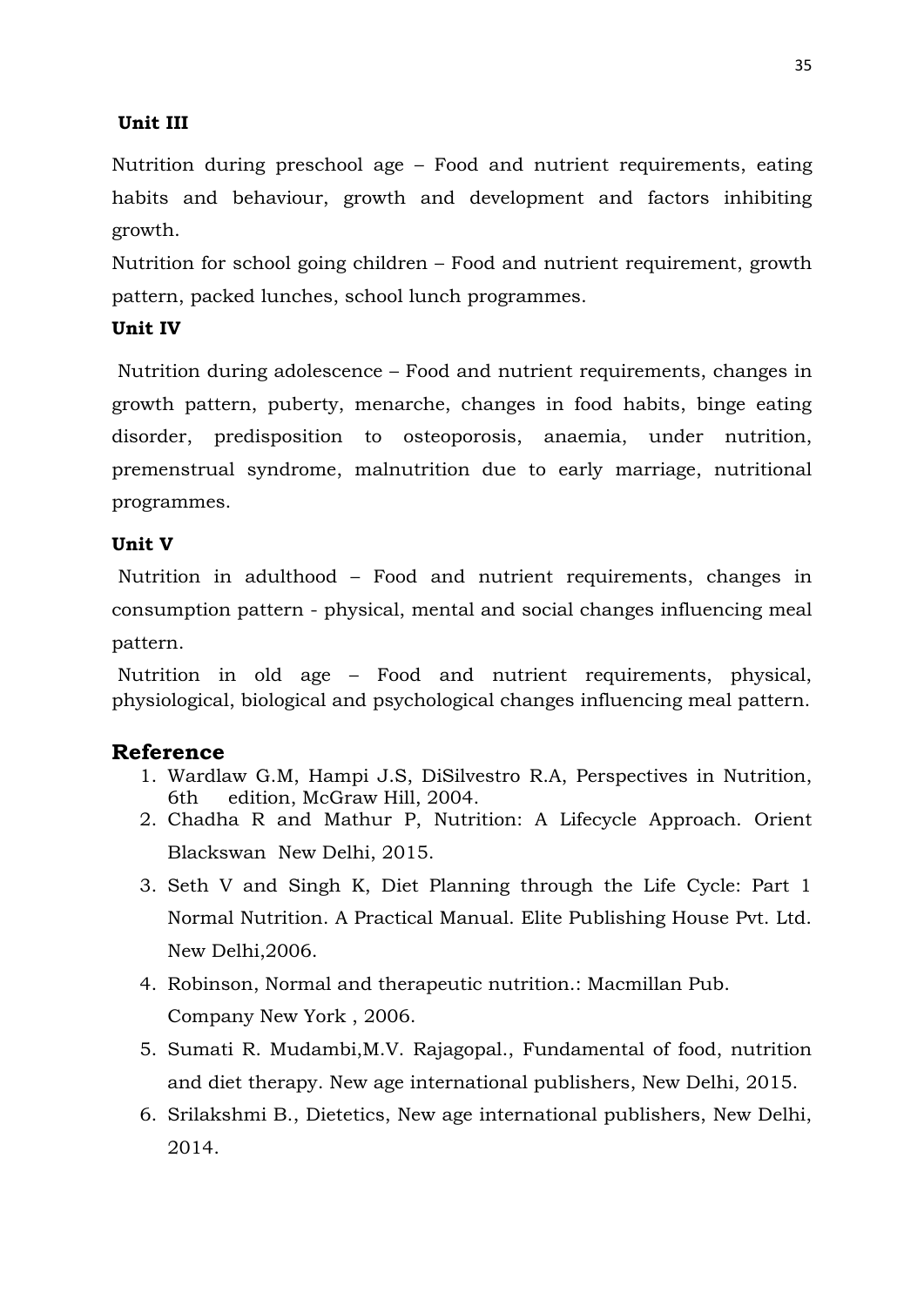**Unit III**

Nutrition during preschool age – Food and nutrient requirements, eating habits and behaviour, growth and development and factors inhibiting growth.

Nutrition for school going children – Food and nutrient requirement, growth pattern, packed lunches, school lunch programmes.

**Unit IV**

Nutrition during adolescence – Food and nutrient requirements, changes in growth pattern, puberty, menarche, changes in food habits, binge eating disorder, predisposition to osteoporosis, anaemia, under nutrition, premenstrual syndrome, malnutrition due to early marriage, nutritional programmes.

**Unit V**

Nutrition in adulthood – Food and nutrient requirements, changes in consumption pattern - physical, mental and social changes influencing meal pattern.

Nutrition in old age – Food and nutrient requirements, physical, physiological, biological and psychological changes influencing meal pattern.

## Reference

1. Wardlaw G.M, Hampi J.S, DiSilvestro R.A, Perspectives in Nutrition, 6th edition, McGraw Hill, 2004.
2. Chadha R and Mathur P, Nutrition: A Lifecycle Approach. Orient Blackswan New Delhi, 2015.
3. Seth V and Singh K, Diet Planning through the Life Cycle: Part 1 Normal Nutrition. A Practical Manual. Elite Publishing House Pvt. Ltd. New Delhi,2006.
4. Robinson, Normal and therapeutic nutrition.: Macmillan Pub. Company New York , 2006.
5. Sumati R. Mudambi,M.V. Rajagopal., Fundamental of food, nutrition and diet therapy. New age international publishers, New Delhi, 2015.
6. Srilakshmi B., Dietetics, New age international publishers, New Delhi, 2014.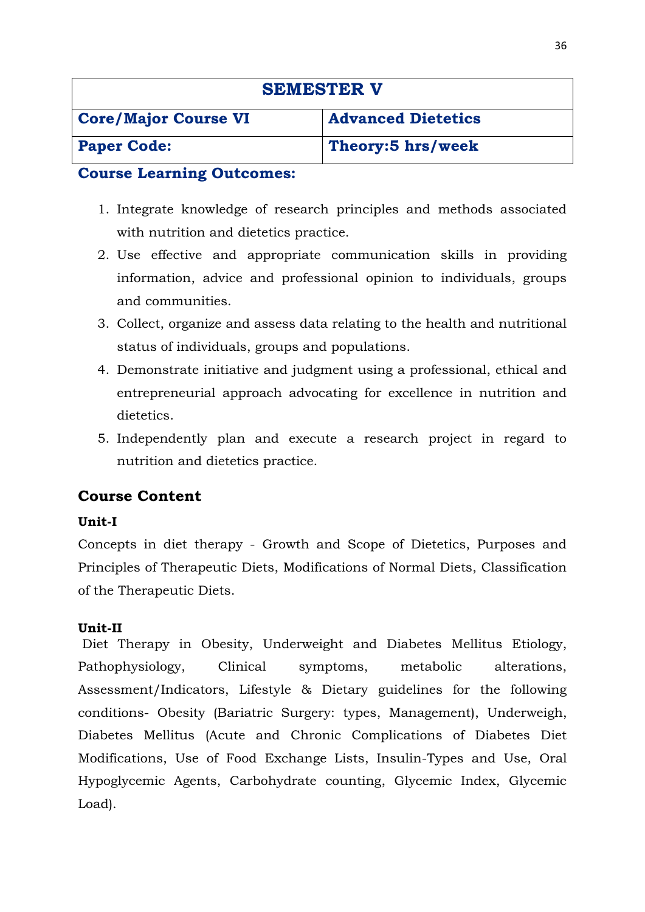| SEMESTER V | |
|---|---|
| **Core/Major Course VI** | **Advanced Dietetics** |
| **Paper Code:** | **Theory:5 hrs/week** |

**Course Learning Outcomes:**

1. Integrate knowledge of research principles and methods associated with nutrition and dietetics practice.
2. Use effective and appropriate communication skills in providing information, advice and professional opinion to individuals, groups and communities.
3. Collect, organize and assess data relating to the health and nutritional status of individuals, groups and populations.
4. Demonstrate initiative and judgment using a professional, ethical and entrepreneurial approach advocating for excellence in nutrition and dietetics.
5. Independently plan and execute a research project in regard to nutrition and dietetics practice.

## Course Content

**Unit-I**

Concepts in diet therapy - Growth and Scope of Dietetics, Purposes and Principles of Therapeutic Diets, Modifications of Normal Diets, Classification of the Therapeutic Diets.

**Unit-II**

Diet Therapy in Obesity, Underweight and Diabetes Mellitus Etiology, Pathophysiology, Clinical symptoms, metabolic alterations, Assessment/Indicators, Lifestyle & Dietary guidelines for the following conditions- Obesity (Bariatric Surgery: types, Management), Underweigh, Diabetes Mellitus (Acute and Chronic Complications of Diabetes Diet Modifications, Use of Food Exchange Lists, Insulin-Types and Use, Oral Hypoglycemic Agents, Carbohydrate counting, Glycemic Index, Glycemic Load).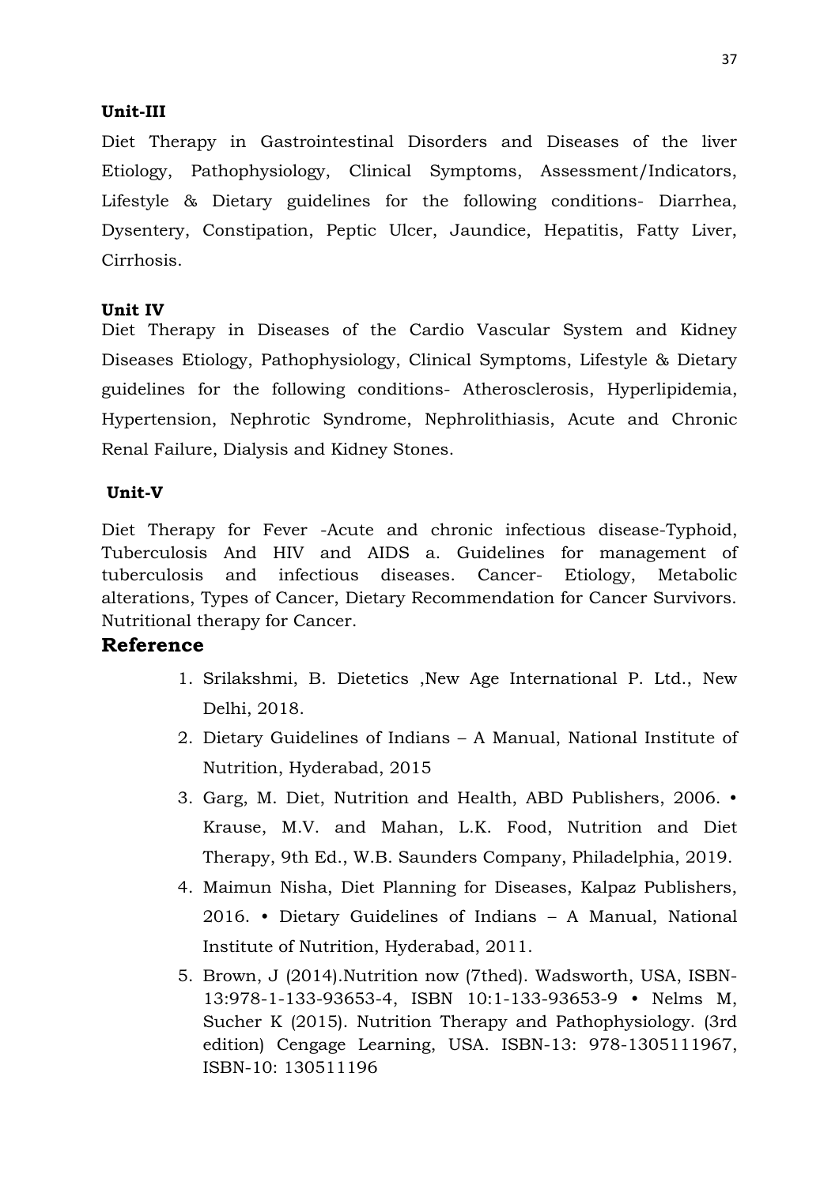**Unit-III**

Diet Therapy in Gastrointestinal Disorders and Diseases of the liver Etiology, Pathophysiology, Clinical Symptoms, Assessment/Indicators, Lifestyle & Dietary guidelines for the following conditions- Diarrhea, Dysentery, Constipation, Peptic Ulcer, Jaundice, Hepatitis, Fatty Liver, Cirrhosis.

**Unit IV**

Diet Therapy in Diseases of the Cardio Vascular System and Kidney Diseases Etiology, Pathophysiology, Clinical Symptoms, Lifestyle & Dietary guidelines for the following conditions- Atherosclerosis, Hyperlipidemia, Hypertension, Nephrotic Syndrome, Nephrolithiasis, Acute and Chronic Renal Failure, Dialysis and Kidney Stones.

**Unit-V**

Diet Therapy for Fever -Acute and chronic infectious disease-Typhoid, Tuberculosis And HIV and AIDS a. Guidelines for management of tuberculosis and infectious diseases. Cancer- Etiology, Metabolic alterations, Types of Cancer, Dietary Recommendation for Cancer Survivors. Nutritional therapy for Cancer.

## Reference

1. Srilakshmi, B. Dietetics ,New Age International P. Ltd., New Delhi, 2018.
2. Dietary Guidelines of Indians – A Manual, National Institute of Nutrition, Hyderabad, 2015
3. Garg, M. Diet, Nutrition and Health, ABD Publishers, 2006. • Krause, M.V. and Mahan, L.K. Food, Nutrition and Diet Therapy, 9th Ed., W.B. Saunders Company, Philadelphia, 2019.
4. Maimun Nisha, Diet Planning for Diseases, Kalpaz Publishers, 2016. • Dietary Guidelines of Indians – A Manual, National Institute of Nutrition, Hyderabad, 2011.
5. Brown, J (2014).Nutrition now (7thed). Wadsworth, USA, ISBN-13:978-1-133-93653-4, ISBN 10:1-133-93653-9 • Nelms M, Sucher K (2015). Nutrition Therapy and Pathophysiology. (3rd edition) Cengage Learning, USA. ISBN-13: 978-1305111967, ISBN-10: 130511196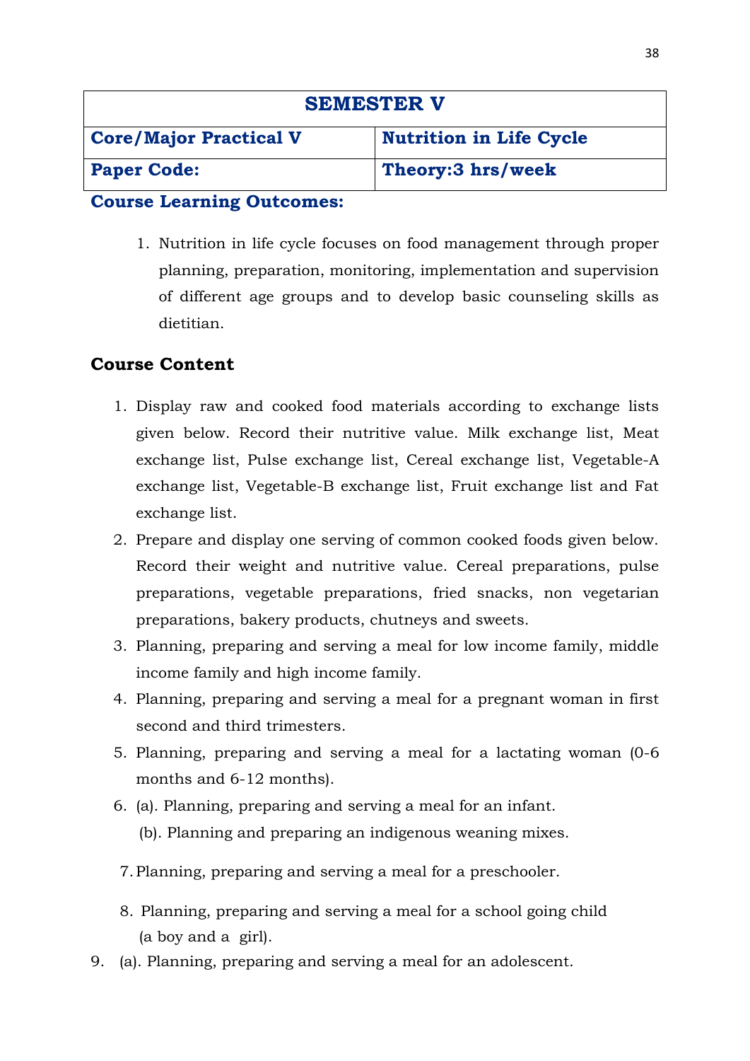| SEMESTER V | |
|---|---|
| **Core/Major Practical V** | **Nutrition in Life Cycle** |
| **Paper Code:** | **Theory:3 hrs/week** |

**Course Learning Outcomes:**

1. Nutrition in life cycle focuses on food management through proper planning, preparation, monitoring, implementation and supervision of different age groups and to develop basic counseling skills as dietitian.

**Course Content**

1. Display raw and cooked food materials according to exchange lists given below. Record their nutritive value. Milk exchange list, Meat exchange list, Pulse exchange list, Cereal exchange list, Vegetable-A exchange list, Vegetable-B exchange list, Fruit exchange list and Fat exchange list.
2. Prepare and display one serving of common cooked foods given below. Record their weight and nutritive value. Cereal preparations, pulse preparations, vegetable preparations, fried snacks, non vegetarian preparations, bakery products, chutneys and sweets.
3. Planning, preparing and serving a meal for low income family, middle income family and high income family.
4. Planning, preparing and serving a meal for a pregnant woman in first second and third trimesters.
5. Planning, preparing and serving a meal for a lactating woman (0-6 months and 6-12 months).
6. (a). Planning, preparing and serving a meal for an infant.
   (b). Planning and preparing an indigenous weaning mixes.
7. Planning, preparing and serving a meal for a preschooler.
8. Planning, preparing and serving a meal for a school going child (a boy and a girl).
9. (a). Planning, preparing and serving a meal for an adolescent.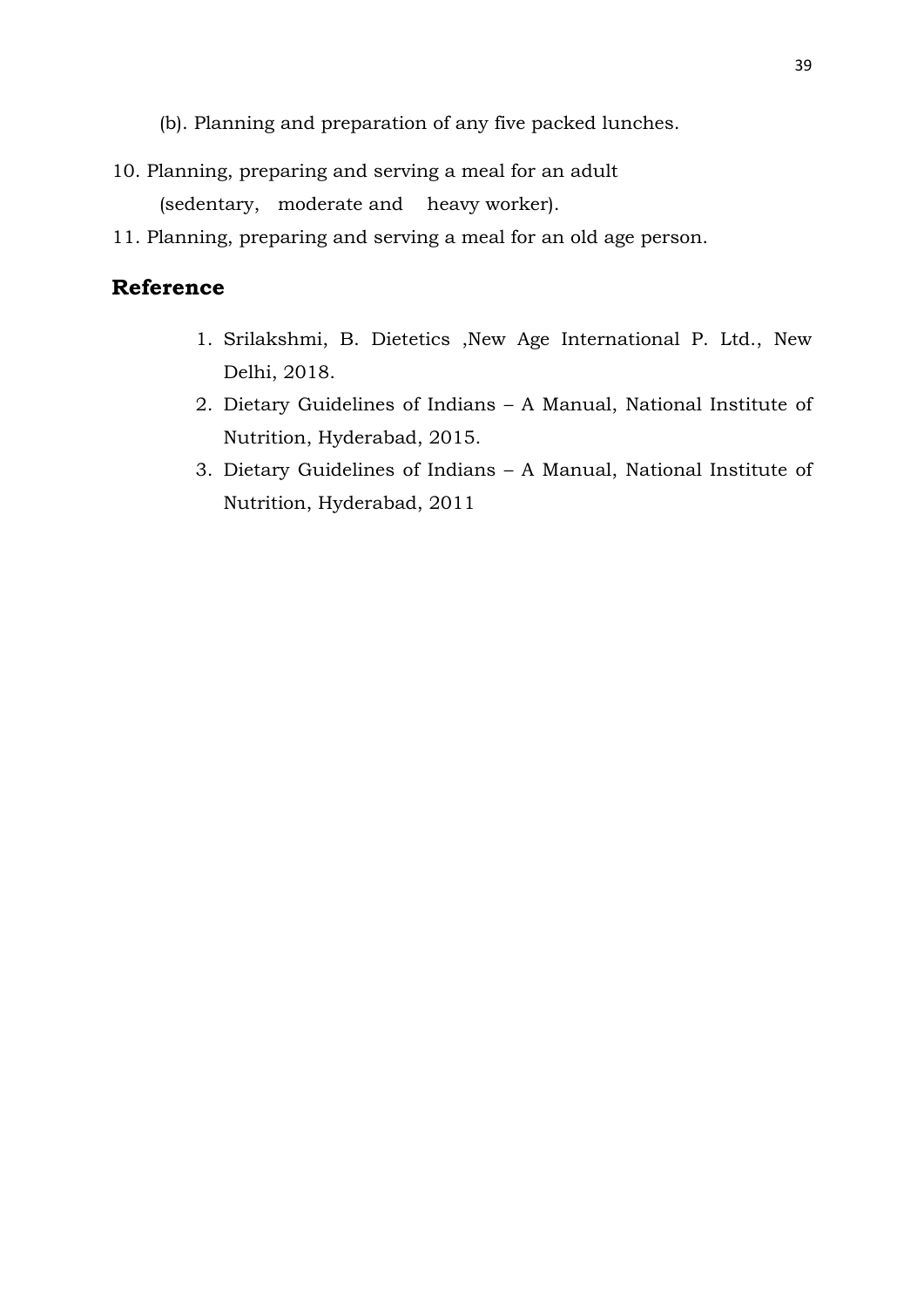(b). Planning and preparation of any five packed lunches.

10. Planning, preparing and serving a meal for an adult
    (sedentary, moderate and heavy worker).
11. Planning, preparing and serving a meal for an old age person.

## Reference

1. Srilakshmi, B. Dietetics ,New Age International P. Ltd., New Delhi, 2018.
2. Dietary Guidelines of Indians – A Manual, National Institute of Nutrition, Hyderabad, 2015.
3. Dietary Guidelines of Indians – A Manual, National Institute of Nutrition, Hyderabad, 2011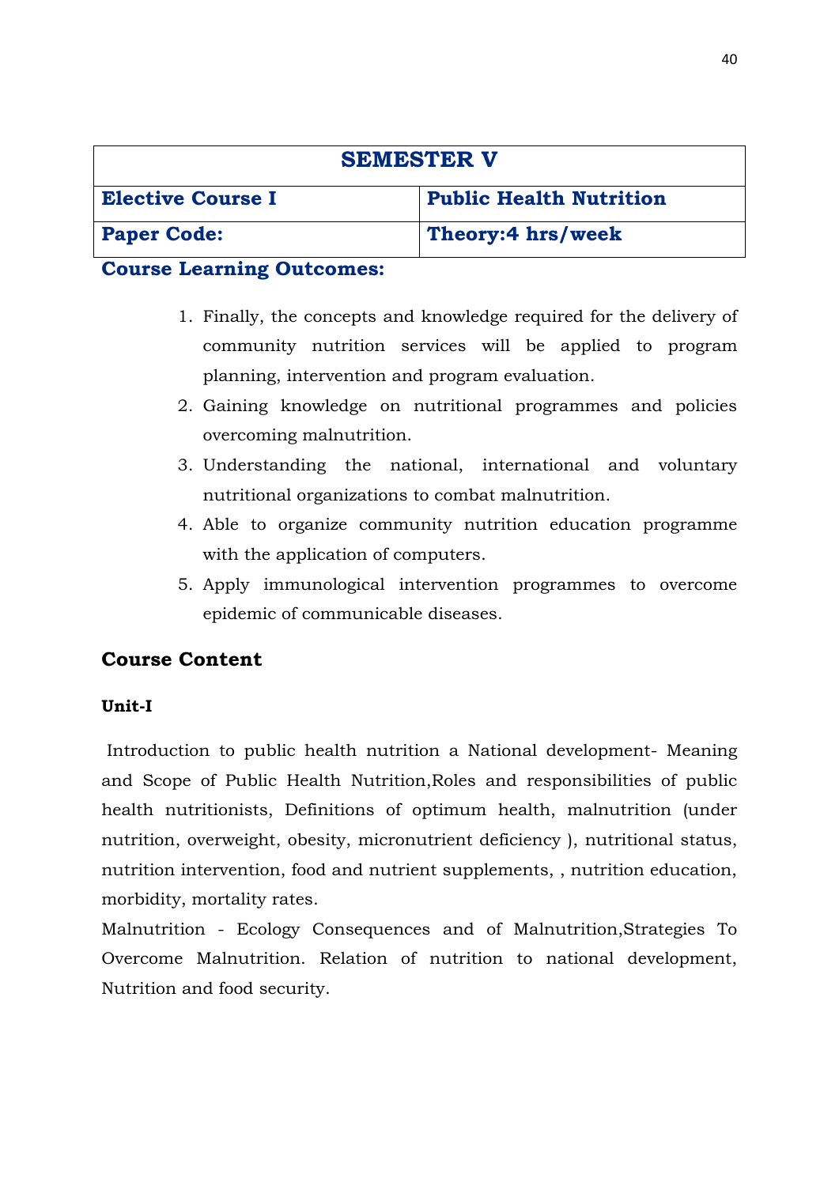| **SEMESTER V** | |
|---|---|
| **Elective Course I** | **Public Health Nutrition** |
| **Paper Code:** | **Theory:4 hrs/week** |

**Course Learning Outcomes:**

1. Finally, the concepts and knowledge required for the delivery of community nutrition services will be applied to program planning, intervention and program evaluation.
2. Gaining knowledge on nutritional programmes and policies overcoming malnutrition.
3. Understanding the national, international and voluntary nutritional organizations to combat malnutrition.
4. Able to organize community nutrition education programme with the application of computers.
5. Apply immunological intervention programmes to overcome epidemic of communicable diseases.

## Course Content

**Unit-I**

Introduction to public health nutrition a National development- Meaning and Scope of Public Health Nutrition,Roles and responsibilities of public health nutritionists, Definitions of optimum health, malnutrition (under nutrition, overweight, obesity, micronutrient deficiency ), nutritional status, nutrition intervention, food and nutrient supplements, , nutrition education, morbidity, mortality rates.

Malnutrition - Ecology Consequences and of Malnutrition,Strategies To Overcome Malnutrition. Relation of nutrition to national development, Nutrition and food security.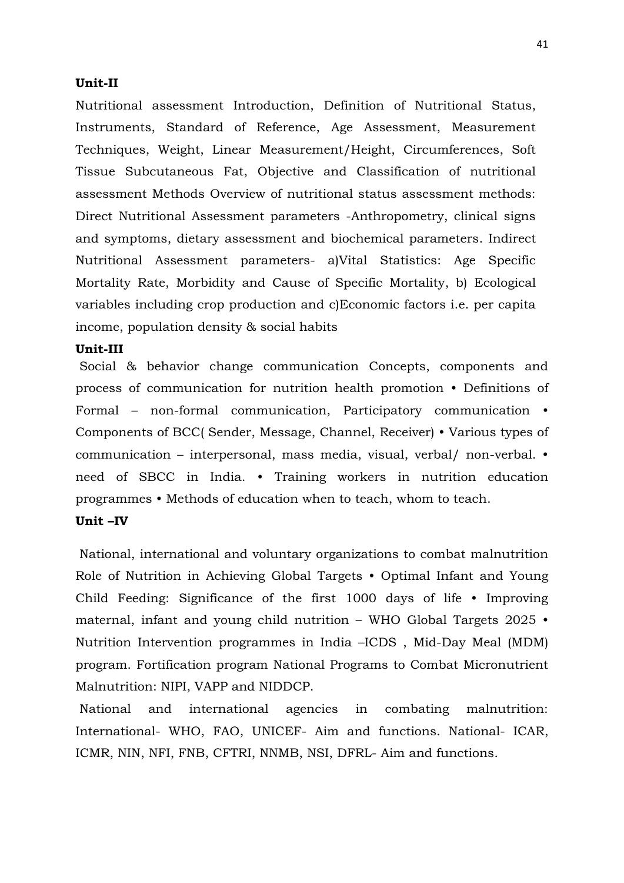**Unit-II**

Nutritional assessment Introduction, Definition of Nutritional Status, Instruments, Standard of Reference, Age Assessment, Measurement Techniques, Weight, Linear Measurement/Height, Circumferences, Soft Tissue Subcutaneous Fat, Objective and Classification of nutritional assessment Methods Overview of nutritional status assessment methods: Direct Nutritional Assessment parameters -Anthropometry, clinical signs and symptoms, dietary assessment and biochemical parameters. Indirect Nutritional Assessment parameters- a)Vital Statistics: Age Specific Mortality Rate, Morbidity and Cause of Specific Mortality, b) Ecological variables including crop production and c)Economic factors i.e. per capita income, population density & social habits

**Unit-III**

Social & behavior change communication Concepts, components and process of communication for nutrition health promotion • Definitions of Formal – non-formal communication, Participatory communication • Components of BCC( Sender, Message, Channel, Receiver) • Various types of communication – interpersonal, mass media, visual, verbal/ non-verbal. • need of SBCC in India. • Training workers in nutrition education programmes • Methods of education when to teach, whom to teach.

**Unit –IV**

National, international and voluntary organizations to combat malnutrition Role of Nutrition in Achieving Global Targets • Optimal Infant and Young Child Feeding: Significance of the first 1000 days of life • Improving maternal, infant and young child nutrition – WHO Global Targets 2025 • Nutrition Intervention programmes in India –ICDS , Mid-Day Meal (MDM) program. Fortification program National Programs to Combat Micronutrient Malnutrition: NIPI, VAPP and NIDDCP.

National and international agencies in combating malnutrition: International- WHO, FAO, UNICEF- Aim and functions. National- ICAR, ICMR, NIN, NFI, FNB, CFTRI, NNMB, NSI, DFRL- Aim and functions.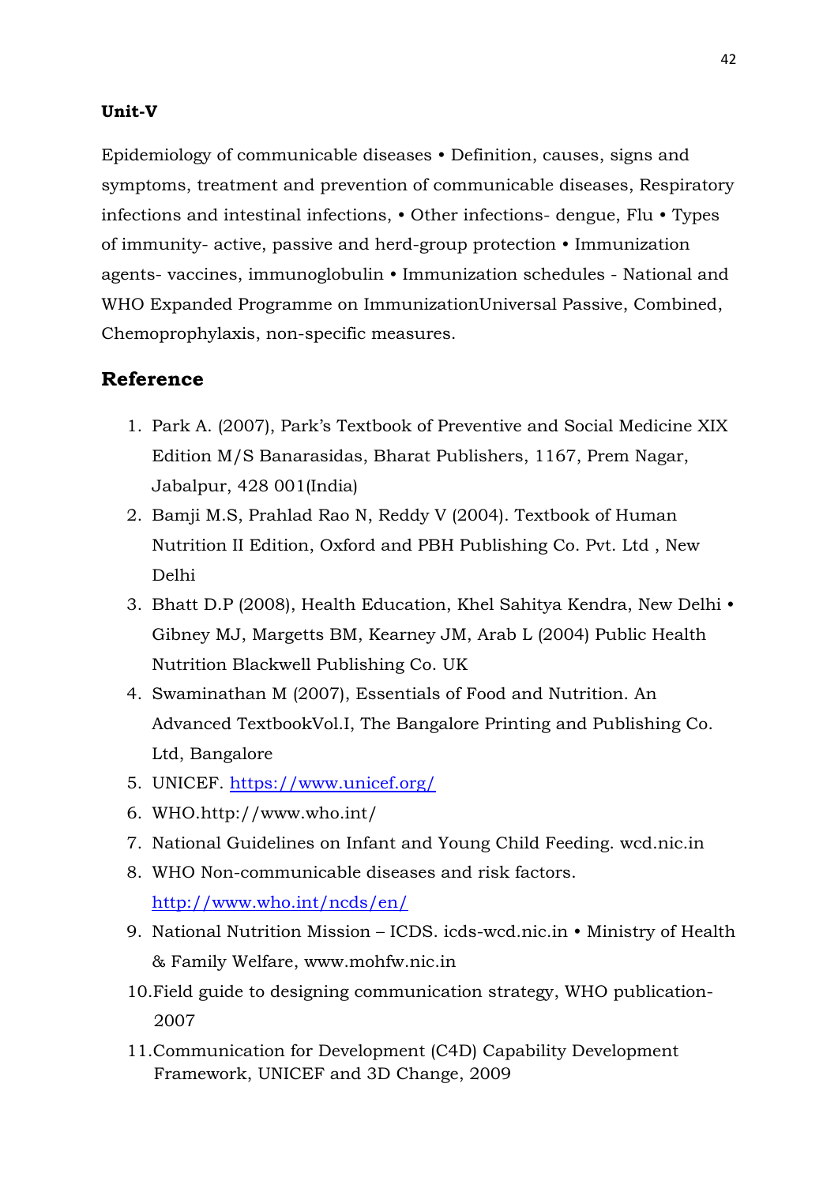**Unit-V**

Epidemiology of communicable diseases • Definition, causes, signs and symptoms, treatment and prevention of communicable diseases, Respiratory infections and intestinal infections, • Other infections- dengue, Flu • Types of immunity- active, passive and herd-group protection • Immunization agents- vaccines, immunoglobulin • Immunization schedules - National and WHO Expanded Programme on ImmunizationUniversal Passive, Combined, Chemoprophylaxis, non-specific measures.

## Reference

1. Park A. (2007), Park's Textbook of Preventive and Social Medicine XIX Edition M/S Banarasidas, Bharat Publishers, 1167, Prem Nagar, Jabalpur, 428 001(India)
2. Bamji M.S, Prahlad Rao N, Reddy V (2004). Textbook of Human Nutrition II Edition, Oxford and PBH Publishing Co. Pvt. Ltd , New Delhi
3. Bhatt D.P (2008), Health Education, Khel Sahitya Kendra, New Delhi • Gibney MJ, Margetts BM, Kearney JM, Arab L (2004) Public Health Nutrition Blackwell Publishing Co. UK
4. Swaminathan M (2007), Essentials of Food and Nutrition. An Advanced TextbookVol.I, The Bangalore Printing and Publishing Co. Ltd, Bangalore
5. UNICEF. https://www.unicef.org/
6. WHO.http://www.who.int/
7. National Guidelines on Infant and Young Child Feeding. wcd.nic.in
8. WHO Non-communicable diseases and risk factors. http://www.who.int/ncds/en/
9. National Nutrition Mission – ICDS. icds-wcd.nic.in • Ministry of Health & Family Welfare, www.mohfw.nic.in
10. Field guide to designing communication strategy, WHO publication-2007
11. Communication for Development (C4D) Capability Development Framework, UNICEF and 3D Change, 2009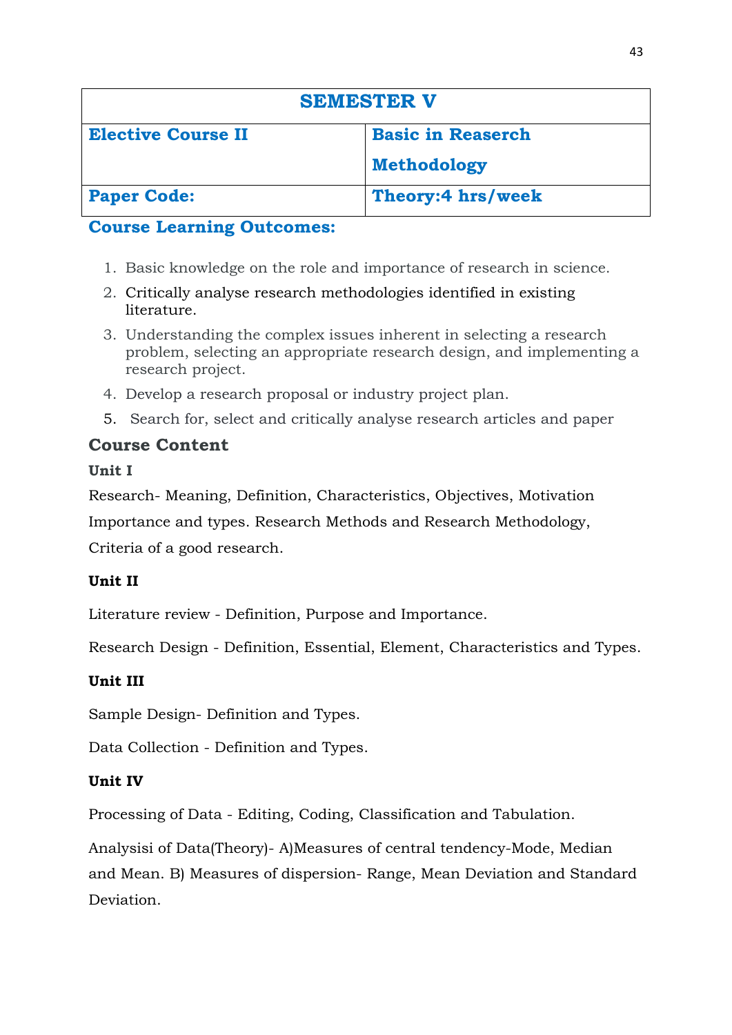| SEMESTER V | |
|---|---|
| **Elective Course II** | **Basic in Reaserch Methodology** |
| **Paper Code:** | **Theory:4 hrs/week** |

## Course Learning Outcomes:

1. Basic knowledge on the role and importance of research in science.
2. Critically analyse research methodologies identified in existing literature.
3. Understanding the complex issues inherent in selecting a research problem, selecting an appropriate research design, and implementing a research project.
4. Develop a research proposal or industry project plan.
5. Search for, select and critically analyse research articles and paper

## Course Content

### Unit I

Research- Meaning, Definition, Characteristics, Objectives, Motivation Importance and types. Research Methods and Research Methodology, Criteria of a good research.

### Unit II

Literature review - Definition, Purpose and Importance.

Research Design - Definition, Essential, Element, Characteristics and Types.

### Unit III

Sample Design- Definition and Types.

Data Collection - Definition and Types.

### Unit IV

Processing of Data - Editing, Coding, Classification and Tabulation.

Analysisi of Data(Theory)- A)Measures of central tendency-Mode, Median and Mean. B) Measures of dispersion- Range, Mean Deviation and Standard Deviation.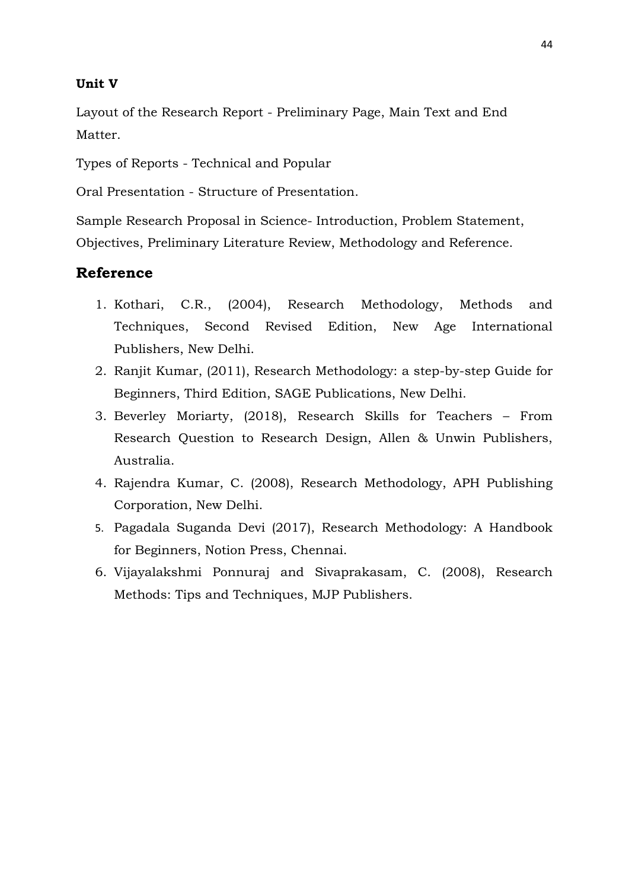**Unit V**

Layout of the Research Report - Preliminary Page, Main Text and End Matter.

Types of Reports - Technical and Popular

Oral Presentation - Structure of Presentation.

Sample Research Proposal in Science- Introduction, Problem Statement, Objectives, Preliminary Literature Review, Methodology and Reference.

## Reference

1. Kothari, C.R., (2004), Research Methodology, Methods and Techniques, Second Revised Edition, New Age International Publishers, New Delhi.
2. Ranjit Kumar, (2011), Research Methodology: a step-by-step Guide for Beginners, Third Edition, SAGE Publications, New Delhi.
3. Beverley Moriarty, (2018), Research Skills for Teachers – From Research Question to Research Design, Allen & Unwin Publishers, Australia.
4. Rajendra Kumar, C. (2008), Research Methodology, APH Publishing Corporation, New Delhi.
5. Pagadala Suganda Devi (2017), Research Methodology: A Handbook for Beginners, Notion Press, Chennai.
6. Vijayalakshmi Ponnuraj and Sivaprakasam, C. (2008), Research Methods: Tips and Techniques, MJP Publishers.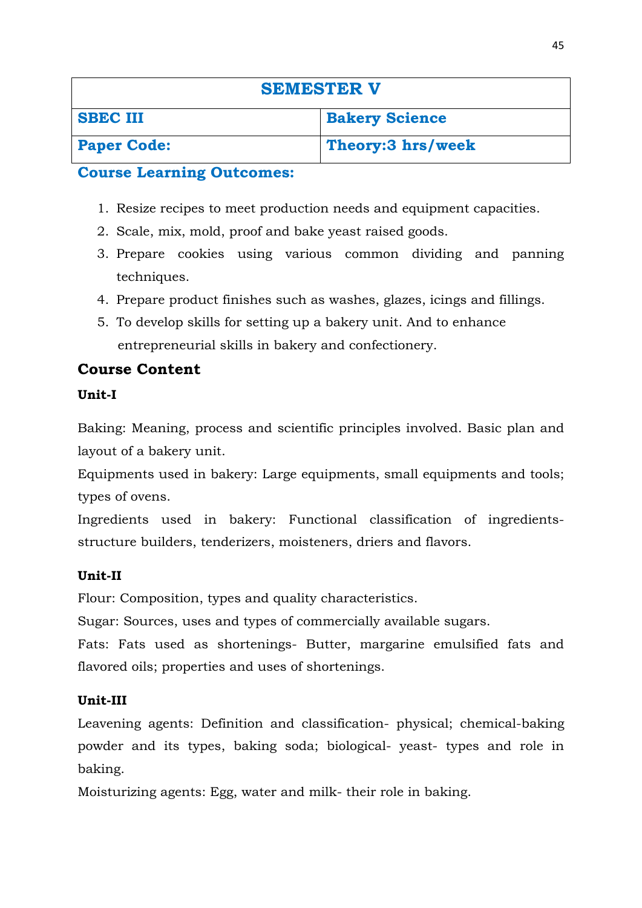| SEMESTER V | |
| --- | --- |
| **SBEC III** | **Bakery Science** |
| **Paper Code:** | **Theory:3 hrs/week** |

**Course Learning Outcomes:**

1. Resize recipes to meet production needs and equipment capacities.
2. Scale, mix, mold, proof and bake yeast raised goods.
3. Prepare cookies using various common dividing and panning techniques.
4. Prepare product finishes such as washes, glazes, icings and fillings.
5. To develop skills for setting up a bakery unit. And to enhance entrepreneurial skills in bakery and confectionery.

## Course Content

**Unit-I**

Baking: Meaning, process and scientific principles involved. Basic plan and layout of a bakery unit.

Equipments used in bakery: Large equipments, small equipments and tools; types of ovens.

Ingredients used in bakery: Functional classification of ingredients- structure builders, tenderizers, moisteners, driers and flavors.

**Unit-II**

Flour: Composition, types and quality characteristics.

Sugar: Sources, uses and types of commercially available sugars.

Fats: Fats used as shortenings- Butter, margarine emulsified fats and flavored oils; properties and uses of shortenings.

**Unit-III**

Leavening agents: Definition and classification- physical; chemical-baking powder and its types, baking soda; biological- yeast- types and role in baking.

Moisturizing agents: Egg, water and milk- their role in baking.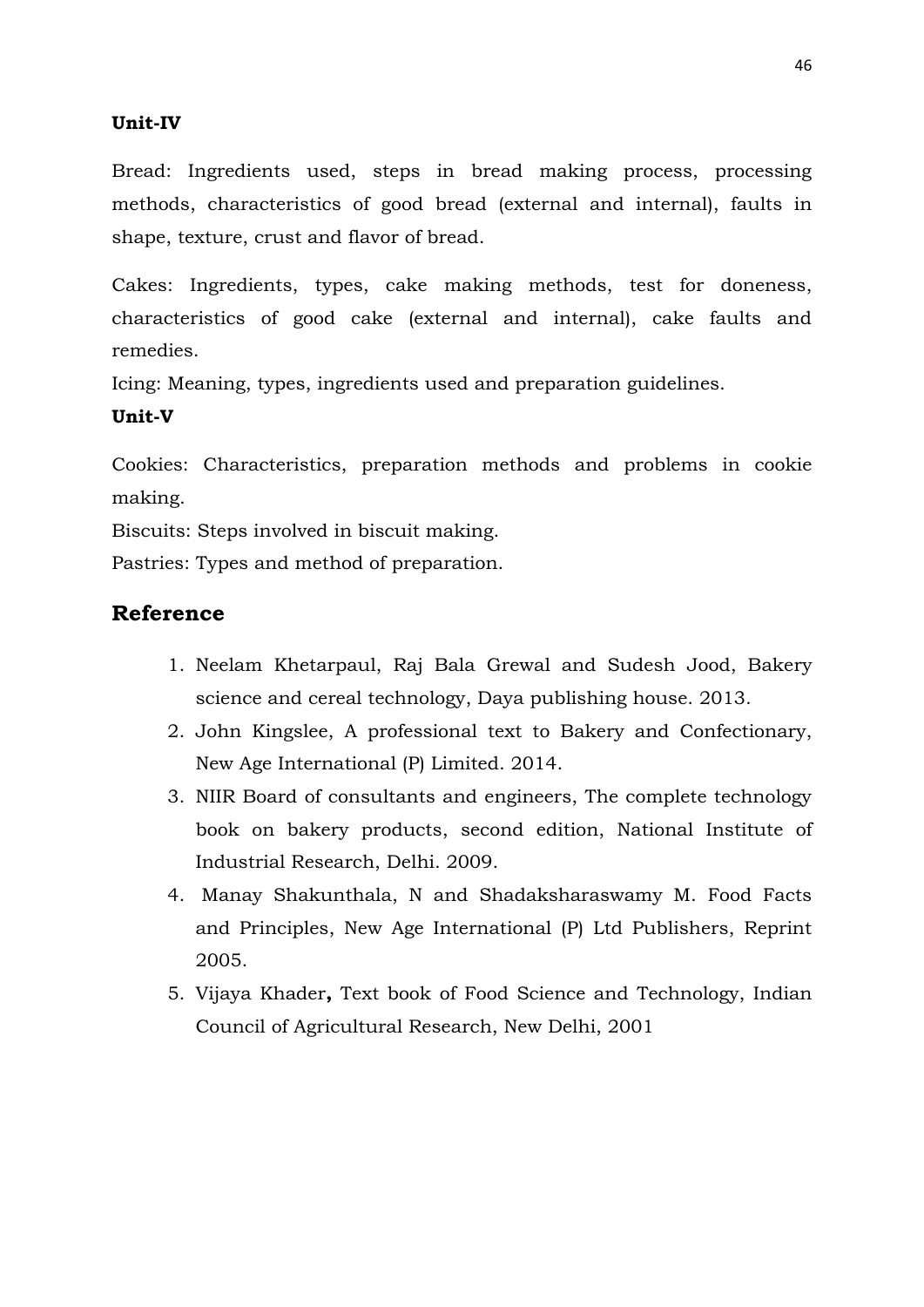**Unit-IV**

Bread: Ingredients used, steps in bread making process, processing methods, characteristics of good bread (external and internal), faults in shape, texture, crust and flavor of bread.

Cakes: Ingredients, types, cake making methods, test for doneness, characteristics of good cake (external and internal), cake faults and remedies.

Icing: Meaning, types, ingredients used and preparation guidelines.

**Unit-V**

Cookies: Characteristics, preparation methods and problems in cookie making.

Biscuits: Steps involved in biscuit making.

Pastries: Types and method of preparation.

## Reference

1. Neelam Khetarpaul, Raj Bala Grewal and Sudesh Jood, Bakery science and cereal technology, Daya publishing house. 2013.
2. John Kingslee, A professional text to Bakery and Confectionary, New Age International (P) Limited. 2014.
3. NIIR Board of consultants and engineers, The complete technology book on bakery products, second edition, National Institute of Industrial Research, Delhi. 2009.
4. Manay Shakunthala, N and Shadaksharaswamy M. Food Facts and Principles, New Age International (P) Ltd Publishers, Reprint 2005.
5. Vijaya Khader**,** Text book of Food Science and Technology, Indian Council of Agricultural Research, New Delhi, 2001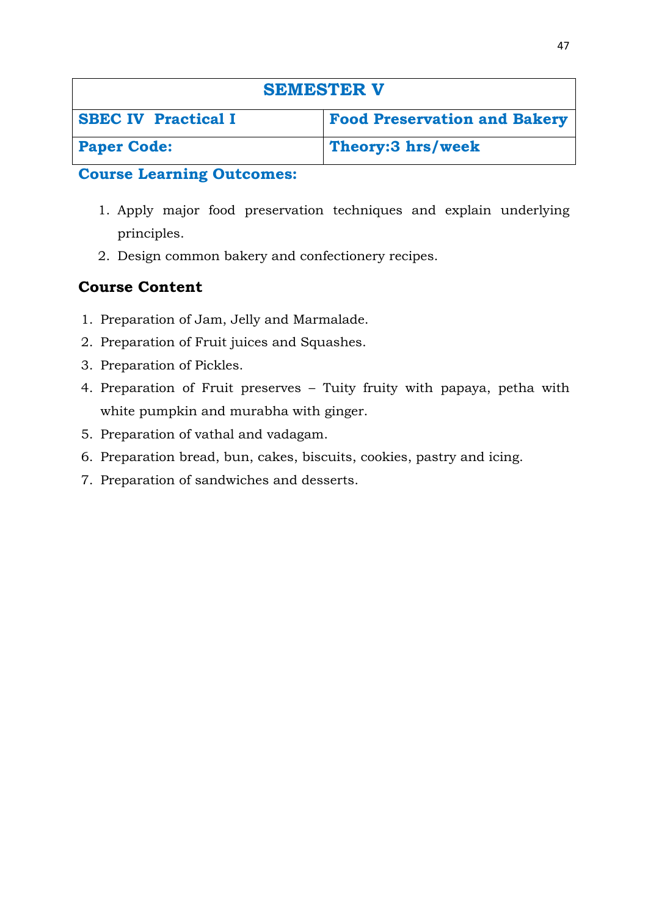| SEMESTER V | |
|---|---|
| **SBEC IV  Practical I** | **Food Preservation and Bakery** |
| **Paper Code:** | **Theory:3 hrs/week** |

**Course Learning Outcomes:**

1. Apply major food preservation techniques and explain underlying principles.
2. Design common bakery and confectionery recipes.

## Course Content

1. Preparation of Jam, Jelly and Marmalade.
2. Preparation of Fruit juices and Squashes.
3. Preparation of Pickles.
4. Preparation of Fruit preserves – Tuity fruity with papaya, petha with white pumpkin and murabha with ginger.
5. Preparation of vathal and vadagam.
6. Preparation bread, bun, cakes, biscuits, cookies, pastry and icing.
7. Preparation of sandwiches and desserts.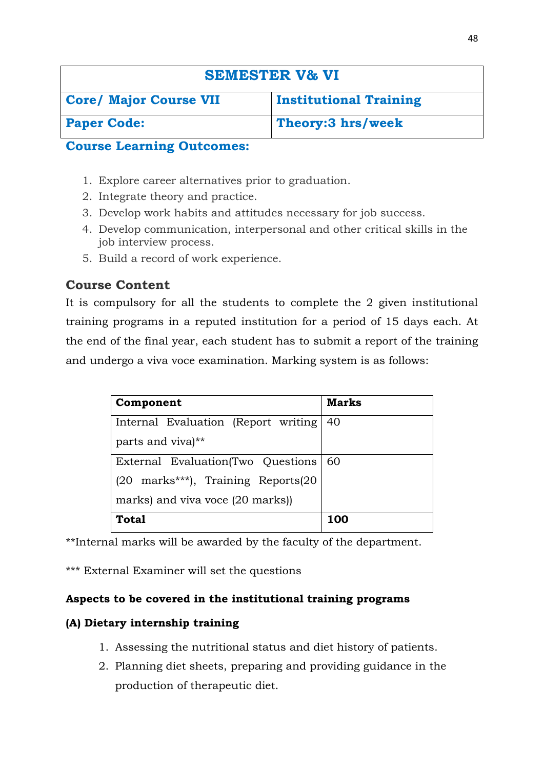| SEMESTER V& VI | |
|---|---|
| **Core/ Major Course VII** | **Institutional Training** |
| **Paper Code:** | **Theory:3 hrs/week** |

## Course Learning Outcomes:

1. Explore career alternatives prior to graduation.
2. Integrate theory and practice.
3. Develop work habits and attitudes necessary for job success.
4. Develop communication, interpersonal and other critical skills in the job interview process.
5. Build a record of work experience.

## Course Content

It is compulsory for all the students to complete the 2 given institutional training programs in a reputed institution for a period of 15 days each. At the end of the final year, each student has to submit a report of the training and undergo a viva voce examination. Marking system is as follows:

| **Component** | **Marks** |
|---|---|
| Internal Evaluation (Report writing parts and viva)** | 40 |
| External Evaluation(Two Questions (20 marks***), Training Reports(20 marks) and viva voce (20 marks)) | 60 |
| **Total** | **100** |

**Internal marks will be awarded by the faculty of the department.

*** External Examiner will set the questions

**Aspects to be covered in the institutional training programs**

**(A) Dietary internship training**

1. Assessing the nutritional status and diet history of patients.
2. Planning diet sheets, preparing and providing guidance in the production of therapeutic diet.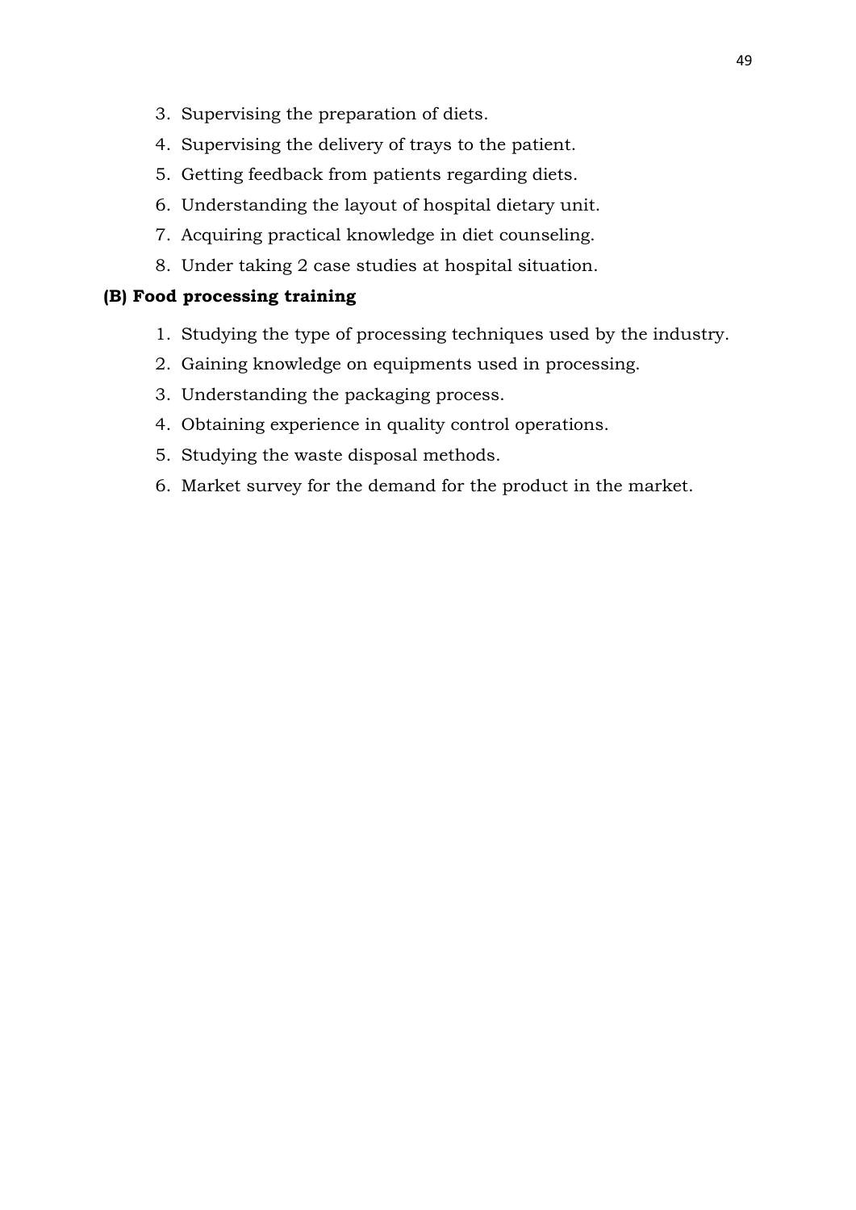3. Supervising the preparation of diets.
4. Supervising the delivery of trays to the patient.
5. Getting feedback from patients regarding diets.
6. Understanding the layout of hospital dietary unit.
7. Acquiring practical knowledge in diet counseling.
8. Under taking 2 case studies at hospital situation.

**(B) Food processing training**

1. Studying the type of processing techniques used by the industry.
2. Gaining knowledge on equipments used in processing.
3. Understanding the packaging process.
4. Obtaining experience in quality control operations.
5. Studying the waste disposal methods.
6. Market survey for the demand for the product in the market.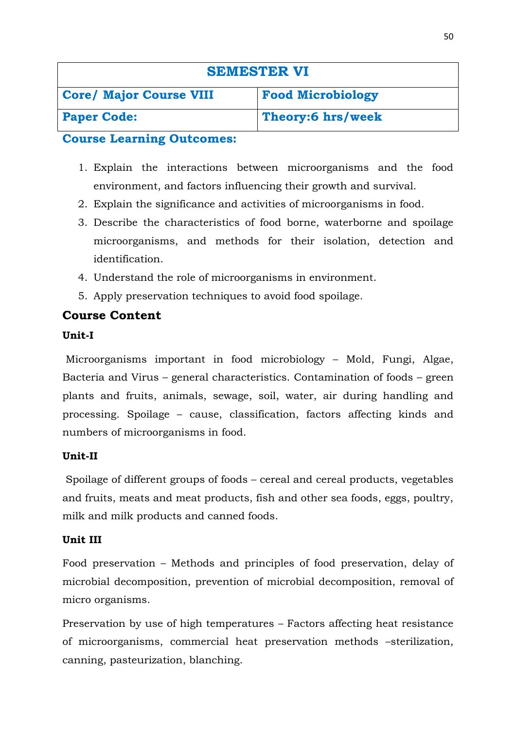| SEMESTER VI | |
|---|---|
| **Core/ Major Course VIII** | **Food Microbiology** |
| **Paper Code:** | **Theory:6 hrs/week** |

**Course Learning Outcomes:**

1. Explain the interactions between microorganisms and the food environment, and factors influencing their growth and survival.
2. Explain the significance and activities of microorganisms in food.
3. Describe the characteristics of food borne, waterborne and spoilage microorganisms, and methods for their isolation, detection and identification.
4. Understand the role of microorganisms in environment.
5. Apply preservation techniques to avoid food spoilage.

## Course Content

**Unit-I**

Microorganisms important in food microbiology – Mold, Fungi, Algae, Bacteria and Virus – general characteristics. Contamination of foods – green plants and fruits, animals, sewage, soil, water, air during handling and processing. Spoilage – cause, classification, factors affecting kinds and numbers of microorganisms in food.

**Unit-II**

Spoilage of different groups of foods – cereal and cereal products, vegetables and fruits, meats and meat products, fish and other sea foods, eggs, poultry, milk and milk products and canned foods.

**Unit III**

Food preservation – Methods and principles of food preservation, delay of microbial decomposition, prevention of microbial decomposition, removal of micro organisms.

Preservation by use of high temperatures – Factors affecting heat resistance of microorganisms, commercial heat preservation methods –sterilization, canning, pasteurization, blanching.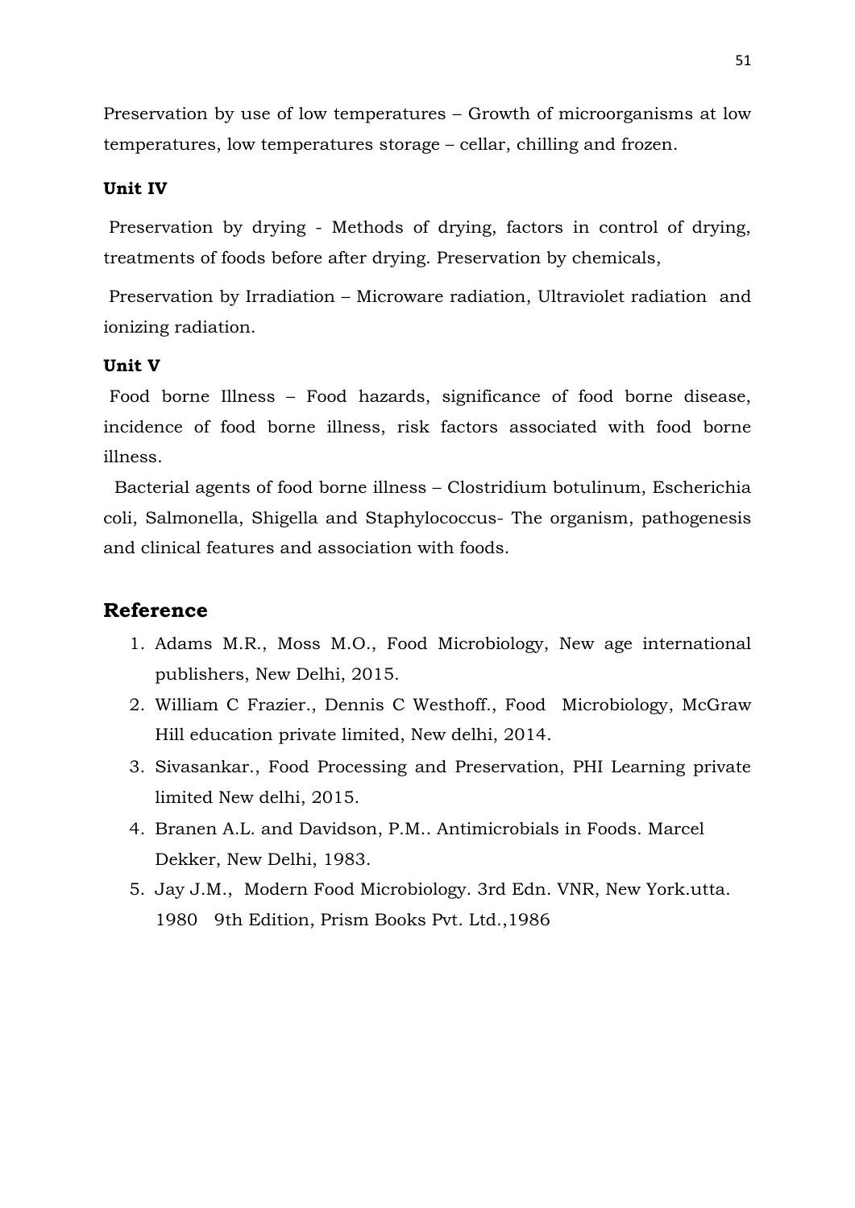Preservation by use of low temperatures – Growth of microorganisms at low temperatures, low temperatures storage – cellar, chilling and frozen.

**Unit IV**

Preservation by drying - Methods of drying, factors in control of drying, treatments of foods before after drying. Preservation by chemicals,

Preservation by Irradiation – Microware radiation, Ultraviolet radiation and ionizing radiation.

**Unit V**

Food borne Illness – Food hazards, significance of food borne disease, incidence of food borne illness, risk factors associated with food borne illness.

Bacterial agents of food borne illness – Clostridium botulinum, Escherichia coli, Salmonella, Shigella and Staphylococcus- The organism, pathogenesis and clinical features and association with foods.

## Reference

1. Adams M.R., Moss M.O., Food Microbiology, New age international publishers, New Delhi, 2015.
2. William C Frazier., Dennis C Westhoff., Food Microbiology, McGraw Hill education private limited, New delhi, 2014.
3. Sivasankar., Food Processing and Preservation, PHI Learning private limited New delhi, 2015.
4. Branen A.L. and Davidson, P.M.. Antimicrobials in Foods. Marcel Dekker, New Delhi, 1983.
5. Jay J.M., Modern Food Microbiology. 3rd Edn. VNR, New York.utta. 1980 9th Edition, Prism Books Pvt. Ltd.,1986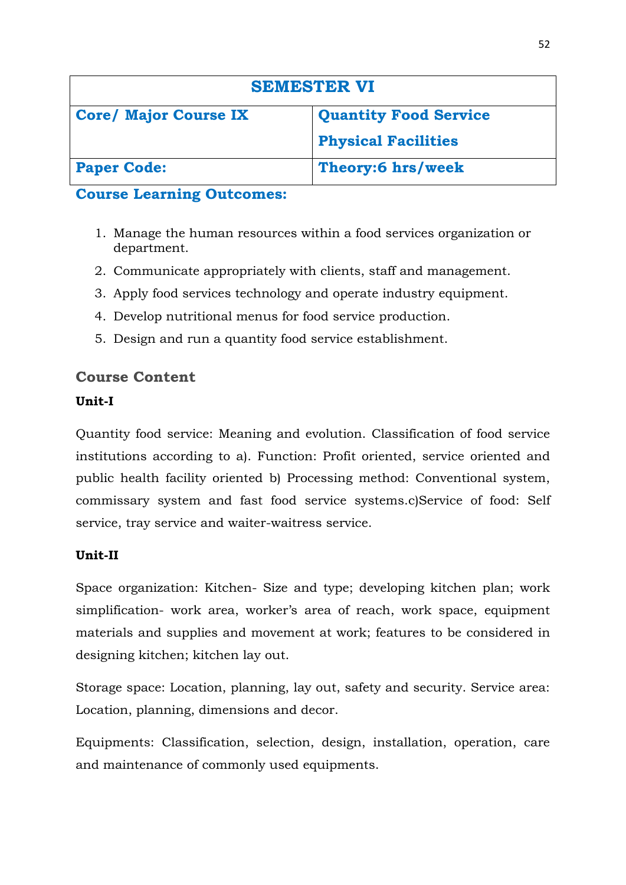| SEMESTER VI | |
|---|---|
| **Core/ Major Course IX** | **Quantity Food Service Physical Facilities** |
| **Paper Code:** | **Theory:6 hrs/week** |

## Course Learning Outcomes:

1. Manage the human resources within a food services organization or department.
2. Communicate appropriately with clients, staff and management.
3. Apply food services technology and operate industry equipment.
4. Develop nutritional menus for food service production.
5. Design and run a quantity food service establishment.

## Course Content

### Unit-I

Quantity food service: Meaning and evolution. Classification of food service institutions according to a). Function: Profit oriented, service oriented and public health facility oriented b) Processing method: Conventional system, commissary system and fast food service systems.c)Service of food: Self service, tray service and waiter-waitress service.

### Unit-II

Space organization: Kitchen- Size and type; developing kitchen plan; work simplification- work area, worker's area of reach, work space, equipment materials and supplies and movement at work; features to be considered in designing kitchen; kitchen lay out.

Storage space: Location, planning, lay out, safety and security. Service area: Location, planning, dimensions and decor.

Equipments: Classification, selection, design, installation, operation, care and maintenance of commonly used equipments.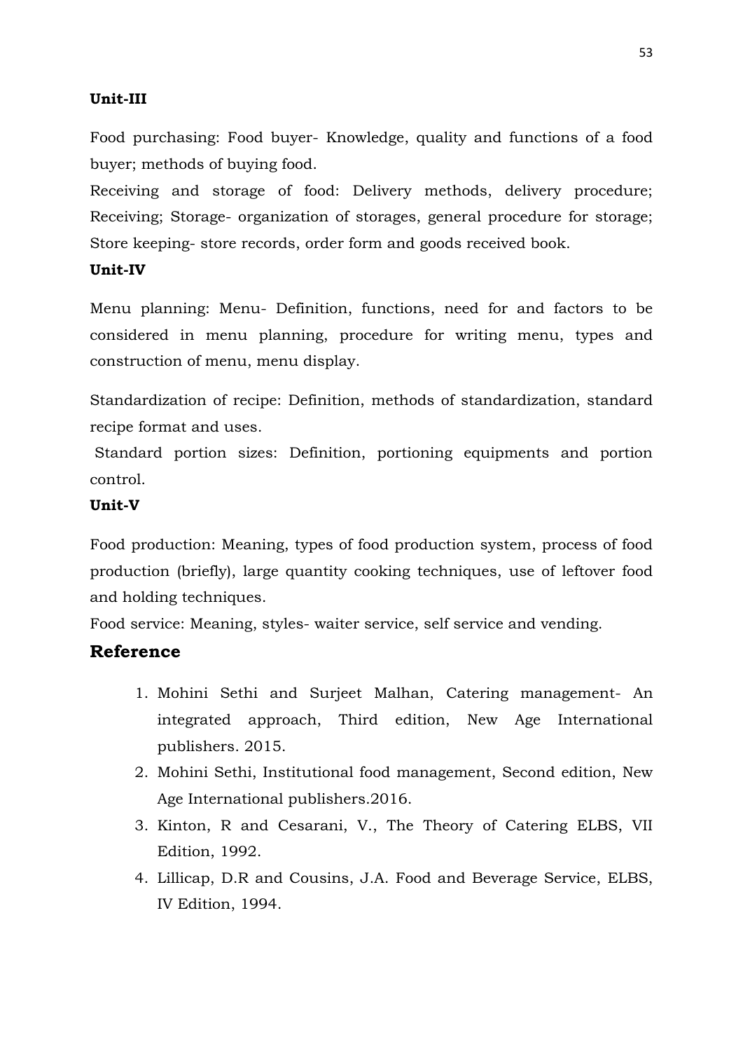**Unit-III**

Food purchasing: Food buyer- Knowledge, quality and functions of a food buyer; methods of buying food.

Receiving and storage of food: Delivery methods, delivery procedure; Receiving; Storage- organization of storages, general procedure for storage; Store keeping- store records, order form and goods received book.

**Unit-IV**

Menu planning: Menu- Definition, functions, need for and factors to be considered in menu planning, procedure for writing menu, types and construction of menu, menu display.

Standardization of recipe: Definition, methods of standardization, standard recipe format and uses.

Standard portion sizes: Definition, portioning equipments and portion control.

**Unit-V**

Food production: Meaning, types of food production system, process of food production (briefly), large quantity cooking techniques, use of leftover food and holding techniques.

Food service: Meaning, styles- waiter service, self service and vending.

## Reference

1. Mohini Sethi and Surjeet Malhan, Catering management- An integrated approach, Third edition, New Age International publishers. 2015.
2. Mohini Sethi, Institutional food management, Second edition, New Age International publishers.2016.
3. Kinton, R and Cesarani, V., The Theory of Catering ELBS, VII Edition, 1992.
4. Lillicap, D.R and Cousins, J.A. Food and Beverage Service, ELBS, IV Edition, 1994.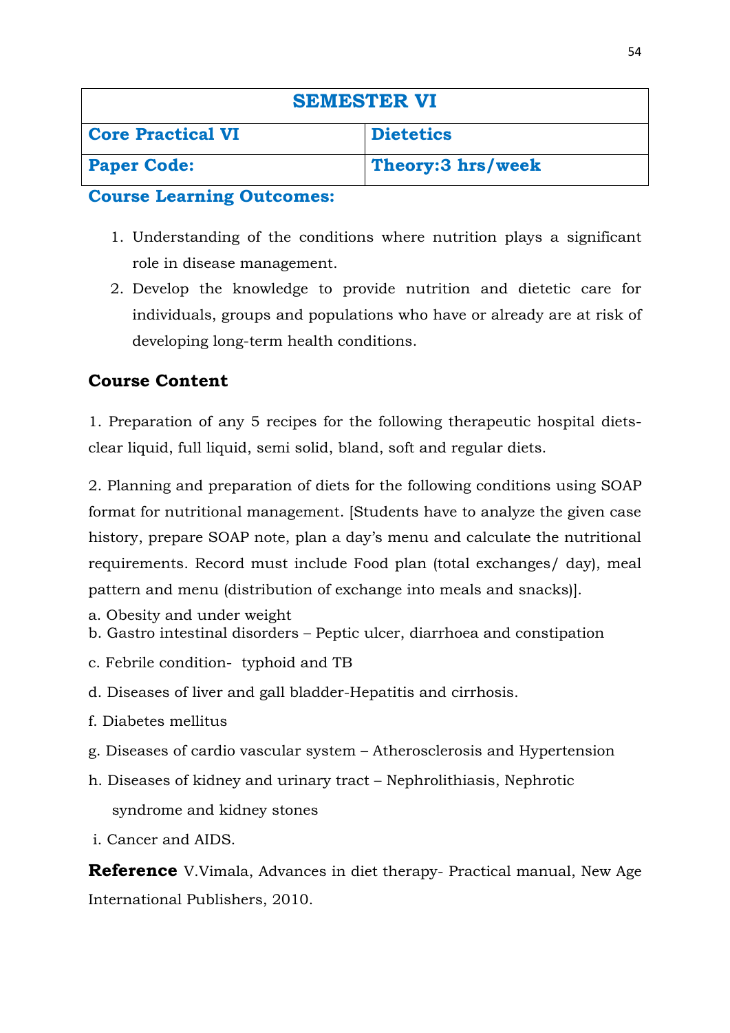| SEMESTER VI | |
|---|---|
| **Core Practical VI** | **Dietetics** |
| **Paper Code:** | **Theory:3 hrs/week** |

**Course Learning Outcomes:**

1. Understanding of the conditions where nutrition plays a significant role in disease management.
2. Develop the knowledge to provide nutrition and dietetic care for individuals, groups and populations who have or already are at risk of developing long-term health conditions.

## Course Content

1. Preparation of any 5 recipes for the following therapeutic hospital diets- clear liquid, full liquid, semi solid, bland, soft and regular diets.

2. Planning and preparation of diets for the following conditions using SOAP format for nutritional management. [Students have to analyze the given case history, prepare SOAP note, plan a day's menu and calculate the nutritional requirements. Record must include Food plan (total exchanges/ day), meal pattern and menu (distribution of exchange into meals and snacks)].

a. Obesity and under weight

b. Gastro intestinal disorders – Peptic ulcer, diarrhoea and constipation

c. Febrile condition- typhoid and TB

d. Diseases of liver and gall bladder-Hepatitis and cirrhosis.

f. Diabetes mellitus

g. Diseases of cardio vascular system – Atherosclerosis and Hypertension

h. Diseases of kidney and urinary tract – Nephrolithiasis, Nephrotic syndrome and kidney stones

i. Cancer and AIDS.

**Reference** V.Vimala, Advances in diet therapy- Practical manual, New Age International Publishers, 2010.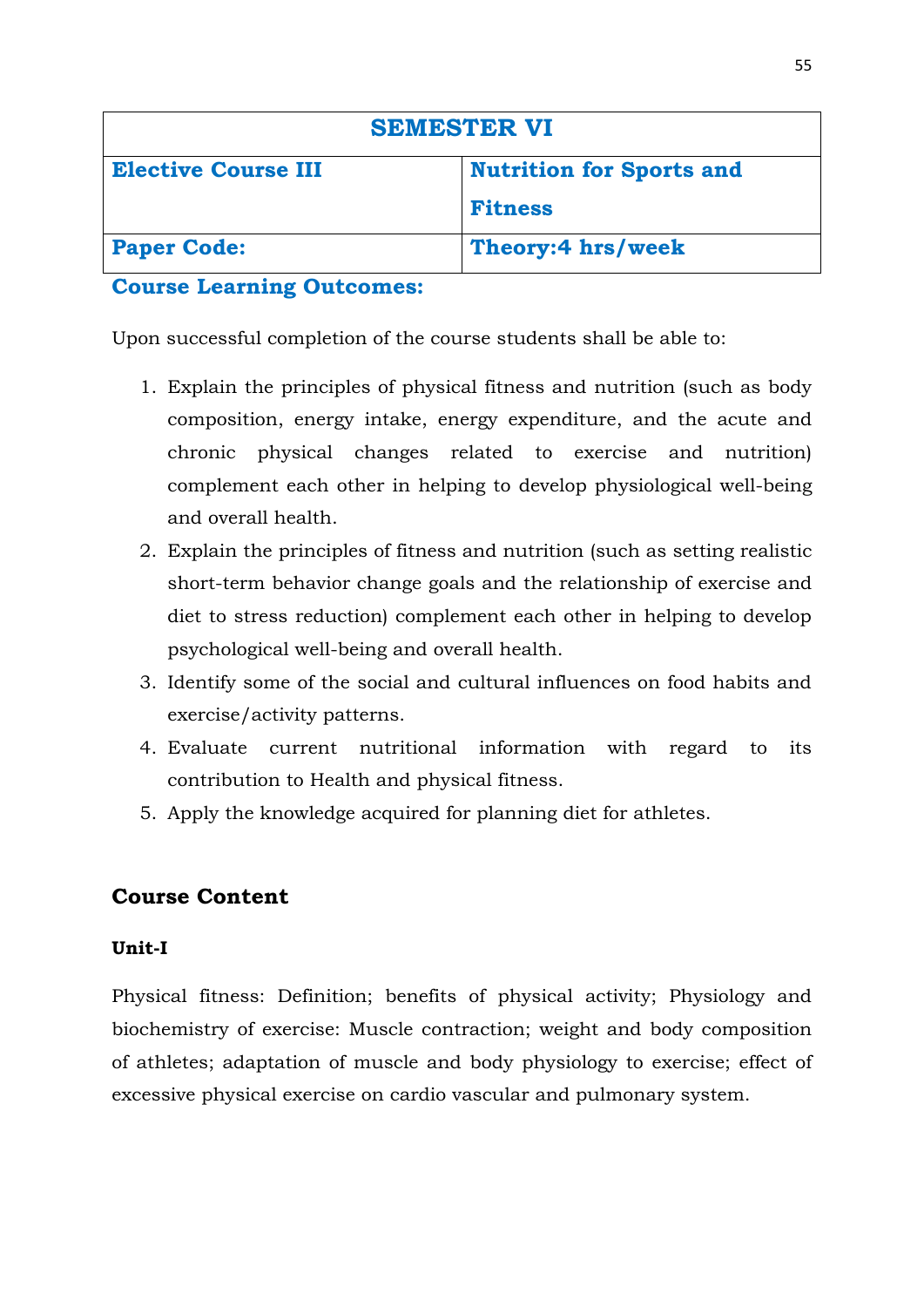| SEMESTER VI | |
|---|---|
| **Elective Course III** | **Nutrition for Sports and Fitness** |
| **Paper Code:** | **Theory:4 hrs/week** |

### Course Learning Outcomes:

Upon successful completion of the course students shall be able to:

1. Explain the principles of physical fitness and nutrition (such as body composition, energy intake, energy expenditure, and the acute and chronic physical changes related to exercise and nutrition) complement each other in helping to develop physiological well-being and overall health.
2. Explain the principles of fitness and nutrition (such as setting realistic short-term behavior change goals and the relationship of exercise and diet to stress reduction) complement each other in helping to develop psychological well-being and overall health.
3. Identify some of the social and cultural influences on food habits and exercise/activity patterns.
4. Evaluate current nutritional information with regard to its contribution to Health and physical fitness.
5. Apply the knowledge acquired for planning diet for athletes.

## Course Content

### Unit-I

Physical fitness: Definition; benefits of physical activity; Physiology and biochemistry of exercise: Muscle contraction; weight and body composition of athletes; adaptation of muscle and body physiology to exercise; effect of excessive physical exercise on cardio vascular and pulmonary system.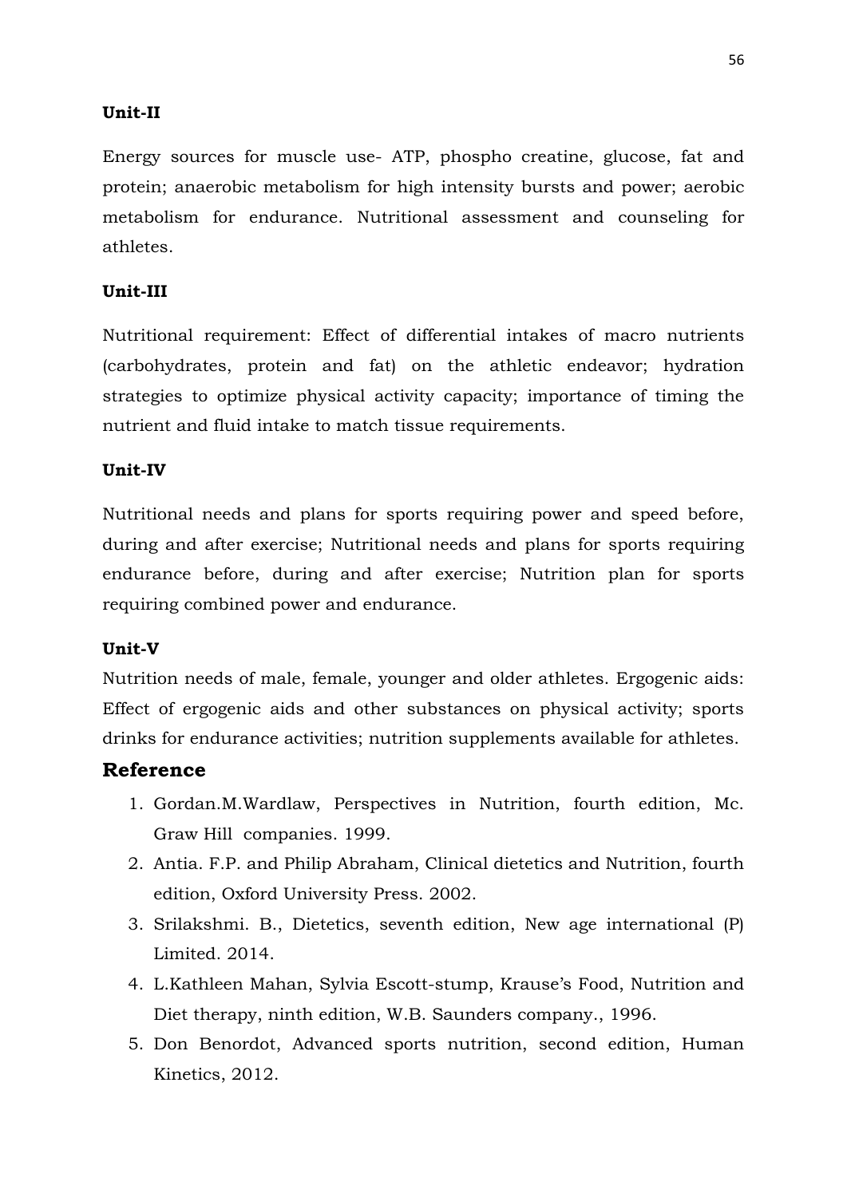**Unit-II**

Energy sources for muscle use- ATP, phospho creatine, glucose, fat and protein; anaerobic metabolism for high intensity bursts and power; aerobic metabolism for endurance. Nutritional assessment and counseling for athletes.

**Unit-III**

Nutritional requirement: Effect of differential intakes of macro nutrients (carbohydrates, protein and fat) on the athletic endeavor; hydration strategies to optimize physical activity capacity; importance of timing the nutrient and fluid intake to match tissue requirements.

**Unit-IV**

Nutritional needs and plans for sports requiring power and speed before, during and after exercise; Nutritional needs and plans for sports requiring endurance before, during and after exercise; Nutrition plan for sports requiring combined power and endurance.

**Unit-V**

Nutrition needs of male, female, younger and older athletes. Ergogenic aids: Effect of ergogenic aids and other substances on physical activity; sports drinks for endurance activities; nutrition supplements available for athletes.

## Reference

1. Gordan.M.Wardlaw, Perspectives in Nutrition, fourth edition, Mc. Graw Hill companies. 1999.
2. Antia. F.P. and Philip Abraham, Clinical dietetics and Nutrition, fourth edition, Oxford University Press. 2002.
3. Srilakshmi. B., Dietetics, seventh edition, New age international (P) Limited. 2014.
4. L.Kathleen Mahan, Sylvia Escott-stump, Krause's Food, Nutrition and Diet therapy, ninth edition, W.B. Saunders company., 1996.
5. Don Benordot, Advanced sports nutrition, second edition, Human Kinetics, 2012.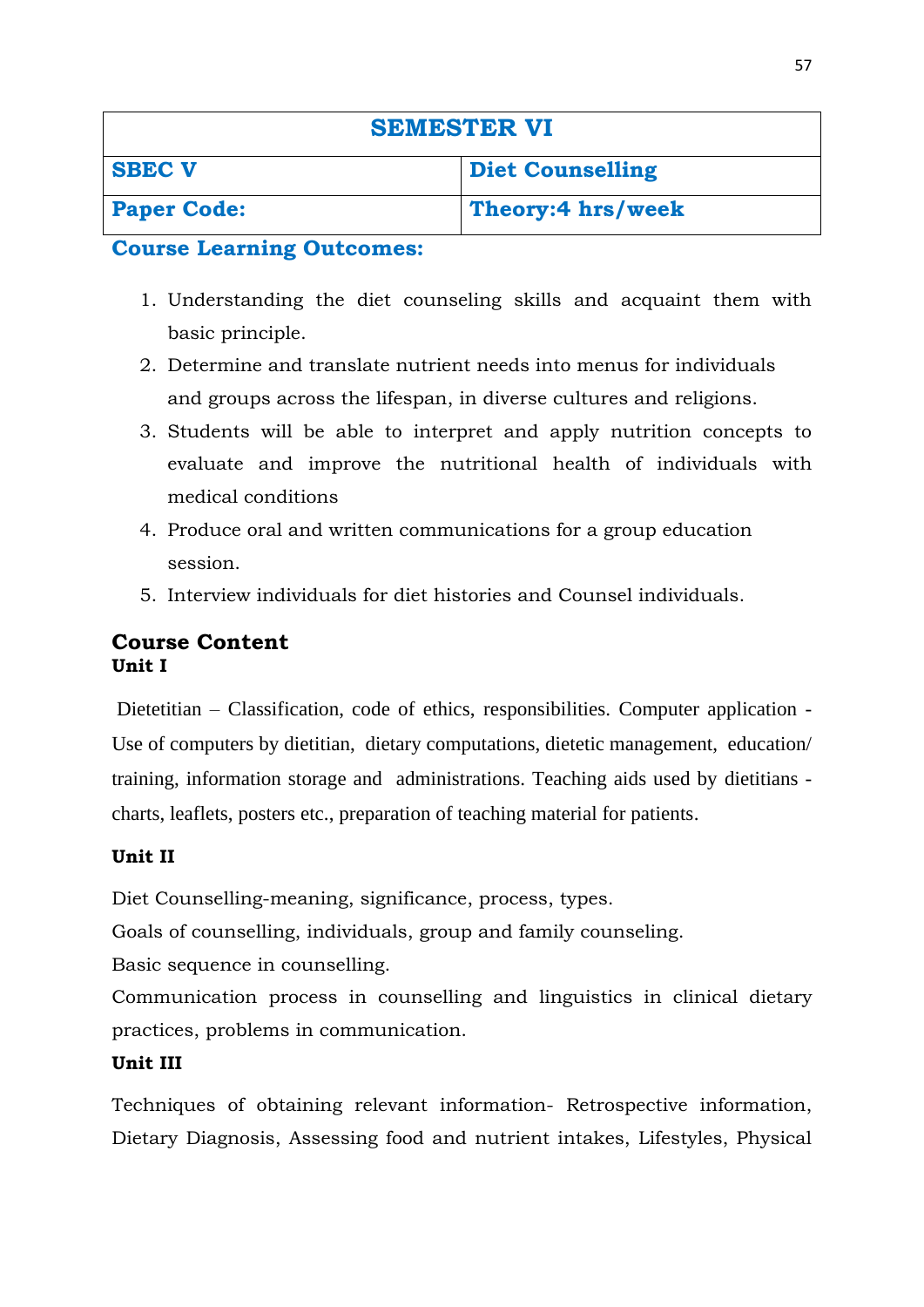| SEMESTER VI | |
|---|---|
| **SBEC V** | **Diet Counselling** |
| **Paper Code:** | **Theory:4 hrs/week** |

**Course Learning Outcomes:**

1. Understanding the diet counseling skills and acquaint them with basic principle.
2. Determine and translate nutrient needs into menus for individuals and groups across the lifespan, in diverse cultures and religions.
3. Students will be able to interpret and apply nutrition concepts to evaluate and improve the nutritional health of individuals with medical conditions
4. Produce oral and written communications for a group education session.
5. Interview individuals for diet histories and Counsel individuals.

## Course Content

### Unit I

Dietetitian – Classification, code of ethics, responsibilities. Computer application - Use of computers by dietitian, dietary computations, dietetic management, education/ training, information storage and administrations. Teaching aids used by dietitians - charts, leaflets, posters etc., preparation of teaching material for patients.

### Unit II

Diet Counselling-meaning, significance, process, types.

Goals of counselling, individuals, group and family counseling.

Basic sequence in counselling.

Communication process in counselling and linguistics in clinical dietary practices, problems in communication.

### Unit III

Techniques of obtaining relevant information- Retrospective information, Dietary Diagnosis, Assessing food and nutrient intakes, Lifestyles, Physical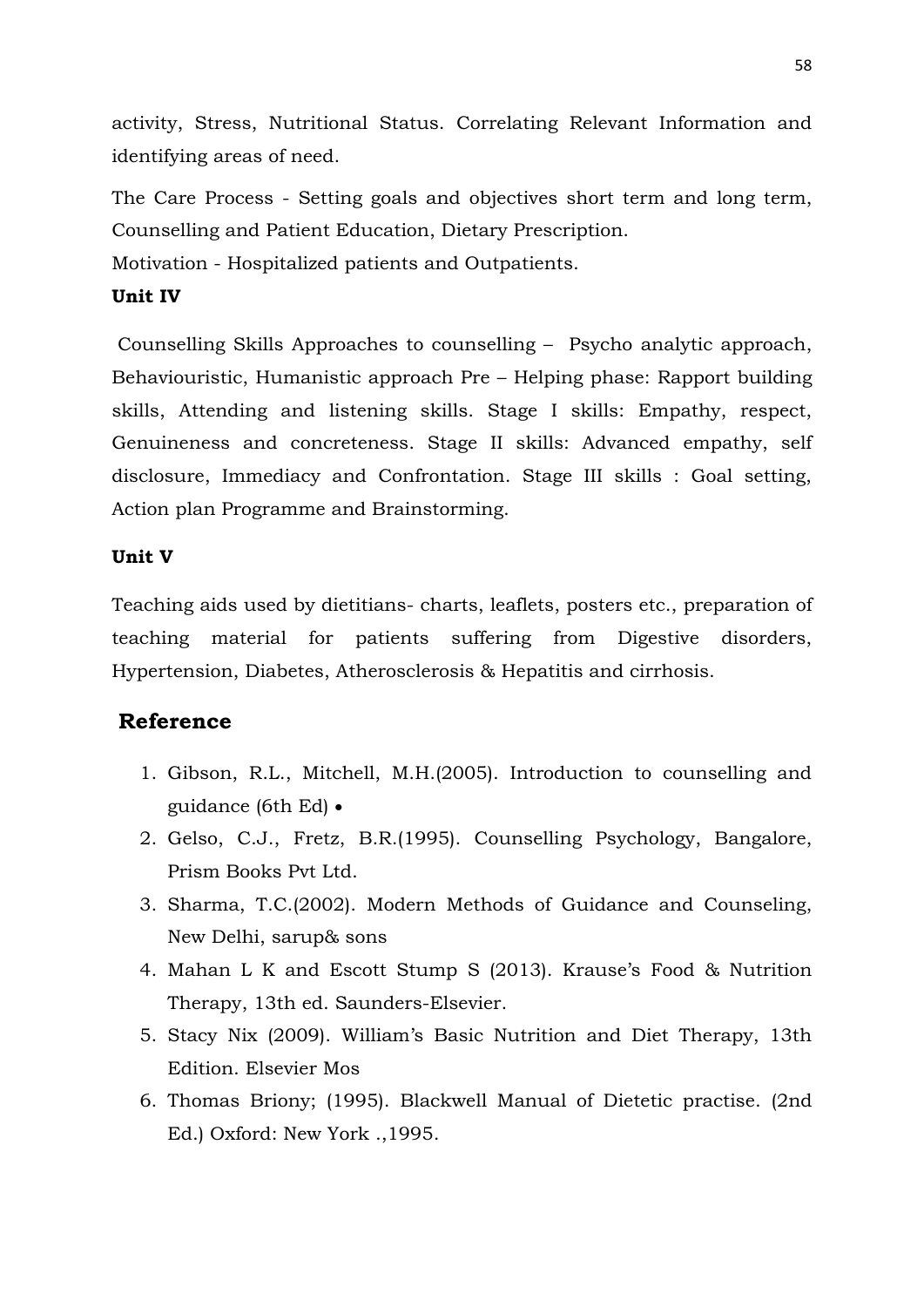activity, Stress, Nutritional Status. Correlating Relevant Information and identifying areas of need.

The Care Process - Setting goals and objectives short term and long term, Counselling and Patient Education, Dietary Prescription.

Motivation - Hospitalized patients and Outpatients.

**Unit IV**

Counselling Skills Approaches to counselling – Psycho analytic approach, Behaviouristic, Humanistic approach Pre – Helping phase: Rapport building skills, Attending and listening skills. Stage I skills: Empathy, respect, Genuineness and concreteness. Stage II skills: Advanced empathy, self disclosure, Immediacy and Confrontation. Stage III skills : Goal setting, Action plan Programme and Brainstorming.

**Unit V**

Teaching aids used by dietitians- charts, leaflets, posters etc., preparation of teaching material for patients suffering from Digestive disorders, Hypertension, Diabetes, Atherosclerosis & Hepatitis and cirrhosis.

## Reference

1. Gibson, R.L., Mitchell, M.H.(2005). Introduction to counselling and guidance (6th Ed) •
2. Gelso, C.J., Fretz, B.R.(1995). Counselling Psychology, Bangalore, Prism Books Pvt Ltd.
3. Sharma, T.C.(2002). Modern Methods of Guidance and Counseling, New Delhi, sarup& sons
4. Mahan L K and Escott Stump S (2013). Krause's Food & Nutrition Therapy, 13th ed. Saunders-Elsevier.
5. Stacy Nix (2009). William's Basic Nutrition and Diet Therapy, 13th Edition. Elsevier Mos
6. Thomas Briony; (1995). Blackwell Manual of Dietetic practise. (2nd Ed.) Oxford: New York .,1995.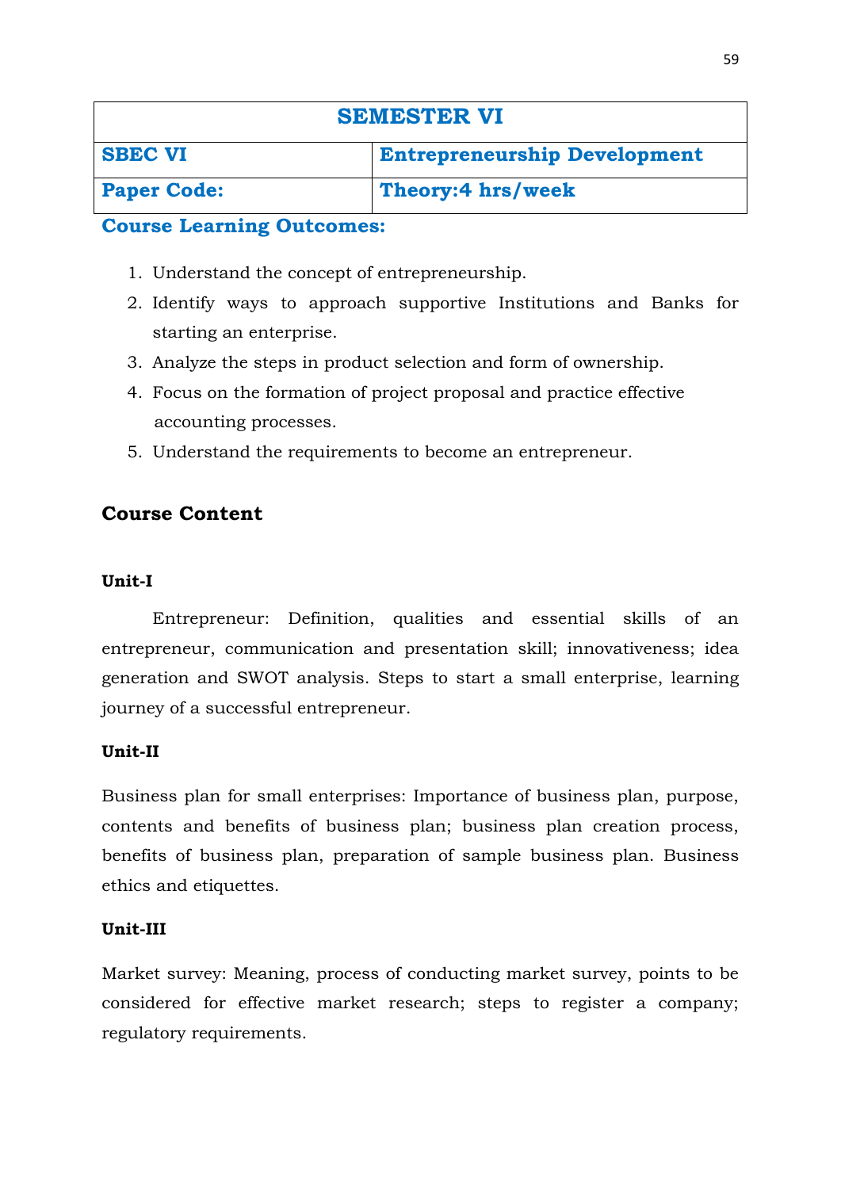| SEMESTER VI | |
|---|---|
| **SBEC VI** | **Entrepreneurship Development** |
| **Paper Code:** | **Theory:4 hrs/week** |

**Course Learning Outcomes:**

1. Understand the concept of entrepreneurship.
2. Identify ways to approach supportive Institutions and Banks for starting an enterprise.
3. Analyze the steps in product selection and form of ownership.
4. Focus on the formation of project proposal and practice effective accounting processes.
5. Understand the requirements to become an entrepreneur.

## Course Content

**Unit-I**

Entrepreneur: Definition, qualities and essential skills of an entrepreneur, communication and presentation skill; innovativeness; idea generation and SWOT analysis. Steps to start a small enterprise, learning journey of a successful entrepreneur.

**Unit-II**

Business plan for small enterprises: Importance of business plan, purpose, contents and benefits of business plan; business plan creation process, benefits of business plan, preparation of sample business plan. Business ethics and etiquettes.

**Unit-III**

Market survey: Meaning, process of conducting market survey, points to be considered for effective market research; steps to register a company; regulatory requirements.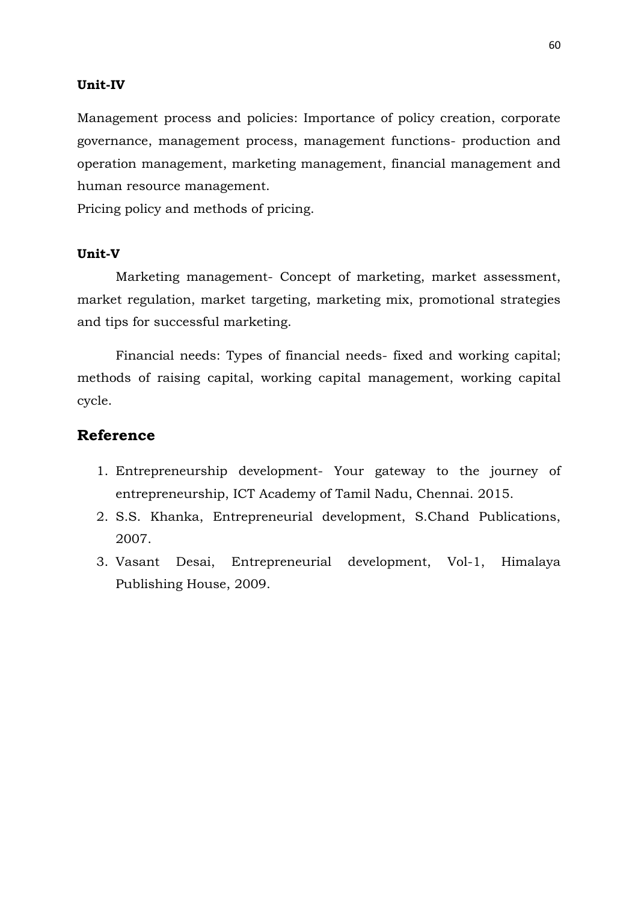**Unit-IV**

Management process and policies: Importance of policy creation, corporate governance, management process, management functions- production and operation management, marketing management, financial management and human resource management.
Pricing policy and methods of pricing.

**Unit-V**

Marketing management- Concept of marketing, market assessment, market regulation, market targeting, marketing mix, promotional strategies and tips for successful marketing.

Financial needs: Types of financial needs- fixed and working capital; methods of raising capital, working capital management, working capital cycle.

## Reference

1. Entrepreneurship development- Your gateway to the journey of entrepreneurship, ICT Academy of Tamil Nadu, Chennai. 2015.
2. S.S. Khanka, Entrepreneurial development, S.Chand Publications, 2007.
3. Vasant Desai, Entrepreneurial development, Vol-1, Himalaya Publishing House, 2009.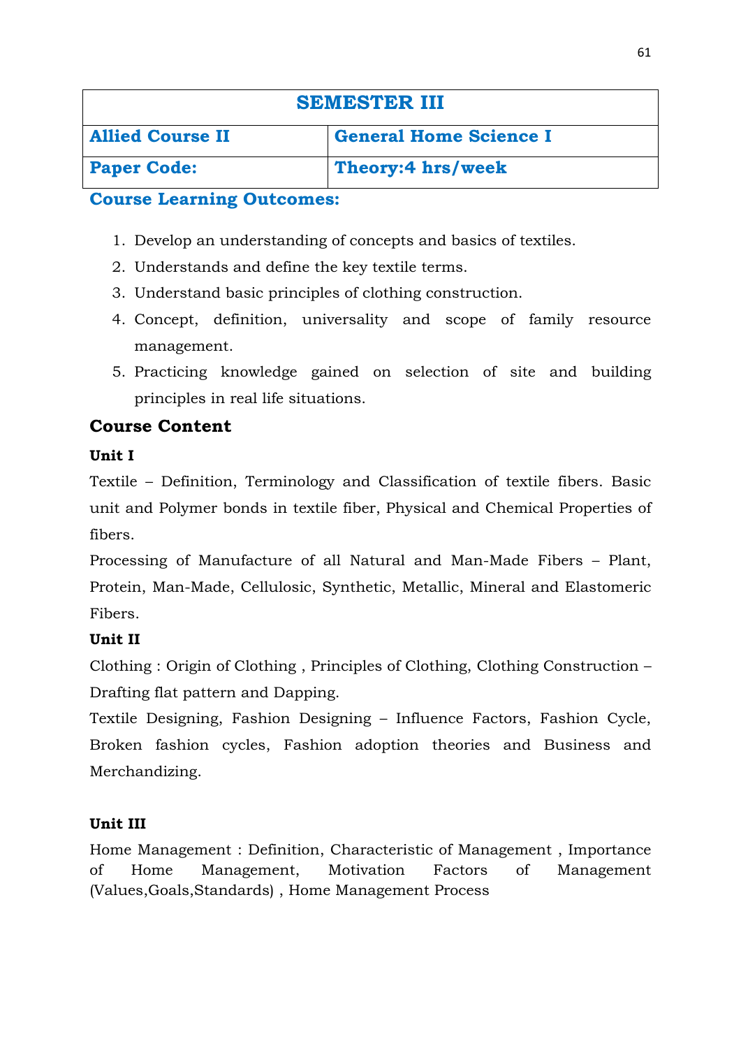| SEMESTER III | |
|---|---|
| **Allied Course II** | **General Home Science I** |
| **Paper Code:** | **Theory:4 hrs/week** |

**Course Learning Outcomes:**

1. Develop an understanding of concepts and basics of textiles.
2. Understands and define the key textile terms.
3. Understand basic principles of clothing construction.
4. Concept, definition, universality and scope of family resource management.
5. Practicing knowledge gained on selection of site and building principles in real life situations.

## Course Content

### Unit I

Textile – Definition, Terminology and Classification of textile fibers. Basic unit and Polymer bonds in textile fiber, Physical and Chemical Properties of fibers.

Processing of Manufacture of all Natural and Man-Made Fibers – Plant, Protein, Man-Made, Cellulosic, Synthetic, Metallic, Mineral and Elastomeric Fibers.

### Unit II

Clothing : Origin of Clothing , Principles of Clothing, Clothing Construction – Drafting flat pattern and Dapping.

Textile Designing, Fashion Designing – Influence Factors, Fashion Cycle, Broken fashion cycles, Fashion adoption theories and Business and Merchandizing.

### Unit III

Home Management : Definition, Characteristic of Management , Importance of Home Management, Motivation Factors of Management (Values,Goals,Standards) , Home Management Process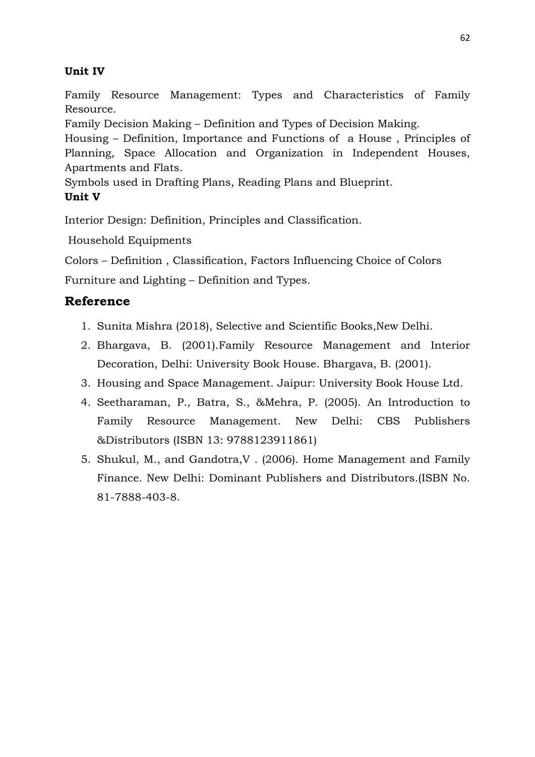**Unit IV**

Family Resource Management: Types and Characteristics of Family Resource.

Family Decision Making – Definition and Types of Decision Making.

Housing – Definition, Importance and Functions of a House , Principles of Planning, Space Allocation and Organization in Independent Houses, Apartments and Flats.

Symbols used in Drafting Plans, Reading Plans and Blueprint.

**Unit V**

Interior Design: Definition, Principles and Classification.

Household Equipments

Colors – Definition , Classification, Factors Influencing Choice of Colors

Furniture and Lighting – Definition and Types.

## Reference

1. Sunita Mishra (2018), Selective and Scientific Books,New Delhi.
2. Bhargava, B. (2001).Family Resource Management and Interior Decoration, Delhi: University Book House. Bhargava, B. (2001).
3. Housing and Space Management. Jaipur: University Book House Ltd.
4. Seetharaman, P., Batra, S., &Mehra, P. (2005). An Introduction to Family Resource Management. New Delhi: CBS Publishers &Distributors (ISBN 13: 9788123911861)
5. Shukul, M., and Gandotra,V . (2006). Home Management and Family Finance. New Delhi: Dominant Publishers and Distributors.(ISBN No. 81-7888-403-8.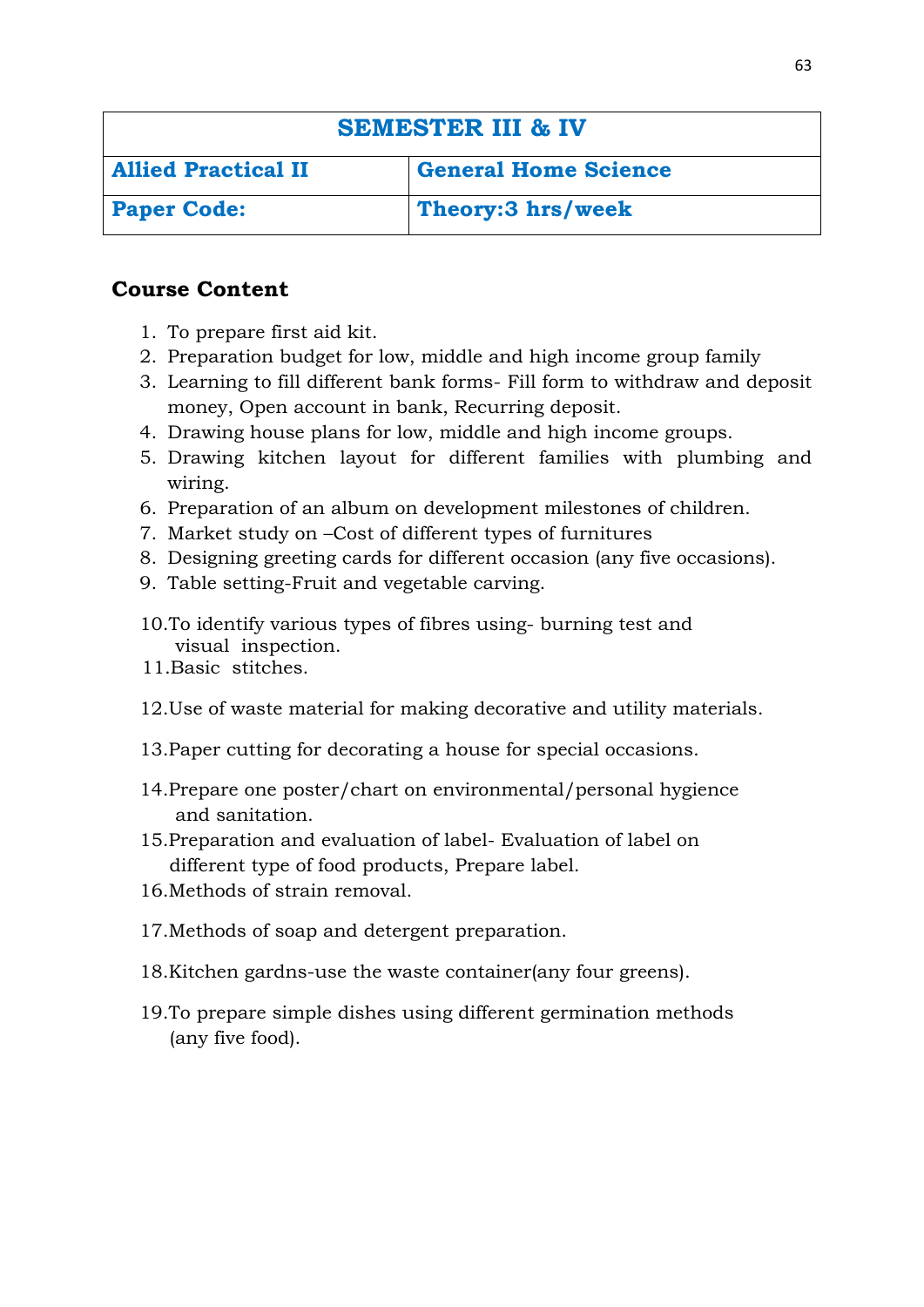| SEMESTER III & IV | |
|---|---|
| **Allied Practical II** | **General Home Science** |
| **Paper Code:** | **Theory:3 hrs/week** |

## Course Content

1. To prepare first aid kit.
2. Preparation budget for low, middle and high income group family
3. Learning to fill different bank forms- Fill form to withdraw and deposit money, Open account in bank, Recurring deposit.
4. Drawing house plans for low, middle and high income groups.
5. Drawing kitchen layout for different families with plumbing and wiring.
6. Preparation of an album on development milestones of children.
7. Market study on –Cost of different types of furnitures
8. Designing greeting cards for different occasion (any five occasions).
9. Table setting-Fruit and vegetable carving.
10. To identify various types of fibres using- burning test and visual inspection.
11. Basic stitches.
12. Use of waste material for making decorative and utility materials.
13. Paper cutting for decorating a house for special occasions.
14. Prepare one poster/chart on environmental/personal hygience and sanitation.
15. Preparation and evaluation of label- Evaluation of label on different type of food products, Prepare label.
16. Methods of strain removal.
17. Methods of soap and detergent preparation.
18. Kitchen gardns-use the waste container(any four greens).
19. To prepare simple dishes using different germination methods (any five food).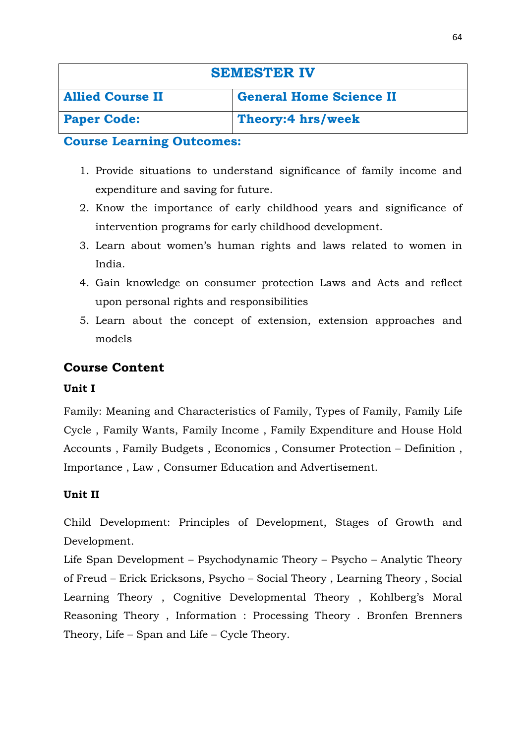| SEMESTER IV | |
|---|---|
| **Allied Course II** | **General Home Science II** |
| **Paper Code:** | **Theory:4 hrs/week** |

**Course Learning Outcomes:**

1. Provide situations to understand significance of family income and expenditure and saving for future.
2. Know the importance of early childhood years and significance of intervention programs for early childhood development.
3. Learn about women's human rights and laws related to women in India.
4. Gain knowledge on consumer protection Laws and Acts and reflect upon personal rights and responsibilities
5. Learn about the concept of extension, extension approaches and models

## Course Content

**Unit I**

Family: Meaning and Characteristics of Family, Types of Family, Family Life Cycle , Family Wants, Family Income , Family Expenditure and House Hold Accounts , Family Budgets , Economics , Consumer Protection – Definition , Importance , Law , Consumer Education and Advertisement.

**Unit II**

Child Development: Principles of Development, Stages of Growth and Development.

Life Span Development – Psychodynamic Theory – Psycho – Analytic Theory of Freud – Erick Ericksons, Psycho – Social Theory , Learning Theory , Social Learning Theory , Cognitive Developmental Theory , Kohlberg's Moral Reasoning Theory , Information : Processing Theory . Bronfen Brenners Theory, Life – Span and Life – Cycle Theory.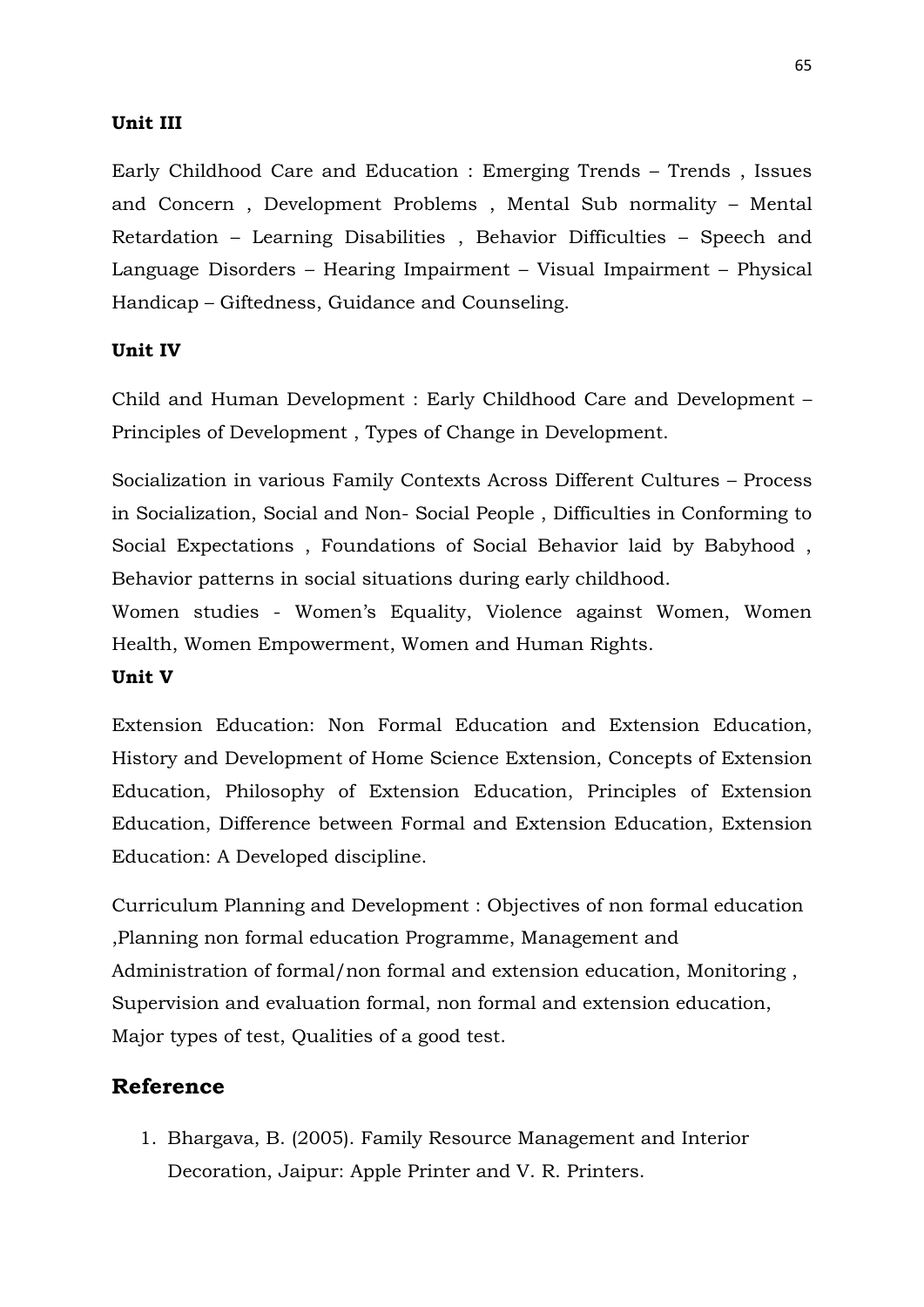## Unit III

Early Childhood Care and Education : Emerging Trends – Trends , Issues and Concern , Development Problems , Mental Sub normality – Mental Retardation – Learning Disabilities , Behavior Difficulties – Speech and Language Disorders – Hearing Impairment – Visual Impairment – Physical Handicap – Giftedness, Guidance and Counseling.

## Unit IV

Child and Human Development : Early Childhood Care and Development – Principles of Development , Types of Change in Development.

Socialization in various Family Contexts Across Different Cultures – Process in Socialization, Social and Non- Social People , Difficulties in Conforming to Social Expectations , Foundations of Social Behavior laid by Babyhood , Behavior patterns in social situations during early childhood.

Women studies - Women's Equality, Violence against Women, Women Health, Women Empowerment, Women and Human Rights.

## Unit V

Extension Education: Non Formal Education and Extension Education, History and Development of Home Science Extension, Concepts of Extension Education, Philosophy of Extension Education, Principles of Extension Education, Difference between Formal and Extension Education, Extension Education: A Developed discipline.

Curriculum Planning and Development : Objectives of non formal education ,Planning non formal education Programme, Management and Administration of formal/non formal and extension education, Monitoring , Supervision and evaluation formal, non formal and extension education, Major types of test, Qualities of a good test.

## Reference

1. Bhargava, B. (2005). Family Resource Management and Interior Decoration, Jaipur: Apple Printer and V. R. Printers.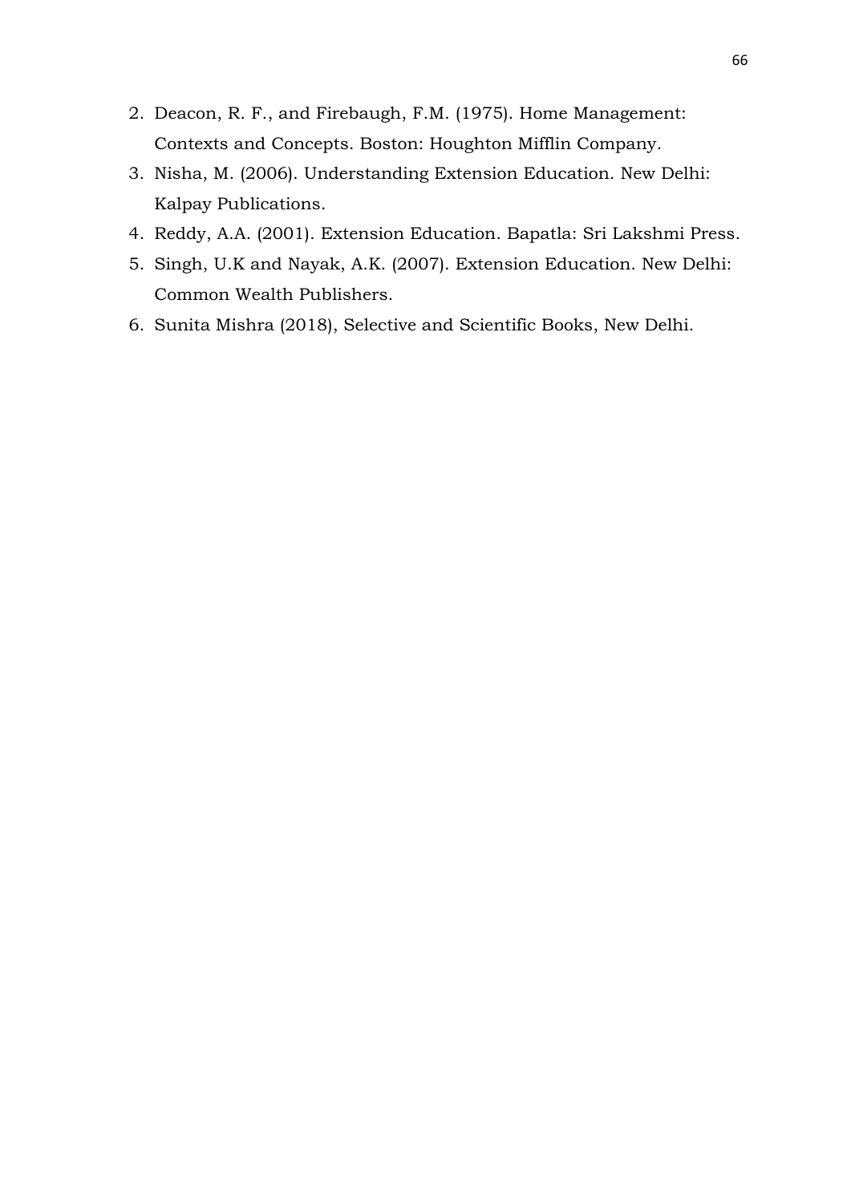2. Deacon, R. F., and Firebaugh, F.M. (1975). Home Management: Contexts and Concepts. Boston: Houghton Mifflin Company.
3. Nisha, M. (2006). Understanding Extension Education. New Delhi: Kalpay Publications.
4. Reddy, A.A. (2001). Extension Education. Bapatla: Sri Lakshmi Press.
5. Singh, U.K and Nayak, A.K. (2007). Extension Education. New Delhi: Common Wealth Publishers.
6. Sunita Mishra (2018), Selective and Scientific Books, New Delhi.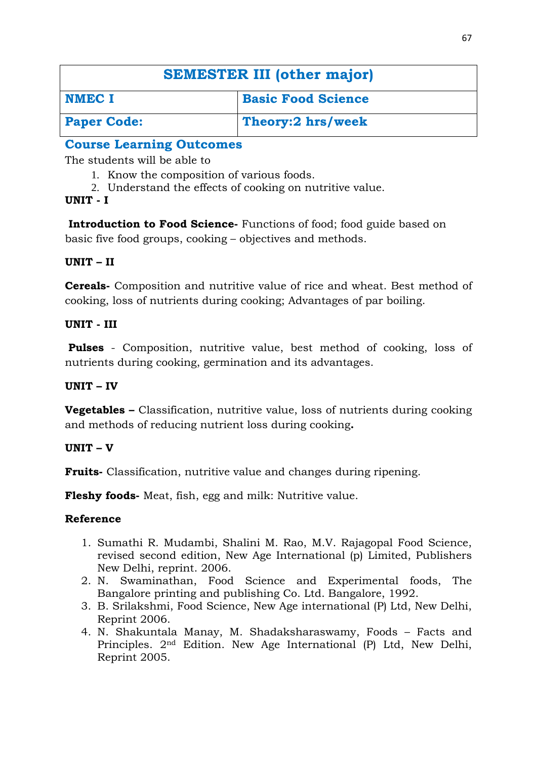| SEMESTER III (other major) | |
|---|---|
| **NMEC I** | **Basic Food Science** |
| **Paper Code:** | **Theory:2 hrs/week** |

## Course Learning Outcomes

The students will be able to

1. Know the composition of various foods.
2. Understand the effects of cooking on nutritive value.

**UNIT - I**

**Introduction to Food Science-** Functions of food; food guide based on basic five food groups, cooking – objectives and methods.

**UNIT – II**

**Cereals-** Composition and nutritive value of rice and wheat. Best method of cooking, loss of nutrients during cooking; Advantages of par boiling.

**UNIT - III**

**Pulses** - Composition, nutritive value, best method of cooking, loss of nutrients during cooking, germination and its advantages.

**UNIT – IV**

**Vegetables –** Classification, nutritive value, loss of nutrients during cooking and methods of reducing nutrient loss during cooking**.**

**UNIT – V**

**Fruits-** Classification, nutritive value and changes during ripening.

**Fleshy foods-** Meat, fish, egg and milk: Nutritive value.

**Reference**

1. Sumathi R. Mudambi, Shalini M. Rao, M.V. Rajagopal Food Science, revised second edition, New Age International (p) Limited, Publishers New Delhi, reprint. 2006.
2. N. Swaminathan, Food Science and Experimental foods, The Bangalore printing and publishing Co. Ltd. Bangalore, 1992.
3. B. Srilakshmi, Food Science, New Age international (P) Ltd, New Delhi, Reprint 2006.
4. N. Shakuntala Manay, M. Shadaksharaswamy, Foods – Facts and Principles. 2nd Edition. New Age International (P) Ltd, New Delhi, Reprint 2005.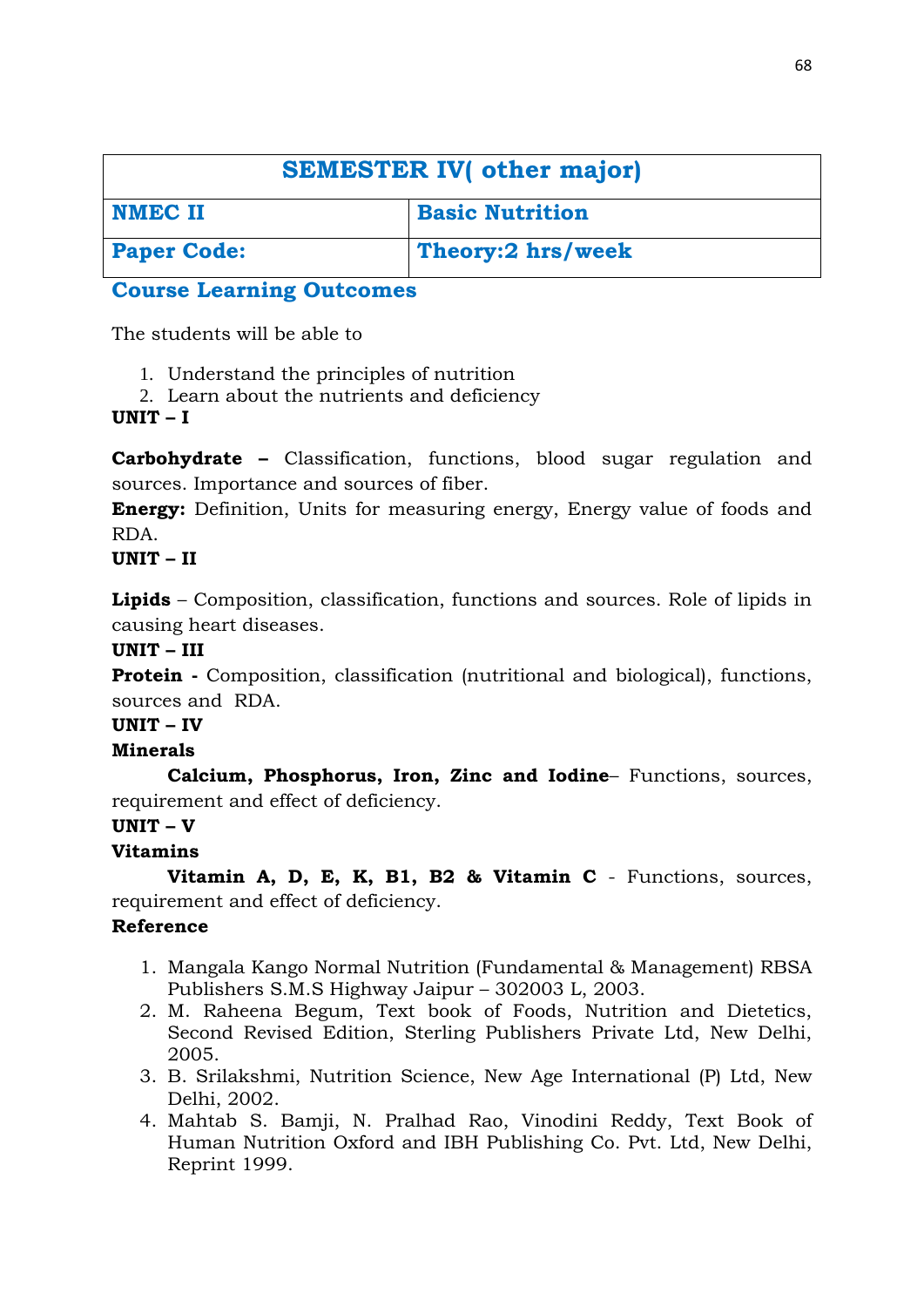| SEMESTER IV( other major) | |
|---|---|
| **NMEC II** | **Basic Nutrition** |
| **Paper Code:** | **Theory:2 hrs/week** |

## Course Learning Outcomes

The students will be able to

1. Understand the principles of nutrition
2. Learn about the nutrients and deficiency

**UNIT – I**

**Carbohydrate –** Classification, functions, blood sugar regulation and sources. Importance and sources of fiber.

**Energy:** Definition, Units for measuring energy, Energy value of foods and RDA.

**UNIT – II**

**Lipids** – Composition, classification, functions and sources. Role of lipids in causing heart diseases.

**UNIT – III**

**Protein -** Composition, classification (nutritional and biological), functions, sources and RDA.

**UNIT – IV**

**Minerals**

**Calcium, Phosphorus, Iron, Zinc and Iodine**– Functions, sources, requirement and effect of deficiency.

**UNIT – V**

**Vitamins**

**Vitamin A, D, E, K, B1, B2 & Vitamin C** - Functions, sources, requirement and effect of deficiency.

**Reference**

1. Mangala Kango Normal Nutrition (Fundamental & Management) RBSA Publishers S.M.S Highway Jaipur – 302003 L, 2003.
2. M. Raheena Begum, Text book of Foods, Nutrition and Dietetics, Second Revised Edition, Sterling Publishers Private Ltd, New Delhi, 2005.
3. B. Srilakshmi, Nutrition Science, New Age International (P) Ltd, New Delhi, 2002.
4. Mahtab S. Bamji, N. Pralhad Rao, Vinodini Reddy, Text Book of Human Nutrition Oxford and IBH Publishing Co. Pvt. Ltd, New Delhi, Reprint 1999.